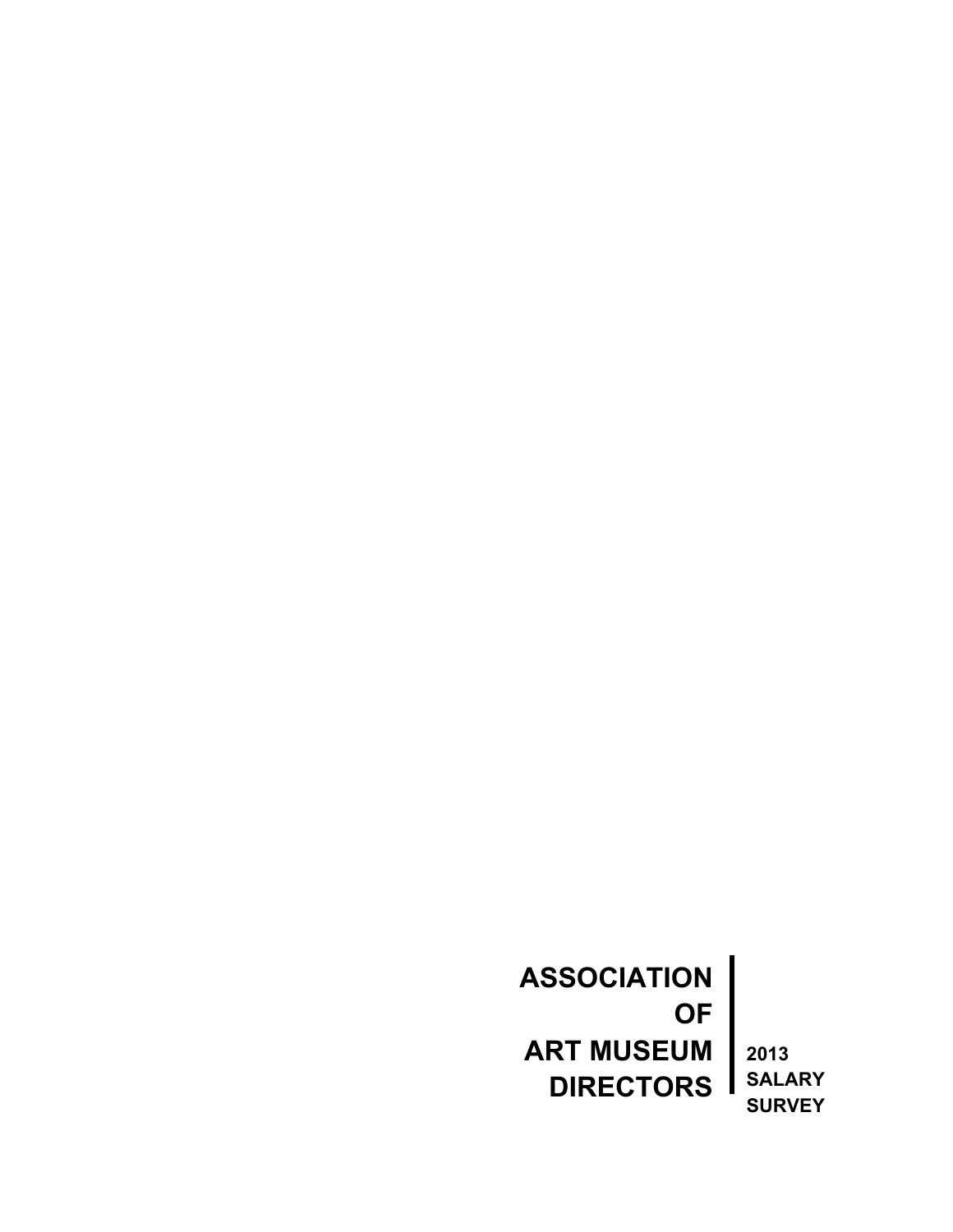# ASSOCIATION OF ART MUSEUM DIRECTORS

**2013 SALARY SURVEY**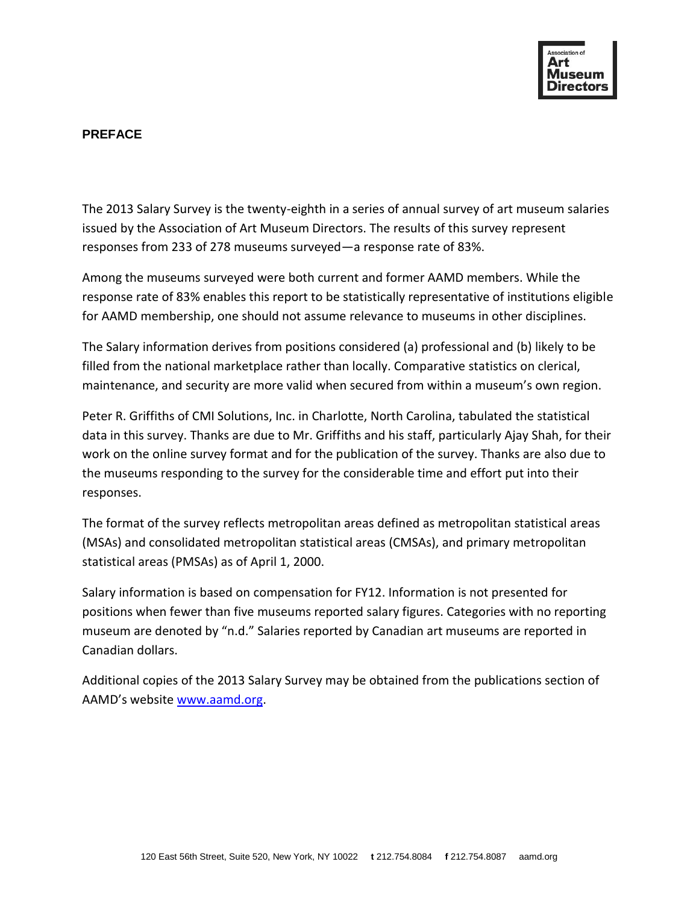## PREFACE

The 2013 Salary Survey is the twenty-eighth in a series of annual survey of art museum salaries issued by the Association of Art Museum Directors. The results of this survey represent responses from 233 of 278 museums surveyed—a response rate of 83%.

Among the museums surveyed were both current and former AAMD members. While the response rate of 83% enables this report to be statistically representative of institutions eligible for AAMD membership, one should not assume relevance to museums in other disciplines.

The Salary information derives from positions considered (a) professional and (b) likely to be filled from the national marketplace rather than locally. Comparative statistics on clerical, maintenance, and security are more valid when secured from within a museum's own region.

Peter R. Griffiths of CMI Solutions, Inc. in Charlotte, North Carolina, tabulated the statistical data in this survey. Thanks are due to Mr. Griffiths and his staff, particularly Ajay Shah, for their work on the online survey format and for the publication of the survey. Thanks are also due to the museums responding to the survey for the considerable time and effort put into their responses.

The format of the survey reflects metropolitan areas defined as metropolitan statistical areas (MSAs) and consolidated metropolitan statistical areas (CMSAs), and primary metropolitan statistical areas (PMSAs) as of April 1, 2000.

Salary information is based on compensation for FY12. Information is not presented for positions when fewer than five museums reported salary figures. Categories with no reporting museum are denoted by "n.d." Salaries reported by Canadian art museums are reported in Canadian dollars.

Additional copies of the 2013 Salary Survey may be obtained from the publications section of AAMD's website [www.aamd.org](http://www.aamd.org).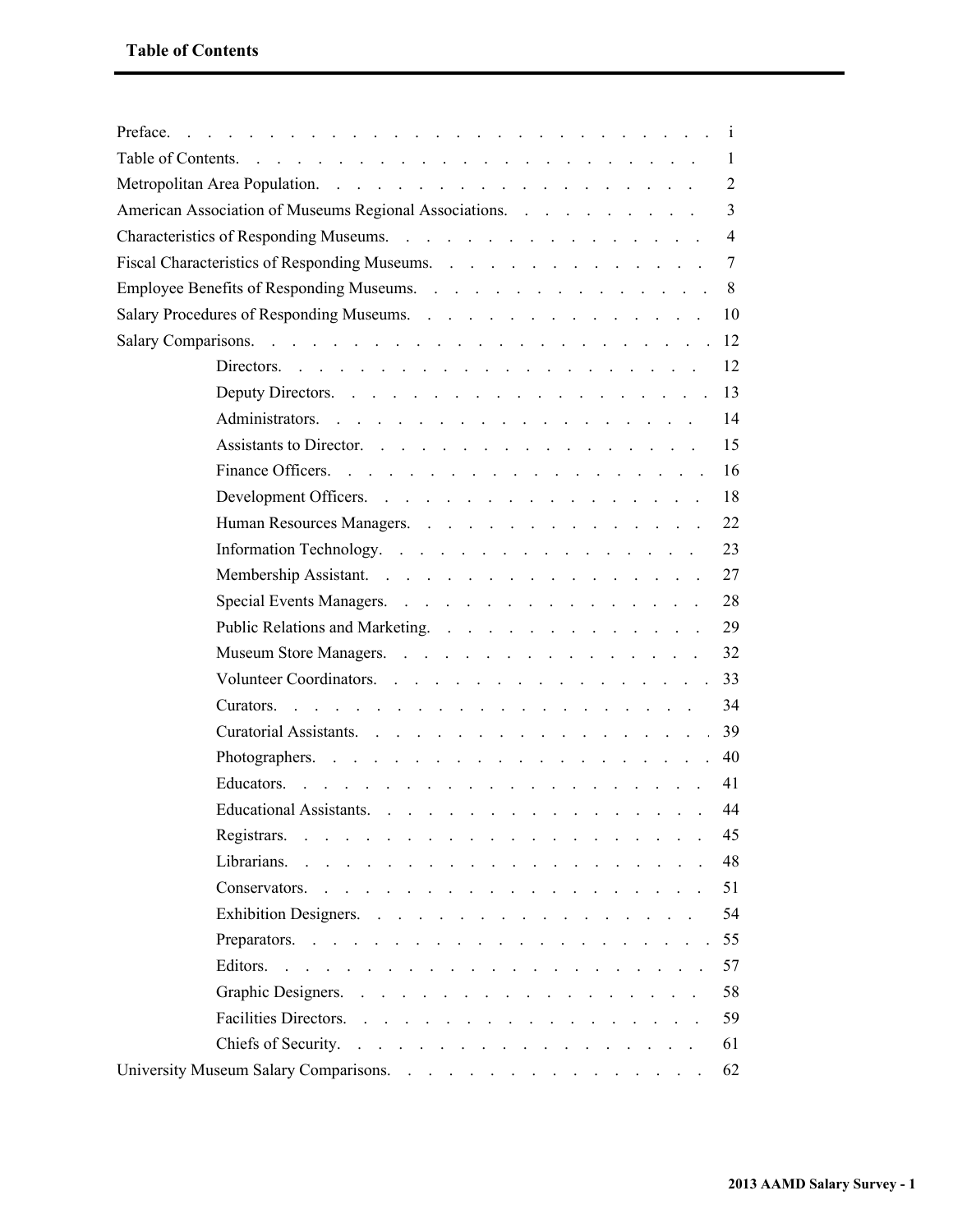# Table of Contents

| | |
|---|---|
| Preface | i |
| Table of Contents | 1 |
| Metropolitan Area Population | 2 |
| American Association of Museums Regional Associations | 3 |
| Characteristics of Responding Museums | 4 |
| Fiscal Characteristics of Responding Museums | 7 |
| Employee Benefits of Responding Museums | 8 |
| Salary Procedures of Responding Museums | 10 |
| Salary Comparisons | 12 |
| Directors | 12 |
| Deputy Directors | 13 |
| Administrators | 14 |
| Assistants to Director | 15 |
| Finance Officers | 16 |
| Development Officers | 18 |
| Human Resources Managers | 22 |
| Information Technology | 23 |
| Membership Assistant | 27 |
| Special Events Managers | 28 |
| Public Relations and Marketing | 29 |
| Museum Store Managers | 32 |
| Volunteer Coordinators | 33 |
| Curators | 34 |
| Curatorial Assistants | 39 |
| Photographers | 40 |
| Educators | 41 |
| Educational Assistants | 44 |
| Registrars | 45 |
| Librarians | 48 |
| Conservators | 51 |
| Exhibition Designers | 54 |
| Preparators | 55 |
| Editors | 57 |
| Graphic Designers | 58 |
| Facilities Directors | 59 |
| Chiefs of Security | 61 |
| University Museum Salary Comparisons | 62 |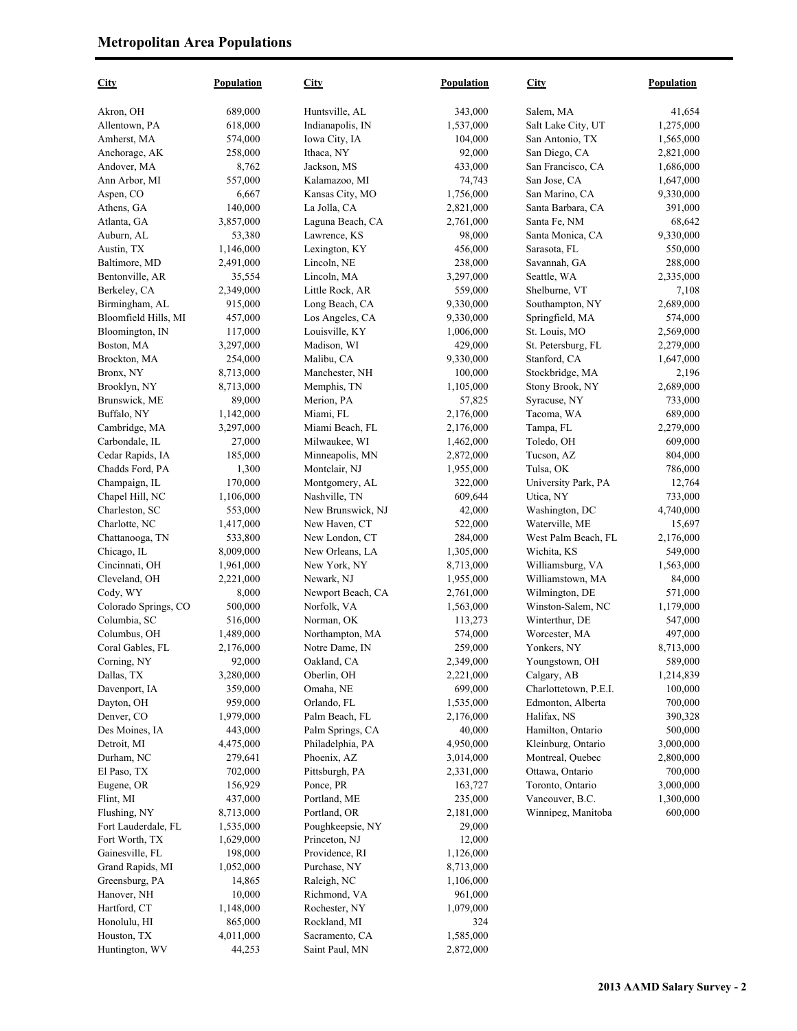## Metropolitan Area Populations

| City | Population |
|---|---|
| Akron, OH | 689,000 |
| Allentown, PA | 618,000 |
| Amherst, MA | 574,000 |
| Anchorage, AK | 258,000 |
| Andover, MA | 8,762 |
| Ann Arbor, MI | 557,000 |
| Aspen, CO | 6,667 |
| Athens, GA | 140,000 |
| Atlanta, GA | 3,857,000 |
| Auburn, AL | 53,380 |
| Austin, TX | 1,146,000 |
| Baltimore, MD | 2,491,000 |
| Bentonville, AR | 35,554 |
| Berkeley, CA | 2,349,000 |
| Birmingham, AL | 915,000 |
| Bloomfield Hills, MI | 457,000 |
| Bloomington, IN | 117,000 |
| Boston, MA | 3,297,000 |
| Brockton, MA | 254,000 |
| Bronx, NY | 8,713,000 |
| Brooklyn, NY | 8,713,000 |
| Brunswick, ME | 89,000 |
| Buffalo, NY | 1,142,000 |
| Cambridge, MA | 3,297,000 |
| Carbondale, IL | 27,000 |
| Cedar Rapids, IA | 185,000 |
| Chadds Ford, PA | 1,300 |
| Champaign, IL | 170,000 |
| Chapel Hill, NC | 1,106,000 |
| Charleston, SC | 553,000 |
| Charlotte, NC | 1,417,000 |
| Chattanooga, TN | 533,800 |
| Chicago, IL | 8,009,000 |
| Cincinnati, OH | 1,961,000 |
| Cleveland, OH | 2,221,000 |
| Cody, WY | 8,000 |
| Colorado Springs, CO | 500,000 |
| Columbia, SC | 516,000 |
| Columbus, OH | 1,489,000 |
| Coral Gables, FL | 2,176,000 |
| Corning, NY | 92,000 |
| Dallas, TX | 3,280,000 |
| Davenport, IA | 359,000 |
| Dayton, OH | 959,000 |
| Denver, CO | 1,979,000 |
| Des Moines, IA | 443,000 |
| Detroit, MI | 4,475,000 |
| Durham, NC | 279,641 |
| El Paso, TX | 702,000 |
| Eugene, OR | 156,929 |
| Flint, MI | 437,000 |
| Flushing, NY | 8,713,000 |
| Fort Lauderdale, FL | 1,535,000 |
| Fort Worth, TX | 1,629,000 |
| Gainesville, FL | 198,000 |
| Grand Rapids, MI | 1,052,000 |
| Greensburg, PA | 14,865 |
| Hanover, NH | 10,000 |
| Hartford, CT | 1,148,000 |
| Honolulu, HI | 865,000 |
| Houston, TX | 4,011,000 |
| Huntington, WV | 44,253 |
| Huntsville, AL | 343,000 |
| Indianapolis, IN | 1,537,000 |
| Iowa City, IA | 104,000 |
| Ithaca, NY | 92,000 |
| Jackson, MS | 433,000 |
| Kalamazoo, MI | 74,743 |
| Kansas City, MO | 1,756,000 |
| La Jolla, CA | 2,821,000 |
| Laguna Beach, CA | 2,761,000 |
| Lawrence, KS | 98,000 |
| Lexington, KY | 456,000 |
| Lincoln, NE | 238,000 |
| Lincoln, MA | 3,297,000 |
| Little Rock, AR | 559,000 |
| Long Beach, CA | 9,330,000 |
| Los Angeles, CA | 9,330,000 |
| Louisville, KY | 1,006,000 |
| Madison, WI | 429,000 |
| Malibu, CA | 9,330,000 |
| Manchester, NH | 100,000 |
| Memphis, TN | 1,105,000 |
| Merion, PA | 57,825 |
| Miami, FL | 2,176,000 |
| Miami Beach, FL | 2,176,000 |
| Milwaukee, WI | 1,462,000 |
| Minneapolis, MN | 2,872,000 |
| Montclair, NJ | 1,955,000 |
| Montgomery, AL | 322,000 |
| Nashville, TN | 609,644 |
| New Brunswick, NJ | 42,000 |
| New Haven, CT | 522,000 |
| New London, CT | 284,000 |
| New Orleans, LA | 1,305,000 |
| New York, NY | 8,713,000 |
| Newark, NJ | 1,955,000 |
| Newport Beach, CA | 2,761,000 |
| Norfolk, VA | 1,563,000 |
| Norman, OK | 113,273 |
| Northampton, MA | 574,000 |
| Notre Dame, IN | 259,000 |
| Oakland, CA | 2,349,000 |
| Oberlin, OH | 2,221,000 |
| Omaha, NE | 699,000 |
| Orlando, FL | 1,535,000 |
| Palm Beach, FL | 2,176,000 |
| Palm Springs, CA | 40,000 |
| Philadelphia, PA | 4,950,000 |
| Phoenix, AZ | 3,014,000 |
| Pittsburgh, PA | 2,331,000 |
| Ponce, PR | 163,727 |
| Portland, ME | 235,000 |
| Portland, OR | 2,181,000 |
| Poughkeepsie, NY | 29,000 |
| Princeton, NJ | 12,000 |
| Providence, RI | 1,126,000 |
| Purchase, NY | 8,713,000 |
| Raleigh, NC | 1,106,000 |
| Richmond, VA | 961,000 |
| Rochester, NY | 1,079,000 |
| Rockland, MI | 324 |
| Sacramento, CA | 1,585,000 |
| Saint Paul, MN | 2,872,000 |
| Salem, MA | 41,654 |
| Salt Lake City, UT | 1,275,000 |
| San Antonio, TX | 1,565,000 |
| San Diego, CA | 2,821,000 |
| San Francisco, CA | 1,686,000 |
| San Jose, CA | 1,647,000 |
| San Marino, CA | 9,330,000 |
| Santa Barbara, CA | 391,000 |
| Santa Fe, NM | 68,642 |
| Santa Monica, CA | 9,330,000 |
| Sarasota, FL | 550,000 |
| Savannah, GA | 288,000 |
| Seattle, WA | 2,335,000 |
| Shelburne, VT | 7,108 |
| Southampton, NY | 2,689,000 |
| Springfield, MA | 574,000 |
| St. Louis, MO | 2,569,000 |
| St. Petersburg, FL | 2,279,000 |
| Stanford, CA | 1,647,000 |
| Stockbridge, MA | 2,196 |
| Stony Brook, NY | 2,689,000 |
| Syracuse, NY | 733,000 |
| Tacoma, WA | 689,000 |
| Tampa, FL | 2,279,000 |
| Toledo, OH | 609,000 |
| Tucson, AZ | 804,000 |
| Tulsa, OK | 786,000 |
| University Park, PA | 12,764 |
| Utica, NY | 733,000 |
| Washington, DC | 4,740,000 |
| Waterville, ME | 15,697 |
| West Palm Beach, FL | 2,176,000 |
| Wichita, KS | 549,000 |
| Williamsburg, VA | 1,563,000 |
| Williamstown, MA | 84,000 |
| Wilmington, DE | 571,000 |
| Winston-Salem, NC | 1,179,000 |
| Winterthur, DE | 547,000 |
| Worcester, MA | 497,000 |
| Yonkers, NY | 8,713,000 |
| Youngstown, OH | 589,000 |
| Calgary, AB | 1,214,839 |
| Charlottetown, P.E.I. | 100,000 |
| Edmonton, Alberta | 700,000 |
| Halifax, NS | 390,328 |
| Hamilton, Ontario | 500,000 |
| Kleinburg, Ontario | 3,000,000 |
| Montreal, Quebec | 2,800,000 |
| Ottawa, Ontario | 700,000 |
| Toronto, Ontario | 3,000,000 |
| Vancouver, B.C. | 1,300,000 |
| Winnipeg, Manitoba | 600,000 |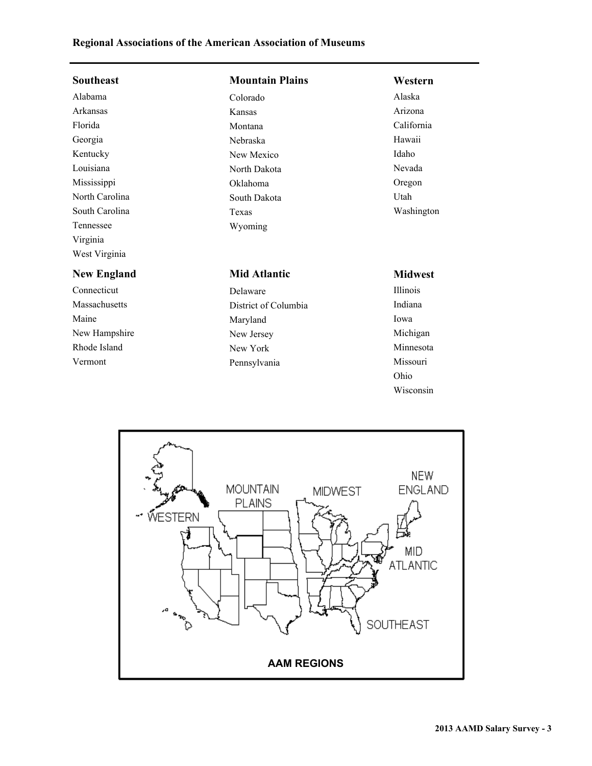## Regional Associations of the American Association of Museums

### Southeast

Alabama
Arkansas
Florida
Georgia
Kentucky
Louisiana
Mississippi
North Carolina
South Carolina
Tennessee
Virginia
West Virginia

### Mountain Plains

Colorado
Kansas
Montana
Nebraska
New Mexico
North Dakota
Oklahoma
South Dakota
Texas
Wyoming

### Western

Alaska
Arizona
California
Hawaii
Idaho
Nevada
Oregon
Utah
Washington

### New England

Connecticut
Massachusetts
Maine
New Hampshire
Rhode Island
Vermont

### Mid Atlantic

Delaware
District of Columbia
Maryland
New Jersey
New York
Pennsylvania

### Midwest

Illinois
Indiana
Iowa
Michigan
Minnesota
Missouri
Ohio
Wisconsin

**AAM REGIONS**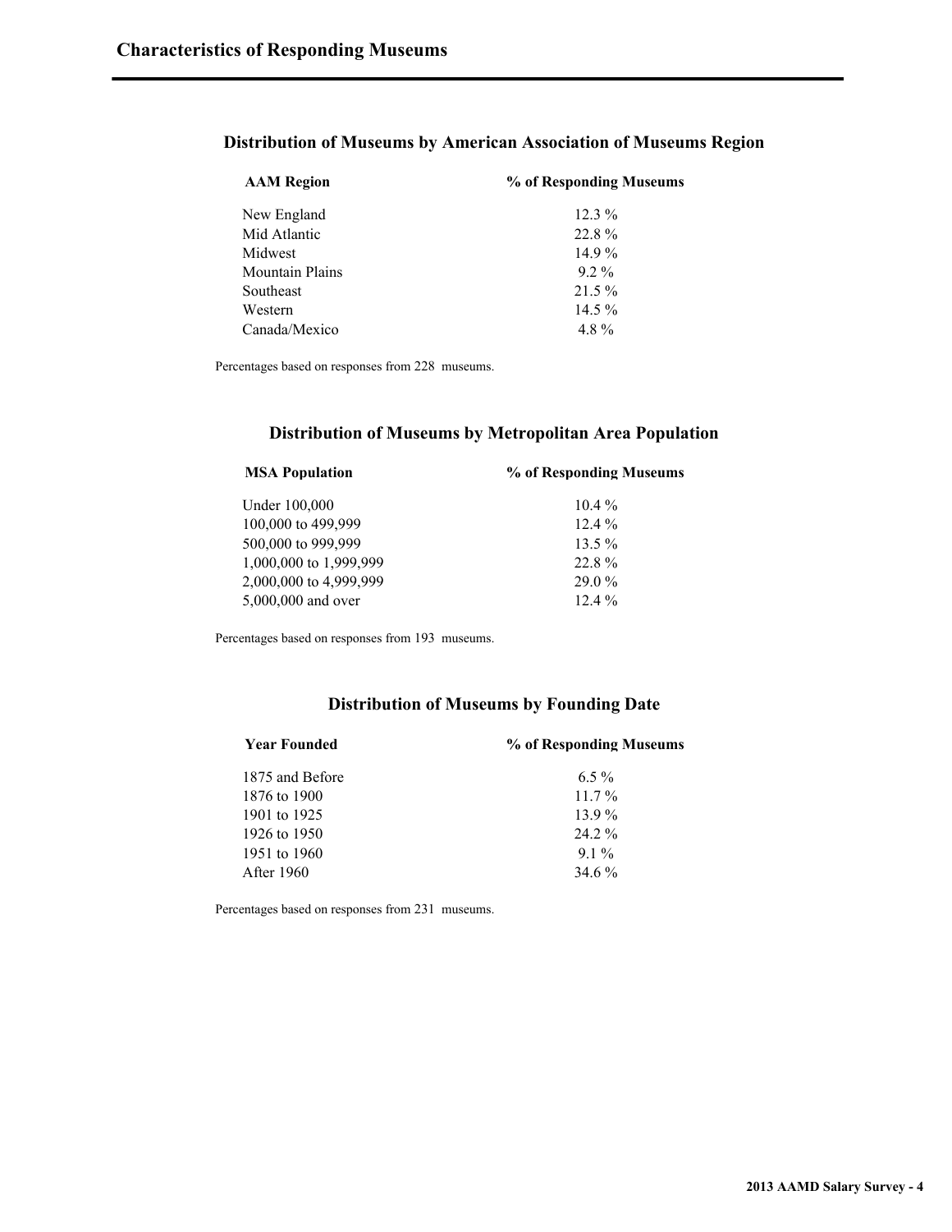# Characteristics of Responding Museums

## Distribution of Museums by American Association of Museums Region

| AAM Region | % of Responding Museums |
|---|---|
| New England | 12.3 % |
| Mid Atlantic | 22.8 % |
| Midwest | 14.9 % |
| Mountain Plains | 9.2 % |
| Southeast | 21.5 % |
| Western | 14.5 % |
| Canada/Mexico | 4.8 % |

Percentages based on responses from 228 museums.

## Distribution of Museums by Metropolitan Area Population

| MSA Population | % of Responding Museums |
|---|---|
| Under 100,000 | 10.4 % |
| 100,000 to 499,999 | 12.4 % |
| 500,000 to 999,999 | 13.5 % |
| 1,000,000 to 1,999,999 | 22.8 % |
| 2,000,000 to 4,999,999 | 29.0 % |
| 5,000,000 and over | 12.4 % |

Percentages based on responses from 193 museums.

## Distribution of Museums by Founding Date

| Year Founded | % of Responding Museums |
|---|---|
| 1875 and Before | 6.5 % |
| 1876 to 1900 | 11.7 % |
| 1901 to 1925 | 13.9 % |
| 1926 to 1950 | 24.2 % |
| 1951 to 1960 | 9.1 % |
| After 1960 | 34.6 % |

Percentages based on responses from 231 museums.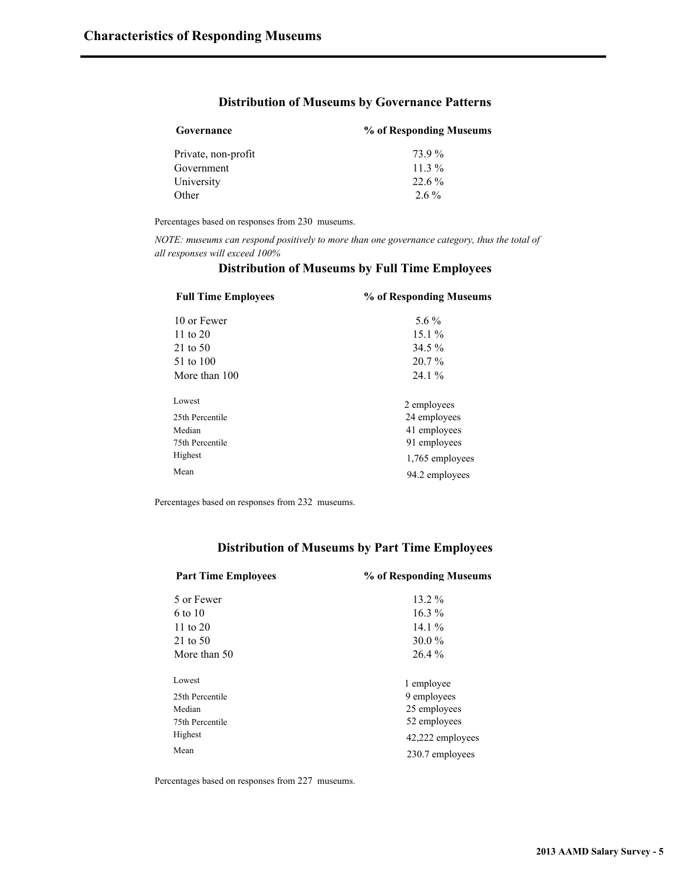## Characteristics of Responding Museums

### Distribution of Museums by Governance Patterns

| Governance | % of Responding Museums |
|---|---|
| Private, non-profit | 73.9 % |
| Government | 11.3 % |
| University | 22.6 % |
| Other | 2.6 % |

Percentages based on responses from 230 museums.

*NOTE: museums can respond positively to more than one governance category, thus the total of all responses will exceed 100%*

### Distribution of Museums by Full Time Employees

| Full Time Employees | % of Responding Museums |
|---|---|
| 10 or Fewer | 5.6 % |
| 11 to 20 | 15.1 % |
| 21 to 50 | 34.5 % |
| 51 to 100 | 20.7 % |
| More than 100 | 24.1 % |
| Lowest | 2 employees |
| 25th Percentile | 24 employees |
| Median | 41 employees |
| 75th Percentile | 91 employees |
| Highest | 1,765 employees |
| Mean | 94.2 employees |

Percentages based on responses from 232 museums.

### Distribution of Museums by Part Time Employees

| Part Time Employees | % of Responding Museums |
|---|---|
| 5 or Fewer | 13.2 % |
| 6 to 10 | 16.3 % |
| 11 to 20 | 14.1 % |
| 21 to 50 | 30.0 % |
| More than 50 | 26.4 % |
| Lowest | 1 employee |
| 25th Percentile | 9 employees |
| Median | 25 employees |
| 75th Percentile | 52 employees |
| Highest | 42,222 employees |
| Mean | 230.7 employees |

Percentages based on responses from 227 museums.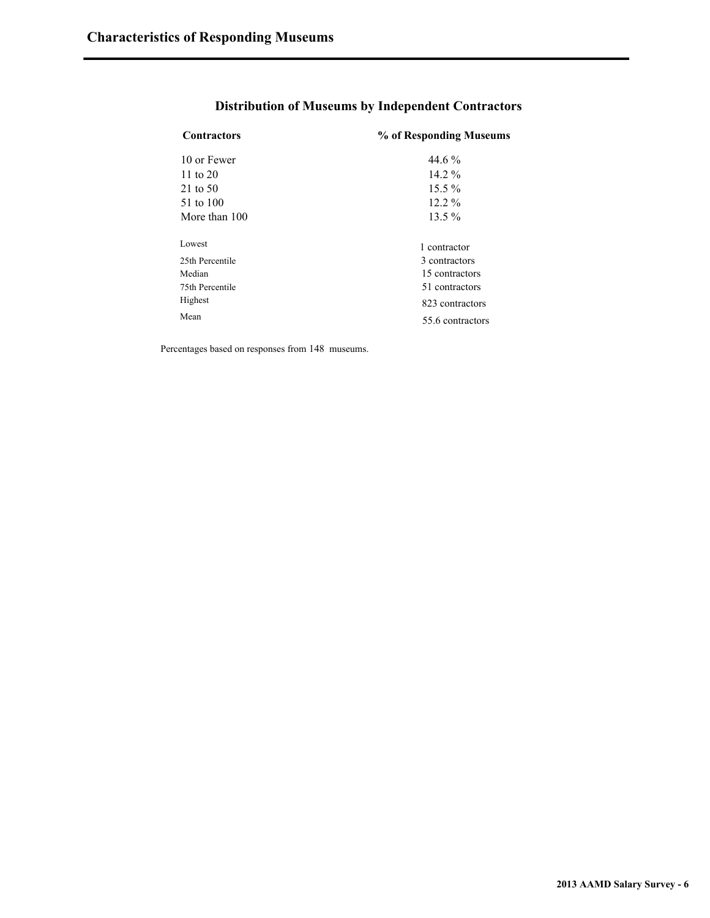# Characteristics of Responding Museums

## Distribution of Museums by Independent Contractors

| Contractors | % of Responding Museums |
|---|---|
| 10 or Fewer | 44.6 % |
| 11 to 20 | 14.2 % |
| 21 to 50 | 15.5 % |
| 51 to 100 | 12.2 % |
| More than 100 | 13.5 % |

| | |
|---|---|
| Lowest | 1 contractor |
| 25th Percentile | 3 contractors |
| Median | 15 contractors |
| 75th Percentile | 51 contractors |
| Highest | 823 contractors |
| Mean | 55.6 contractors |

Percentages based on responses from 148 museums.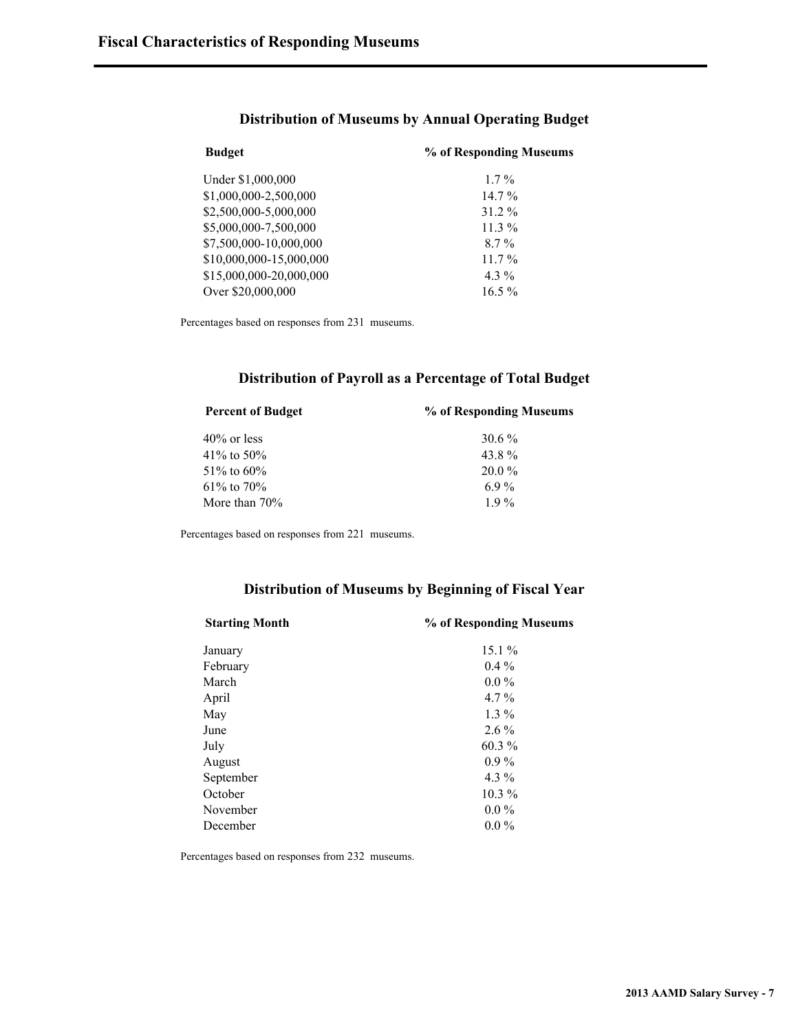# Fiscal Characteristics of Responding Museums

## Distribution of Museums by Annual Operating Budget

| Budget | % of Responding Museums |
|---|---|
| Under $1,000,000 | 1.7 % |
| $1,000,000-2,500,000 | 14.7 % |
| $2,500,000-5,000,000 | 31.2 % |
| $5,000,000-7,500,000 | 11.3 % |
| $7,500,000-10,000,000 | 8.7 % |
| $10,000,000-15,000,000 | 11.7 % |
| $15,000,000-20,000,000 | 4.3 % |
| Over $20,000,000 | 16.5 % |

Percentages based on responses from 231 museums.

## Distribution of Payroll as a Percentage of Total Budget

| Percent of Budget | % of Responding Museums |
|---|---|
| 40% or less | 30.6 % |
| 41% to 50% | 43.8 % |
| 51% to 60% | 20.0 % |
| 61% to 70% | 6.9 % |
| More than 70% | 1.9 % |

Percentages based on responses from 221 museums.

## Distribution of Museums by Beginning of Fiscal Year

| Starting Month | % of Responding Museums |
|---|---|
| January | 15.1 % |
| February | 0.4 % |
| March | 0.0 % |
| April | 4.7 % |
| May | 1.3 % |
| June | 2.6 % |
| July | 60.3 % |
| August | 0.9 % |
| September | 4.3 % |
| October | 10.3 % |
| November | 0.0 % |
| December | 0.0 % |

Percentages based on responses from 232 museums.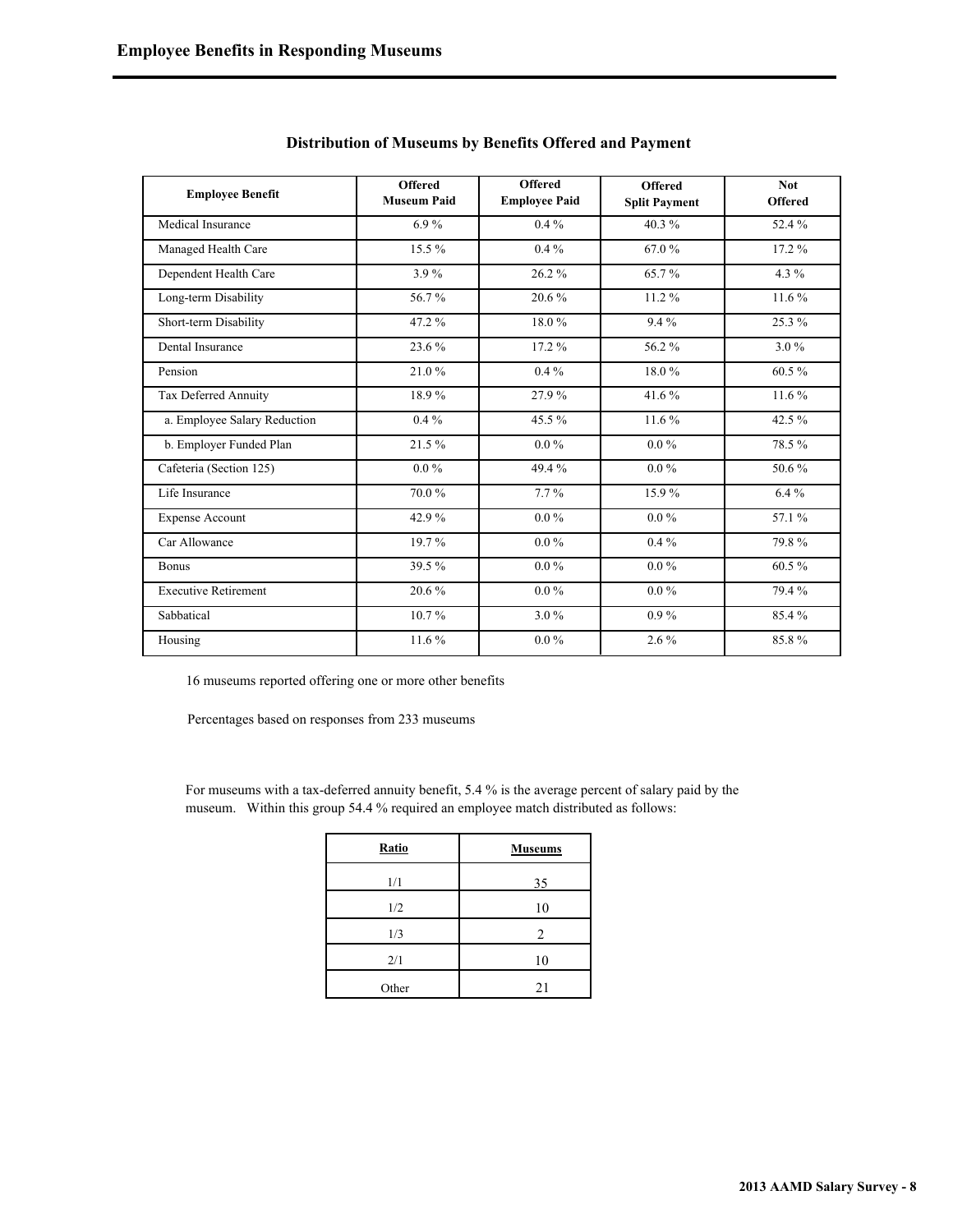# Employee Benefits in Responding Museums

### Distribution of Museums by Benefits Offered and Payment

| Employee Benefit | Offered Museum Paid | Offered Employee Paid | Offered Split Payment | Not Offered |
|---|---|---|---|---|
| Medical Insurance | 6.9 % | 0.4 % | 40.3 % | 52.4 % |
| Managed Health Care | 15.5 % | 0.4 % | 67.0 % | 17.2 % |
| Dependent Health Care | 3.9 % | 26.2 % | 65.7 % | 4.3 % |
| Long-term Disability | 56.7 % | 20.6 % | 11.2 % | 11.6 % |
| Short-term Disability | 47.2 % | 18.0 % | 9.4 % | 25.3 % |
| Dental Insurance | 23.6 % | 17.2 % | 56.2 % | 3.0 % |
| Pension | 21.0 % | 0.4 % | 18.0 % | 60.5 % |
| Tax Deferred Annuity | 18.9 % | 27.9 % | 41.6 % | 11.6 % |
| a. Employee Salary Reduction | 0.4 % | 45.5 % | 11.6 % | 42.5 % |
| b. Employer Funded Plan | 21.5 % | 0.0 % | 0.0 % | 78.5 % |
| Cafeteria (Section 125) | 0.0 % | 49.4 % | 0.0 % | 50.6 % |
| Life Insurance | 70.0 % | 7.7 % | 15.9 % | 6.4 % |
| Expense Account | 42.9 % | 0.0 % | 0.0 % | 57.1 % |
| Car Allowance | 19.7 % | 0.0 % | 0.4 % | 79.8 % |
| Bonus | 39.5 % | 0.0 % | 0.0 % | 60.5 % |
| Executive Retirement | 20.6 % | 0.0 % | 0.0 % | 79.4 % |
| Sabbatical | 10.7 % | 3.0 % | 0.9 % | 85.4 % |
| Housing | 11.6 % | 0.0 % | 2.6 % | 85.8 % |

16 museums reported offering one or more other benefits

Percentages based on responses from 233 museums

For museums with a tax-deferred annuity benefit, 5.4 % is the average percent of salary paid by the museum. Within this group 54.4 % required an employee match distributed as follows:

| Ratio | Museums |
|---|---|
| 1/1 | 35 |
| 1/2 | 10 |
| 1/3 | 2 |
| 2/1 | 10 |
| Other | 21 |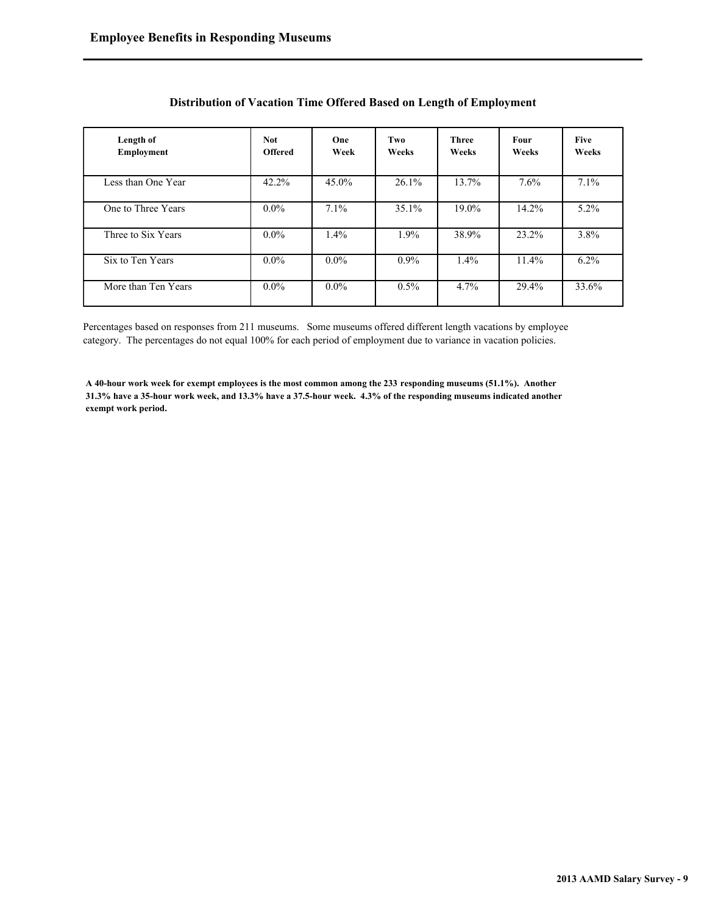## Employee Benefits in Responding Museums

### Distribution of Vacation Time Offered Based on Length of Employment

| Length of Employment | Not Offered | One Week | Two Weeks | Three Weeks | Four Weeks | Five Weeks |
|---|---|---|---|---|---|---|
| Less than One Year | 42.2% | 45.0% | 26.1% | 13.7% | 7.6% | 7.1% |
| One to Three Years | 0.0% | 7.1% | 35.1% | 19.0% | 14.2% | 5.2% |
| Three to Six Years | 0.0% | 1.4% | 1.9% | 38.9% | 23.2% | 3.8% |
| Six to Ten Years | 0.0% | 0.0% | 0.9% | 1.4% | 11.4% | 6.2% |
| More than Ten Years | 0.0% | 0.0% | 0.5% | 4.7% | 29.4% | 33.6% |

Percentages based on responses from 211 museums. Some museums offered different length vacations by employee category. The percentages do not equal 100% for each period of employment due to variance in vacation policies.

**A 40-hour work week for exempt employees is the most common among the 233 responding museums (51.1%). Another 31.3% have a 35-hour work week, and 13.3% have a 37.5-hour week. 4.3% of the responding museums indicated another exempt work period.**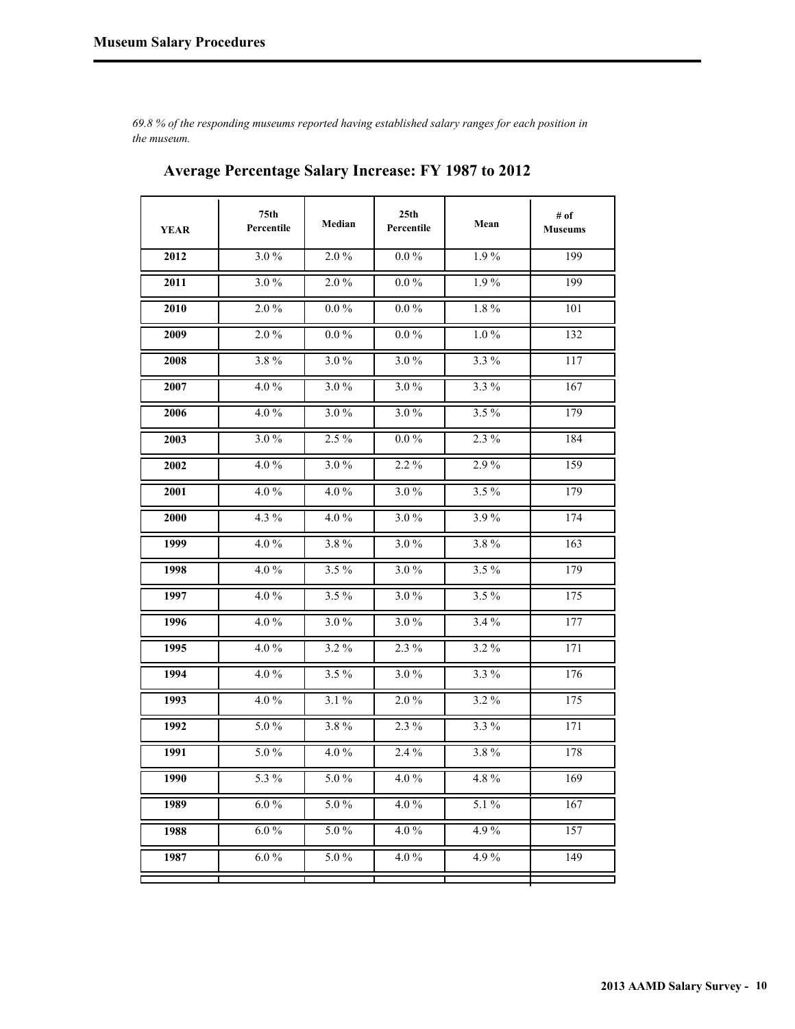## Museum Salary Procedures

*69.8 % of the responding museums reported having established salary ranges for each position in the museum.*

### Average Percentage Salary Increase: FY 1987 to 2012

| YEAR | 75th Percentile | Median | 25th Percentile | Mean | # of Museums |
|---|---|---|---|---|---|
| 2012 | 3.0 % | 2.0 % | 0.0 % | 1.9 % | 199 |
| 2011 | 3.0 % | 2.0 % | 0.0 % | 1.9 % | 199 |
| 2010 | 2.0 % | 0.0 % | 0.0 % | 1.8 % | 101 |
| 2009 | 2.0 % | 0.0 % | 0.0 % | 1.0 % | 132 |
| 2008 | 3.8 % | 3.0 % | 3.0 % | 3.3 % | 117 |
| 2007 | 4.0 % | 3.0 % | 3.0 % | 3.3 % | 167 |
| 2006 | 4.0 % | 3.0 % | 3.0 % | 3.5 % | 179 |
| 2003 | 3.0 % | 2.5 % | 0.0 % | 2.3 % | 184 |
| 2002 | 4.0 % | 3.0 % | 2.2 % | 2.9 % | 159 |
| 2001 | 4.0 % | 4.0 % | 3.0 % | 3.5 % | 179 |
| 2000 | 4.3 % | 4.0 % | 3.0 % | 3.9 % | 174 |
| 1999 | 4.0 % | 3.8 % | 3.0 % | 3.8 % | 163 |
| 1998 | 4.0 % | 3.5 % | 3.0 % | 3.5 % | 179 |
| 1997 | 4.0 % | 3.5 % | 3.0 % | 3.5 % | 175 |
| 1996 | 4.0 % | 3.0 % | 3.0 % | 3.4 % | 177 |
| 1995 | 4.0 % | 3.2 % | 2.3 % | 3.2 % | 171 |
| 1994 | 4.0 % | 3.5 % | 3.0 % | 3.3 % | 176 |
| 1993 | 4.0 % | 3.1 % | 2.0 % | 3.2 % | 175 |
| 1992 | 5.0 % | 3.8 % | 2.3 % | 3.3 % | 171 |
| 1991 | 5.0 % | 4.0 % | 2.4 % | 3.8 % | 178 |
| 1990 | 5.3 % | 5.0 % | 4.0 % | 4.8 % | 169 |
| 1989 | 6.0 % | 5.0 % | 4.0 % | 5.1 % | 167 |
| 1988 | 6.0 % | 5.0 % | 4.0 % | 4.9 % | 157 |
| 1987 | 6.0 % | 5.0 % | 4.0 % | 4.9 % | 149 |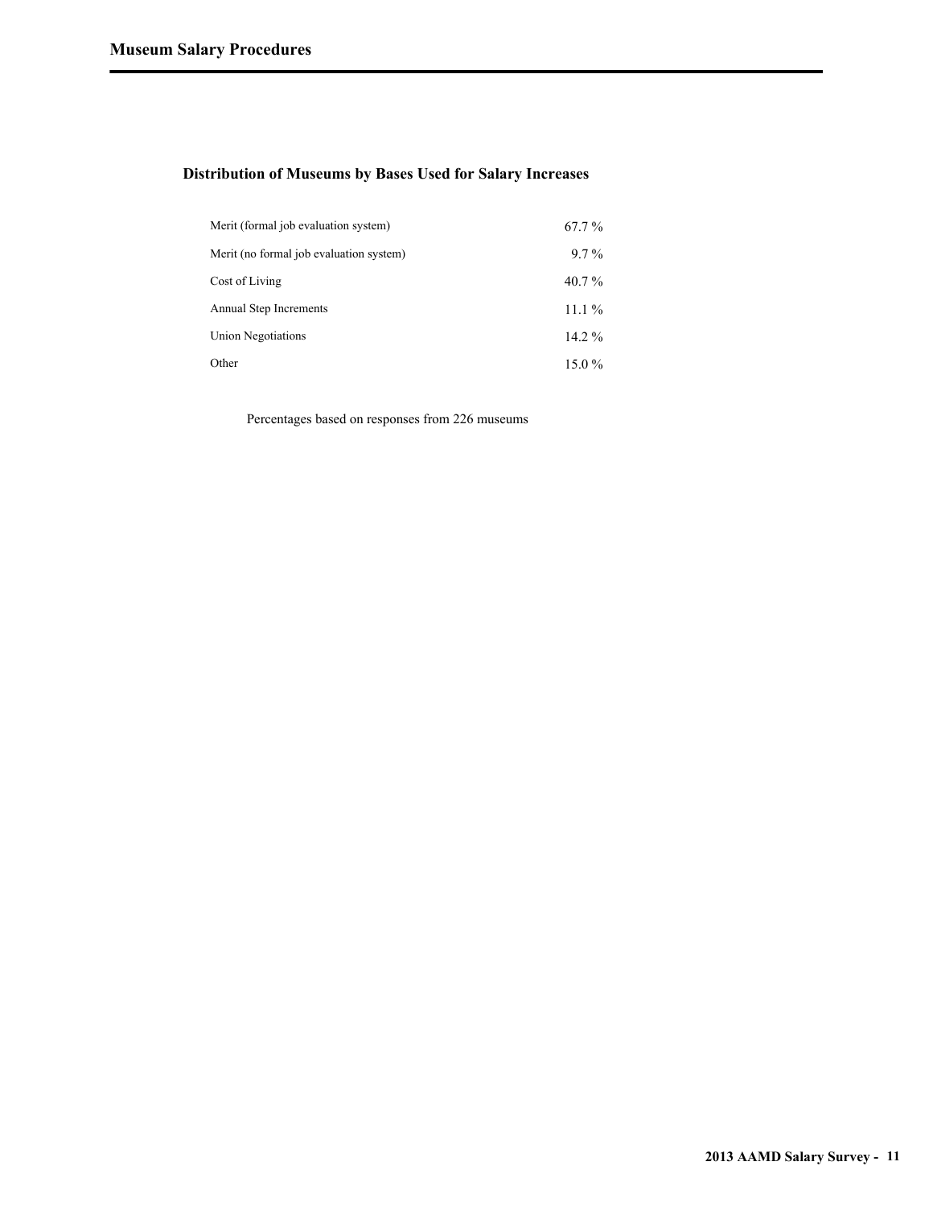# Museum Salary Procedures

## Distribution of Museums by Bases Used for Salary Increases

| | |
|---|---|
| Merit (formal job evaluation system) | 67.7 % |
| Merit (no formal job evaluation system) | 9.7 % |
| Cost of Living | 40.7 % |
| Annual Step Increments | 11.1 % |
| Union Negotiations | 14.2 % |
| Other | 15.0 % |

Percentages based on responses from 226 museums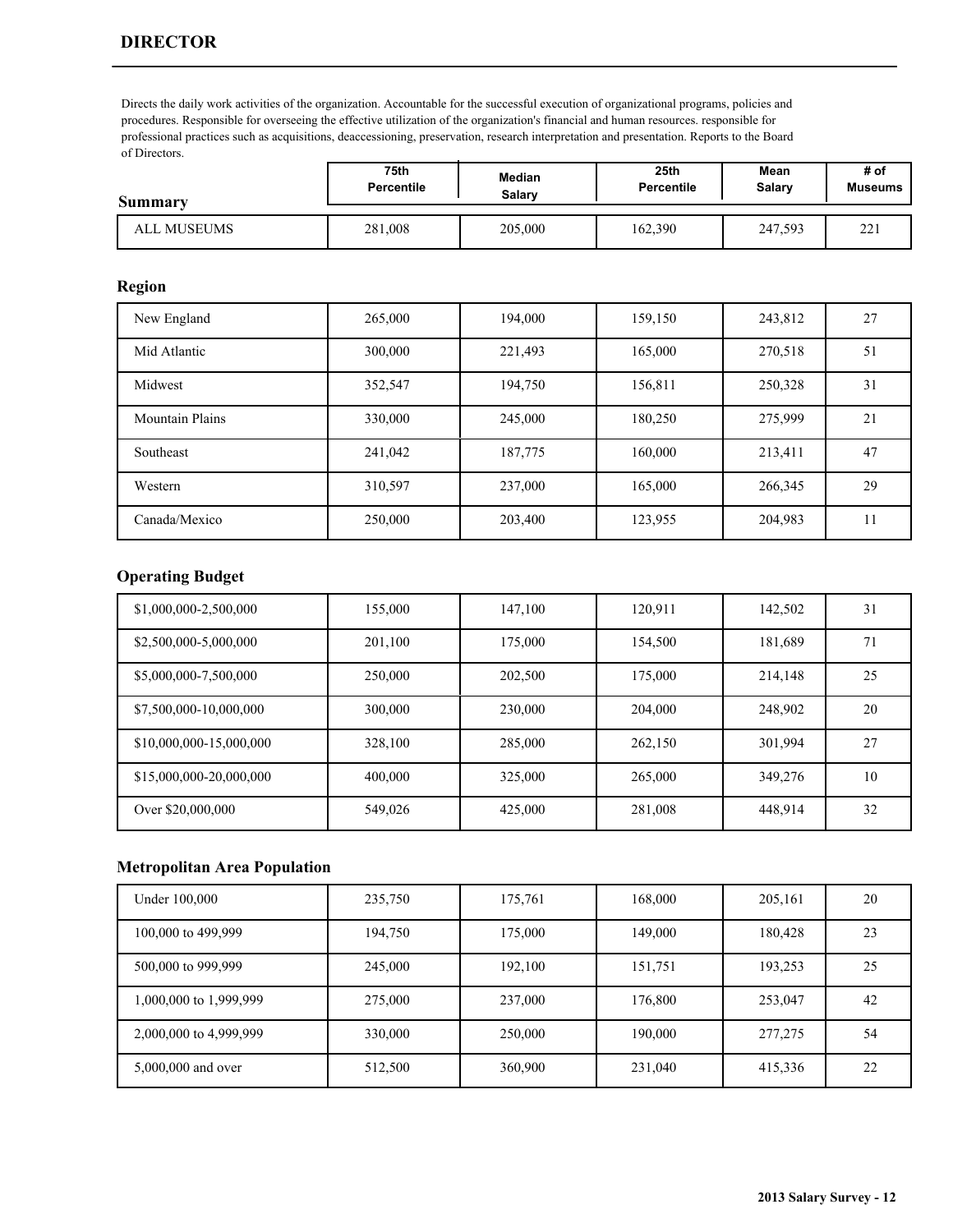# DIRECTOR

Directs the daily work activities of the organization. Accountable for the successful execution of organizational programs, policies and procedures. Responsible for overseeing the effective utilization of the organization's financial and human resources. responsible for professional practices such as acquisitions, deaccessioning, preservation, research interpretation and presentation. Reports to the Board of Directors.

| Summary | 75th Percentile | Median Salary | 25th Percentile | Mean Salary | # of Museums |
|---|---|---|---|---|---|
| ALL MUSEUMS | 281,008 | 205,000 | 162,390 | 247,593 | 221 |

### Region

| Region | 75th Percentile | Median Salary | 25th Percentile | Mean Salary | # of Museums |
|---|---|---|---|---|---|
| New England | 265,000 | 194,000 | 159,150 | 243,812 | 27 |
| Mid Atlantic | 300,000 | 221,493 | 165,000 | 270,518 | 51 |
| Midwest | 352,547 | 194,750 | 156,811 | 250,328 | 31 |
| Mountain Plains | 330,000 | 245,000 | 180,250 | 275,999 | 21 |
| Southeast | 241,042 | 187,775 | 160,000 | 213,411 | 47 |
| Western | 310,597 | 237,000 | 165,000 | 266,345 | 29 |
| Canada/Mexico | 250,000 | 203,400 | 123,955 | 204,983 | 11 |

### Operating Budget

| Operating Budget | 75th Percentile | Median Salary | 25th Percentile | Mean Salary | # of Museums |
|---|---|---|---|---|---|
| $1,000,000-2,500,000 | 155,000 | 147,100 | 120,911 | 142,502 | 31 |
| $2,500,000-5,000,000 | 201,100 | 175,000 | 154,500 | 181,689 | 71 |
| $5,000,000-7,500,000 | 250,000 | 202,500 | 175,000 | 214,148 | 25 |
| $7,500,000-10,000,000 | 300,000 | 230,000 | 204,000 | 248,902 | 20 |
| $10,000,000-15,000,000 | 328,100 | 285,000 | 262,150 | 301,994 | 27 |
| $15,000,000-20,000,000 | 400,000 | 325,000 | 265,000 | 349,276 | 10 |
| Over $20,000,000 | 549,026 | 425,000 | 281,008 | 448,914 | 32 |

### Metropolitan Area Population

| Metropolitan Area Population | 75th Percentile | Median Salary | 25th Percentile | Mean Salary | # of Museums |
|---|---|---|---|---|---|
| Under 100,000 | 235,750 | 175,761 | 168,000 | 205,161 | 20 |
| 100,000 to 499,999 | 194,750 | 175,000 | 149,000 | 180,428 | 23 |
| 500,000 to 999,999 | 245,000 | 192,100 | 151,751 | 193,253 | 25 |
| 1,000,000 to 1,999,999 | 275,000 | 237,000 | 176,800 | 253,047 | 42 |
| 2,000,000 to 4,999,999 | 330,000 | 250,000 | 190,000 | 277,275 | 54 |
| 5,000,000 and over | 512,500 | 360,900 | 231,040 | 415,336 | 22 |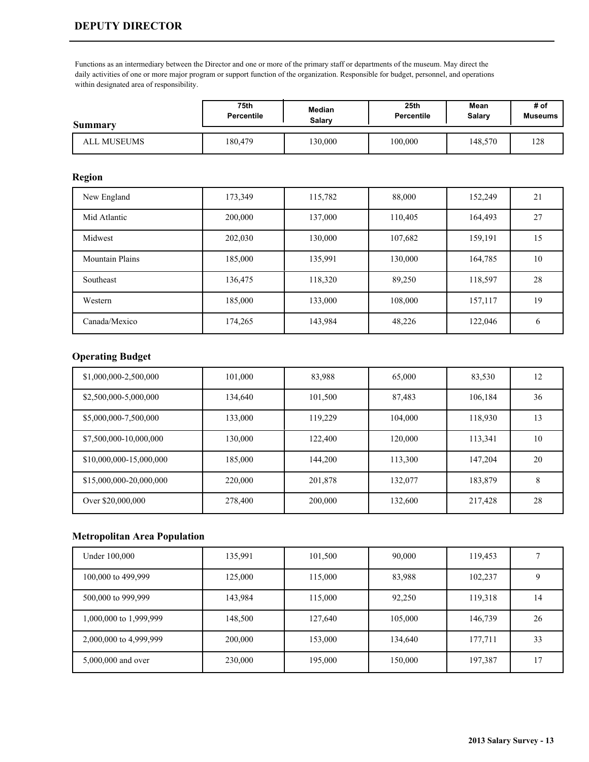# DEPUTY DIRECTOR

Functions as an intermediary between the Director and one or more of the primary staff or departments of the museum. May direct the daily activities of one or more major program or support function of the organization. Responsible for budget, personnel, and operations within designated area of responsibility.

| Summary | 75th Percentile | Median Salary | 25th Percentile | Mean Salary | # of Museums |
|---|---|---|---|---|---|
| ALL MUSEUMS | 180,479 | 130,000 | 100,000 | 148,570 | 128 |

## Region

| Region | 75th Percentile | Median Salary | 25th Percentile | Mean Salary | # of Museums |
|---|---|---|---|---|---|
| New England | 173,349 | 115,782 | 88,000 | 152,249 | 21 |
| Mid Atlantic | 200,000 | 137,000 | 110,405 | 164,493 | 27 |
| Midwest | 202,030 | 130,000 | 107,682 | 159,191 | 15 |
| Mountain Plains | 185,000 | 135,991 | 130,000 | 164,785 | 10 |
| Southeast | 136,475 | 118,320 | 89,250 | 118,597 | 28 |
| Western | 185,000 | 133,000 | 108,000 | 157,117 | 19 |
| Canada/Mexico | 174,265 | 143,984 | 48,226 | 122,046 | 6 |

## Operating Budget

| Operating Budget | 75th Percentile | Median Salary | 25th Percentile | Mean Salary | # of Museums |
|---|---|---|---|---|---|
| $1,000,000-2,500,000 | 101,000 | 83,988 | 65,000 | 83,530 | 12 |
| $2,500,000-5,000,000 | 134,640 | 101,500 | 87,483 | 106,184 | 36 |
| $5,000,000-7,500,000 | 133,000 | 119,229 | 104,000 | 118,930 | 13 |
| $7,500,000-10,000,000 | 130,000 | 122,400 | 120,000 | 113,341 | 10 |
| $10,000,000-15,000,000 | 185,000 | 144,200 | 113,300 | 147,204 | 20 |
| $15,000,000-20,000,000 | 220,000 | 201,878 | 132,077 | 183,879 | 8 |
| Over $20,000,000 | 278,400 | 200,000 | 132,600 | 217,428 | 28 |

## Metropolitan Area Population

| Metropolitan Area Population | 75th Percentile | Median Salary | 25th Percentile | Mean Salary | # of Museums |
|---|---|---|---|---|---|
| Under 100,000 | 135,991 | 101,500 | 90,000 | 119,453 | 7 |
| 100,000 to 499,999 | 125,000 | 115,000 | 83,988 | 102,237 | 9 |
| 500,000 to 999,999 | 143,984 | 115,000 | 92,250 | 119,318 | 14 |
| 1,000,000 to 1,999,999 | 148,500 | 127,640 | 105,000 | 146,739 | 26 |
| 2,000,000 to 4,999,999 | 200,000 | 153,000 | 134,640 | 177,711 | 33 |
| 5,000,000 and over | 230,000 | 195,000 | 150,000 | 197,387 | 17 |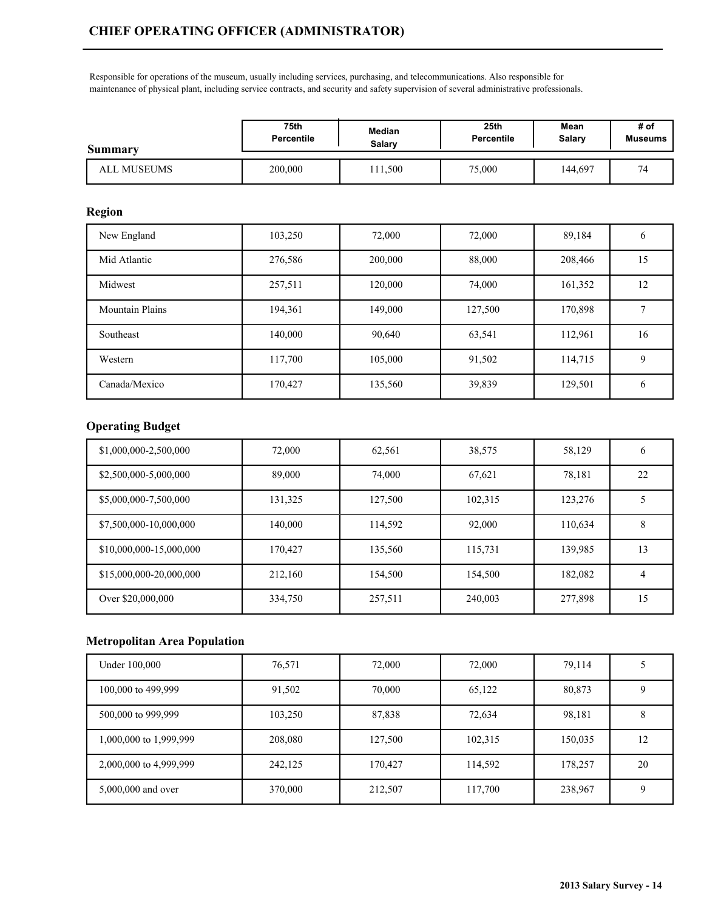## CHIEF OPERATING OFFICER (ADMINISTRATOR)

Responsible for operations of the museum, usually including services, purchasing, and telecommunications. Also responsible for maintenance of physical plant, including service contracts, and security and safety supervision of several administrative professionals.

| Summary | 75th Percentile | Median Salary | 25th Percentile | Mean Salary | # of Museums |
|---|---|---|---|---|---|
| ALL MUSEUMS | 200,000 | 111,500 | 75,000 | 144,697 | 74 |

### Region

| Region | 75th Percentile | Median Salary | 25th Percentile | Mean Salary | # of Museums |
|---|---|---|---|---|---|
| New England | 103,250 | 72,000 | 72,000 | 89,184 | 6 |
| Mid Atlantic | 276,586 | 200,000 | 88,000 | 208,466 | 15 |
| Midwest | 257,511 | 120,000 | 74,000 | 161,352 | 12 |
| Mountain Plains | 194,361 | 149,000 | 127,500 | 170,898 | 7 |
| Southeast | 140,000 | 90,640 | 63,541 | 112,961 | 16 |
| Western | 117,700 | 105,000 | 91,502 | 114,715 | 9 |
| Canada/Mexico | 170,427 | 135,560 | 39,839 | 129,501 | 6 |

### Operating Budget

| Operating Budget | 75th Percentile | Median Salary | 25th Percentile | Mean Salary | # of Museums |
|---|---|---|---|---|---|
| $1,000,000-2,500,000 | 72,000 | 62,561 | 38,575 | 58,129 | 6 |
| $2,500,000-5,000,000 | 89,000 | 74,000 | 67,621 | 78,181 | 22 |
| $5,000,000-7,500,000 | 131,325 | 127,500 | 102,315 | 123,276 | 5 |
| $7,500,000-10,000,000 | 140,000 | 114,592 | 92,000 | 110,634 | 8 |
| $10,000,000-15,000,000 | 170,427 | 135,560 | 115,731 | 139,985 | 13 |
| $15,000,000-20,000,000 | 212,160 | 154,500 | 154,500 | 182,082 | 4 |
| Over $20,000,000 | 334,750 | 257,511 | 240,003 | 277,898 | 15 |

### Metropolitan Area Population

| Metropolitan Area Population | 75th Percentile | Median Salary | 25th Percentile | Mean Salary | # of Museums |
|---|---|---|---|---|---|
| Under 100,000 | 76,571 | 72,000 | 72,000 | 79,114 | 5 |
| 100,000 to 499,999 | 91,502 | 70,000 | 65,122 | 80,873 | 9 |
| 500,000 to 999,999 | 103,250 | 87,838 | 72,634 | 98,181 | 8 |
| 1,000,000 to 1,999,999 | 208,080 | 127,500 | 102,315 | 150,035 | 12 |
| 2,000,000 to 4,999,999 | 242,125 | 170,427 | 114,592 | 178,257 | 20 |
| 5,000,000 and over | 370,000 | 212,507 | 117,700 | 238,967 | 9 |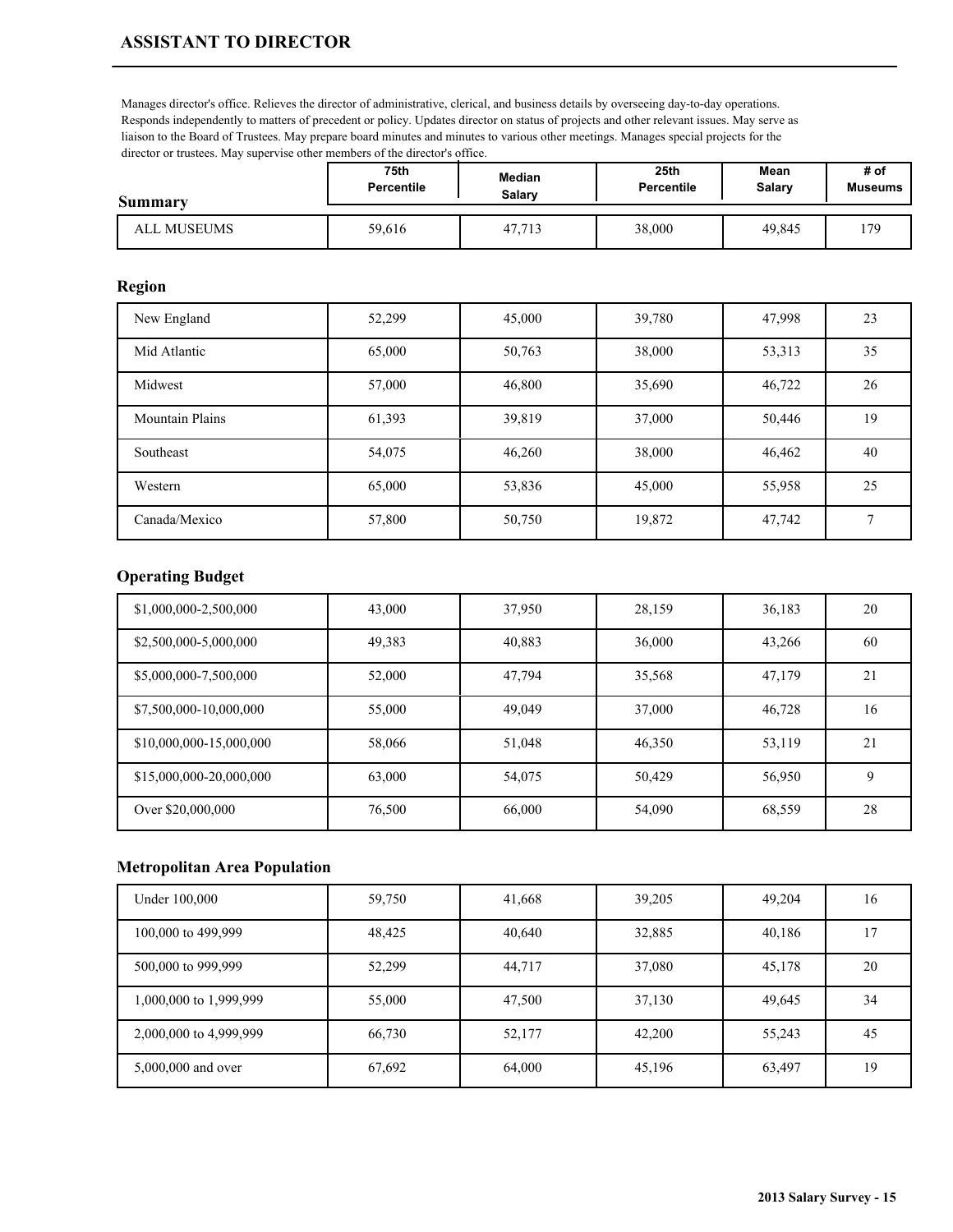# ASSISTANT TO DIRECTOR

Manages director's office. Relieves the director of administrative, clerical, and business details by overseeing day-to-day operations. Responds independently to matters of precedent or policy. Updates director on status of projects and other relevant issues. May serve as liaison to the Board of Trustees. May prepare board minutes and minutes to various other meetings. Manages special projects for the director or trustees. May supervise other members of the director's office.

| Summary | 75th Percentile | Median Salary | 25th Percentile | Mean Salary | # of Museums |
|---|---|---|---|---|---|
| ALL MUSEUMS | 59,616 | 47,713 | 38,000 | 49,845 | 179 |

## Region

| Region | 75th Percentile | Median Salary | 25th Percentile | Mean Salary | # of Museums |
|---|---|---|---|---|---|
| New England | 52,299 | 45,000 | 39,780 | 47,998 | 23 |
| Mid Atlantic | 65,000 | 50,763 | 38,000 | 53,313 | 35 |
| Midwest | 57,000 | 46,800 | 35,690 | 46,722 | 26 |
| Mountain Plains | 61,393 | 39,819 | 37,000 | 50,446 | 19 |
| Southeast | 54,075 | 46,260 | 38,000 | 46,462 | 40 |
| Western | 65,000 | 53,836 | 45,000 | 55,958 | 25 |
| Canada/Mexico | 57,800 | 50,750 | 19,872 | 47,742 | 7 |

## Operating Budget

| Operating Budget | 75th Percentile | Median Salary | 25th Percentile | Mean Salary | # of Museums |
|---|---|---|---|---|---|
| $1,000,000-2,500,000 | 43,000 | 37,950 | 28,159 | 36,183 | 20 |
| $2,500,000-5,000,000 | 49,383 | 40,883 | 36,000 | 43,266 | 60 |
| $5,000,000-7,500,000 | 52,000 | 47,794 | 35,568 | 47,179 | 21 |
| $7,500,000-10,000,000 | 55,000 | 49,049 | 37,000 | 46,728 | 16 |
| $10,000,000-15,000,000 | 58,066 | 51,048 | 46,350 | 53,119 | 21 |
| $15,000,000-20,000,000 | 63,000 | 54,075 | 50,429 | 56,950 | 9 |
| Over $20,000,000 | 76,500 | 66,000 | 54,090 | 68,559 | 28 |

## Metropolitan Area Population

| Metropolitan Area Population | 75th Percentile | Median Salary | 25th Percentile | Mean Salary | # of Museums |
|---|---|---|---|---|---|
| Under 100,000 | 59,750 | 41,668 | 39,205 | 49,204 | 16 |
| 100,000 to 499,999 | 48,425 | 40,640 | 32,885 | 40,186 | 17 |
| 500,000 to 999,999 | 52,299 | 44,717 | 37,080 | 45,178 | 20 |
| 1,000,000 to 1,999,999 | 55,000 | 47,500 | 37,130 | 49,645 | 34 |
| 2,000,000 to 4,999,999 | 66,730 | 52,177 | 42,200 | 55,243 | 45 |
| 5,000,000 and over | 67,692 | 64,000 | 45,196 | 63,497 | 19 |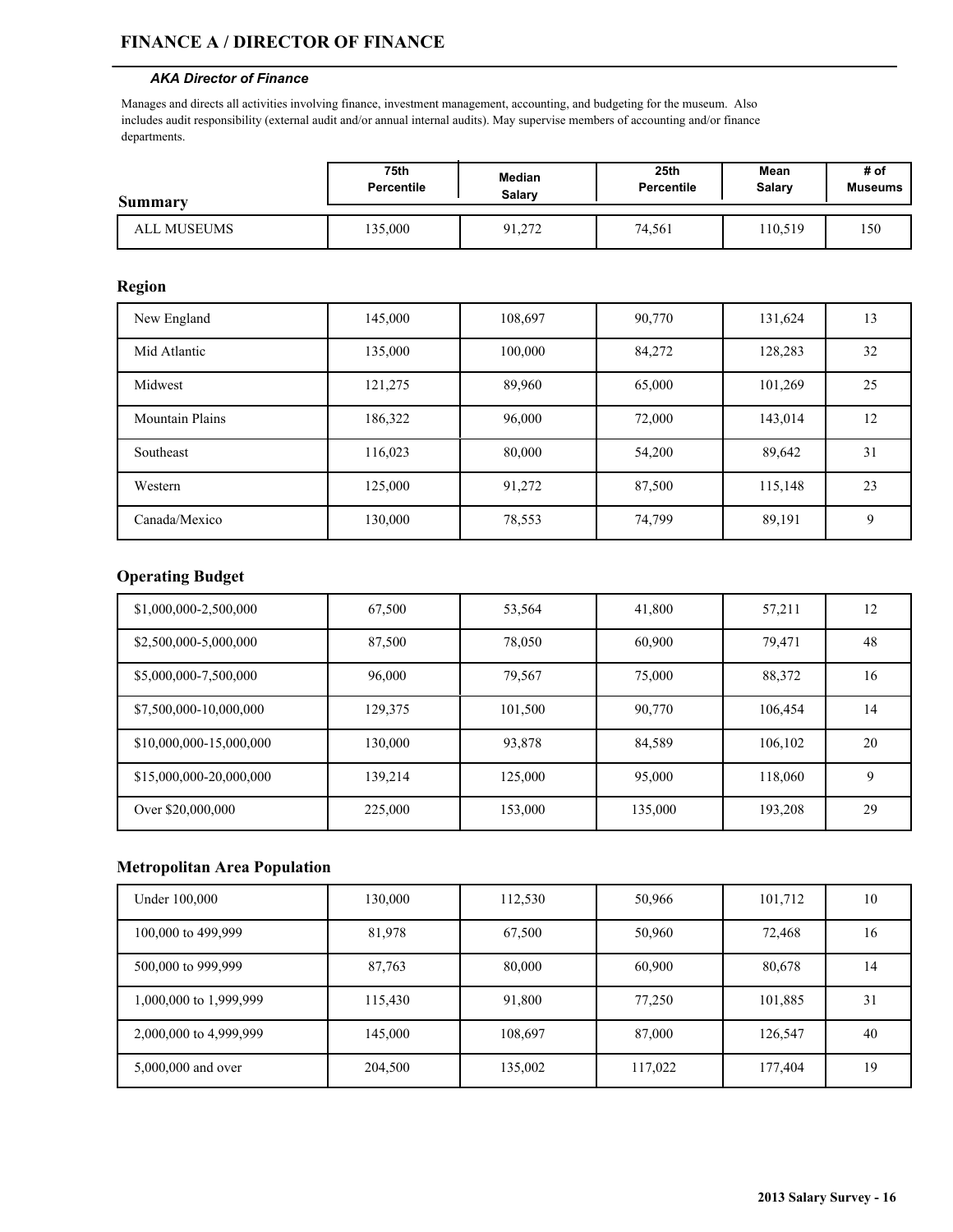# FINANCE A / DIRECTOR OF FINANCE

***AKA Director of Finance***

Manages and directs all activities involving finance, investment management, accounting, and budgeting for the museum. Also includes audit responsibility (external audit and/or annual internal audits). May supervise members of accounting and/or finance departments.

| Summary | 75th Percentile | Median Salary | 25th Percentile | Mean Salary | # of Museums |
|---|---|---|---|---|---|
| ALL MUSEUMS | 135,000 | 91,272 | 74,561 | 110,519 | 150 |

## Region

| Region | 75th Percentile | Median Salary | 25th Percentile | Mean Salary | # of Museums |
|---|---|---|---|---|---|
| New England | 145,000 | 108,697 | 90,770 | 131,624 | 13 |
| Mid Atlantic | 135,000 | 100,000 | 84,272 | 128,283 | 32 |
| Midwest | 121,275 | 89,960 | 65,000 | 101,269 | 25 |
| Mountain Plains | 186,322 | 96,000 | 72,000 | 143,014 | 12 |
| Southeast | 116,023 | 80,000 | 54,200 | 89,642 | 31 |
| Western | 125,000 | 91,272 | 87,500 | 115,148 | 23 |
| Canada/Mexico | 130,000 | 78,553 | 74,799 | 89,191 | 9 |

## Operating Budget

| Operating Budget | 75th Percentile | Median Salary | 25th Percentile | Mean Salary | # of Museums |
|---|---|---|---|---|---|
| $1,000,000-2,500,000 | 67,500 | 53,564 | 41,800 | 57,211 | 12 |
| $2,500,000-5,000,000 | 87,500 | 78,050 | 60,900 | 79,471 | 48 |
| $5,000,000-7,500,000 | 96,000 | 79,567 | 75,000 | 88,372 | 16 |
| $7,500,000-10,000,000 | 129,375 | 101,500 | 90,770 | 106,454 | 14 |
| $10,000,000-15,000,000 | 130,000 | 93,878 | 84,589 | 106,102 | 20 |
| $15,000,000-20,000,000 | 139,214 | 125,000 | 95,000 | 118,060 | 9 |
| Over $20,000,000 | 225,000 | 153,000 | 135,000 | 193,208 | 29 |

## Metropolitan Area Population

| Metropolitan Area Population | 75th Percentile | Median Salary | 25th Percentile | Mean Salary | # of Museums |
|---|---|---|---|---|---|
| Under 100,000 | 130,000 | 112,530 | 50,966 | 101,712 | 10 |
| 100,000 to 499,999 | 81,978 | 67,500 | 50,960 | 72,468 | 16 |
| 500,000 to 999,999 | 87,763 | 80,000 | 60,900 | 80,678 | 14 |
| 1,000,000 to 1,999,999 | 115,430 | 91,800 | 77,250 | 101,885 | 31 |
| 2,000,000 to 4,999,999 | 145,000 | 108,697 | 87,000 | 126,547 | 40 |
| 5,000,000 and over | 204,500 | 135,002 | 117,022 | 177,404 | 19 |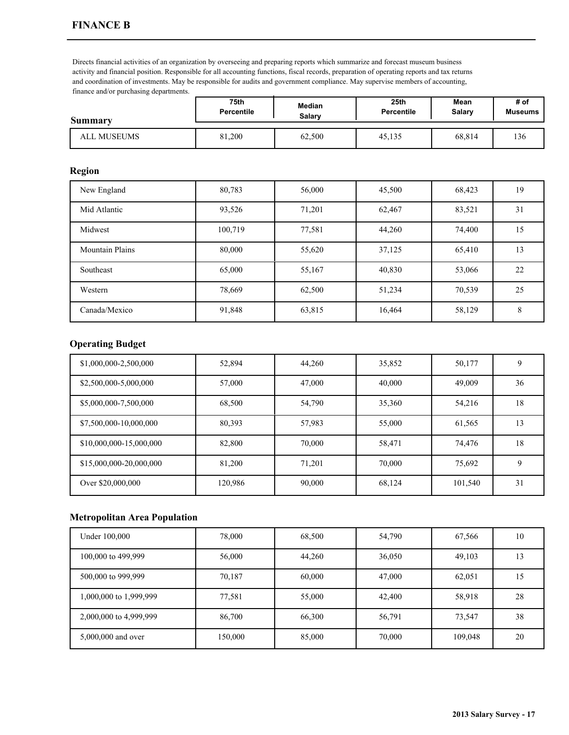# FINANCE B

Directs financial activities of an organization by overseeing and preparing reports which summarize and forecast museum business activity and financial position. Responsible for all accounting functions, fiscal records, preparation of operating reports and tax returns and coordination of investments. May be responsible for audits and government compliance. May supervise members of accounting, finance and/or purchasing departments.

| Summary | 75th Percentile | Median Salary | 25th Percentile | Mean Salary | # of Museums |
|---|---|---|---|---|---|
| ALL MUSEUMS | 81,200 | 62,500 | 45,135 | 68,814 | 136 |

## Region

| Region | 75th Percentile | Median Salary | 25th Percentile | Mean Salary | # of Museums |
|---|---|---|---|---|---|
| New England | 80,783 | 56,000 | 45,500 | 68,423 | 19 |
| Mid Atlantic | 93,526 | 71,201 | 62,467 | 83,521 | 31 |
| Midwest | 100,719 | 77,581 | 44,260 | 74,400 | 15 |
| Mountain Plains | 80,000 | 55,620 | 37,125 | 65,410 | 13 |
| Southeast | 65,000 | 55,167 | 40,830 | 53,066 | 22 |
| Western | 78,669 | 62,500 | 51,234 | 70,539 | 25 |
| Canada/Mexico | 91,848 | 63,815 | 16,464 | 58,129 | 8 |

## Operating Budget

| Operating Budget | 75th Percentile | Median Salary | 25th Percentile | Mean Salary | # of Museums |
|---|---|---|---|---|---|
| $1,000,000-2,500,000 | 52,894 | 44,260 | 35,852 | 50,177 | 9 |
| $2,500,000-5,000,000 | 57,000 | 47,000 | 40,000 | 49,009 | 36 |
| $5,000,000-7,500,000 | 68,500 | 54,790 | 35,360 | 54,216 | 18 |
| $7,500,000-10,000,000 | 80,393 | 57,983 | 55,000 | 61,565 | 13 |
| $10,000,000-15,000,000 | 82,800 | 70,000 | 58,471 | 74,476 | 18 |
| $15,000,000-20,000,000 | 81,200 | 71,201 | 70,000 | 75,692 | 9 |
| Over $20,000,000 | 120,986 | 90,000 | 68,124 | 101,540 | 31 |

## Metropolitan Area Population

| Metropolitan Area Population | 75th Percentile | Median Salary | 25th Percentile | Mean Salary | # of Museums |
|---|---|---|---|---|---|
| Under 100,000 | 78,000 | 68,500 | 54,790 | 67,566 | 10 |
| 100,000 to 499,999 | 56,000 | 44,260 | 36,050 | 49,103 | 13 |
| 500,000 to 999,999 | 70,187 | 60,000 | 47,000 | 62,051 | 15 |
| 1,000,000 to 1,999,999 | 77,581 | 55,000 | 42,400 | 58,918 | 28 |
| 2,000,000 to 4,999,999 | 86,700 | 66,300 | 56,791 | 73,547 | 38 |
| 5,000,000 and over | 150,000 | 85,000 | 70,000 | 109,048 | 20 |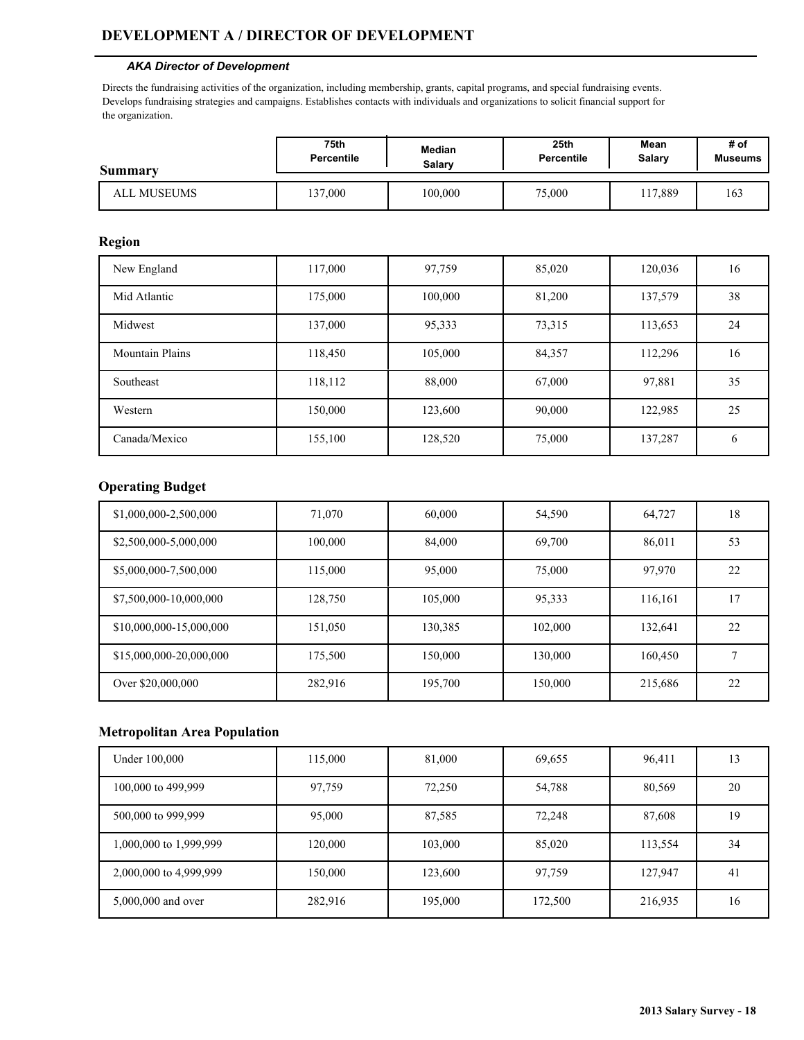# DEVELOPMENT A / DIRECTOR OF DEVELOPMENT

***AKA Director of Development***

Directs the fundraising activities of the organization, including membership, grants, capital programs, and special fundraising events. Develops fundraising strategies and campaigns. Establishes contacts with individuals and organizations to solicit financial support for the organization.

| Summary | 75th Percentile | Median Salary | 25th Percentile | Mean Salary | # of Museums |
|---|---|---|---|---|---|
| ALL MUSEUMS | 137,000 | 100,000 | 75,000 | 117,889 | 163 |

## Region

| Region | 75th Percentile | Median Salary | 25th Percentile | Mean Salary | # of Museums |
|---|---|---|---|---|---|
| New England | 117,000 | 97,759 | 85,020 | 120,036 | 16 |
| Mid Atlantic | 175,000 | 100,000 | 81,200 | 137,579 | 38 |
| Midwest | 137,000 | 95,333 | 73,315 | 113,653 | 24 |
| Mountain Plains | 118,450 | 105,000 | 84,357 | 112,296 | 16 |
| Southeast | 118,112 | 88,000 | 67,000 | 97,881 | 35 |
| Western | 150,000 | 123,600 | 90,000 | 122,985 | 25 |
| Canada/Mexico | 155,100 | 128,520 | 75,000 | 137,287 | 6 |

## Operating Budget

| Operating Budget | 75th Percentile | Median Salary | 25th Percentile | Mean Salary | # of Museums |
|---|---|---|---|---|---|
| $1,000,000-2,500,000 | 71,070 | 60,000 | 54,590 | 64,727 | 18 |
| $2,500,000-5,000,000 | 100,000 | 84,000 | 69,700 | 86,011 | 53 |
| $5,000,000-7,500,000 | 115,000 | 95,000 | 75,000 | 97,970 | 22 |
| $7,500,000-10,000,000 | 128,750 | 105,000 | 95,333 | 116,161 | 17 |
| $10,000,000-15,000,000 | 151,050 | 130,385 | 102,000 | 132,641 | 22 |
| $15,000,000-20,000,000 | 175,500 | 150,000 | 130,000 | 160,450 | 7 |
| Over $20,000,000 | 282,916 | 195,700 | 150,000 | 215,686 | 22 |

## Metropolitan Area Population

| Metropolitan Area Population | 75th Percentile | Median Salary | 25th Percentile | Mean Salary | # of Museums |
|---|---|---|---|---|---|
| Under 100,000 | 115,000 | 81,000 | 69,655 | 96,411 | 13 |
| 100,000 to 499,999 | 97,759 | 72,250 | 54,788 | 80,569 | 20 |
| 500,000 to 999,999 | 95,000 | 87,585 | 72,248 | 87,608 | 19 |
| 1,000,000 to 1,999,999 | 120,000 | 103,000 | 85,020 | 113,554 | 34 |
| 2,000,000 to 4,999,999 | 150,000 | 123,600 | 97,759 | 127,947 | 41 |
| 5,000,000 and over | 282,916 | 195,000 | 172,500 | 216,935 | 16 |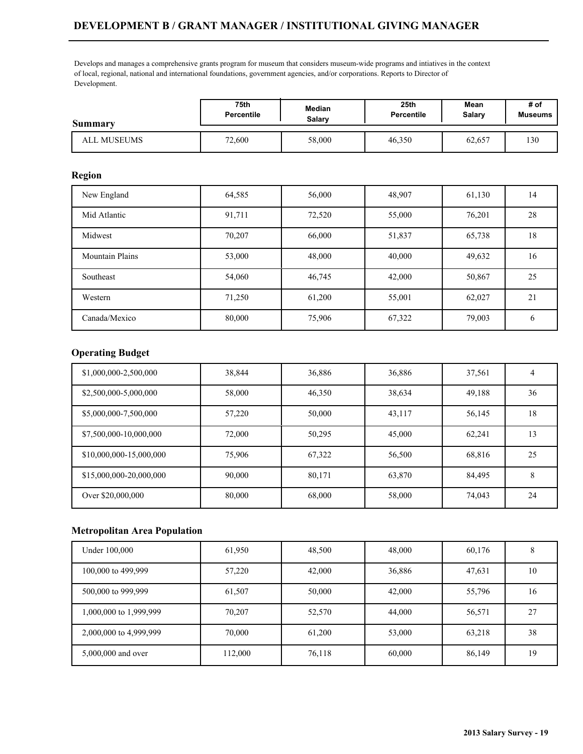# DEVELOPMENT B / GRANT MANAGER / INSTITUTIONAL GIVING MANAGER

Develops and manages a comprehensive grants program for museum that considers museum-wide programs and intiatives in the context of local, regional, national and international foundations, government agencies, and/or corporations. Reports to Director of Development.

| Summary | 75th Percentile | Median Salary | 25th Percentile | Mean Salary | # of Museums |
|---|---|---|---|---|---|
| ALL MUSEUMS | 72,600 | 58,000 | 46,350 | 62,657 | 130 |

## Region

| | | | | | |
|---|---|---|---|---|---|
| New England | 64,585 | 56,000 | 48,907 | 61,130 | 14 |
| Mid Atlantic | 91,711 | 72,520 | 55,000 | 76,201 | 28 |
| Midwest | 70,207 | 66,000 | 51,837 | 65,738 | 18 |
| Mountain Plains | 53,000 | 48,000 | 40,000 | 49,632 | 16 |
| Southeast | 54,060 | 46,745 | 42,000 | 50,867 | 25 |
| Western | 71,250 | 61,200 | 55,001 | 62,027 | 21 |
| Canada/Mexico | 80,000 | 75,906 | 67,322 | 79,003 | 6 |

## Operating Budget

| | | | | | |
|---|---|---|---|---|---|
| $1,000,000-2,500,000 | 38,844 | 36,886 | 36,886 | 37,561 | 4 |
| $2,500,000-5,000,000 | 58,000 | 46,350 | 38,634 | 49,188 | 36 |
| $5,000,000-7,500,000 | 57,220 | 50,000 | 43,117 | 56,145 | 18 |
| $7,500,000-10,000,000 | 72,000 | 50,295 | 45,000 | 62,241 | 13 |
| $10,000,000-15,000,000 | 75,906 | 67,322 | 56,500 | 68,816 | 25 |
| $15,000,000-20,000,000 | 90,000 | 80,171 | 63,870 | 84,495 | 8 |
| Over $20,000,000 | 80,000 | 68,000 | 58,000 | 74,043 | 24 |

## Metropolitan Area Population

| | | | | | |
|---|---|---|---|---|---|
| Under 100,000 | 61,950 | 48,500 | 48,000 | 60,176 | 8 |
| 100,000 to 499,999 | 57,220 | 42,000 | 36,886 | 47,631 | 10 |
| 500,000 to 999,999 | 61,507 | 50,000 | 42,000 | 55,796 | 16 |
| 1,000,000 to 1,999,999 | 70,207 | 52,570 | 44,000 | 56,571 | 27 |
| 2,000,000 to 4,999,999 | 70,000 | 61,200 | 53,000 | 63,218 | 38 |
| 5,000,000 and over | 112,000 | 76,118 | 60,000 | 86,149 | 19 |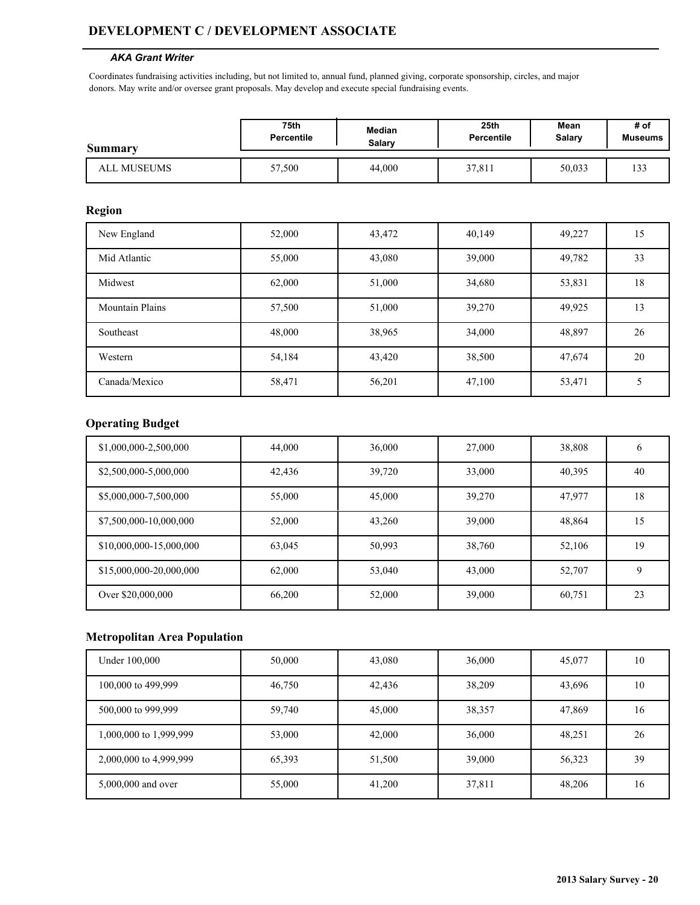# DEVELOPMENT C / DEVELOPMENT ASSOCIATE

***AKA Grant Writer***

Coordinates fundraising activities including, but not limited to, annual fund, planned giving, corporate sponsorship, circles, and major donors. May write and/or oversee grant proposals. May develop and execute special fundraising events.

## Summary

| | 75th Percentile | Median Salary | 25th Percentile | Mean Salary | # of Museums |
|---|---|---|---|---|---|
| ALL MUSEUMS | 57,500 | 44,000 | 37,811 | 50,033 | 133 |

## Region

| | 75th Percentile | Median Salary | 25th Percentile | Mean Salary | # of Museums |
|---|---|---|---|---|---|
| New England | 52,000 | 43,472 | 40,149 | 49,227 | 15 |
| Mid Atlantic | 55,000 | 43,080 | 39,000 | 49,782 | 33 |
| Midwest | 62,000 | 51,000 | 34,680 | 53,831 | 18 |
| Mountain Plains | 57,500 | 51,000 | 39,270 | 49,925 | 13 |
| Southeast | 48,000 | 38,965 | 34,000 | 48,897 | 26 |
| Western | 54,184 | 43,420 | 38,500 | 47,674 | 20 |
| Canada/Mexico | 58,471 | 56,201 | 47,100 | 53,471 | 5 |

## Operating Budget

| | 75th Percentile | Median Salary | 25th Percentile | Mean Salary | # of Museums |
|---|---|---|---|---|---|
| $1,000,000-2,500,000 | 44,000 | 36,000 | 27,000 | 38,808 | 6 |
| $2,500,000-5,000,000 | 42,436 | 39,720 | 33,000 | 40,395 | 40 |
| $5,000,000-7,500,000 | 55,000 | 45,000 | 39,270 | 47,977 | 18 |
| $7,500,000-10,000,000 | 52,000 | 43,260 | 39,000 | 48,864 | 15 |
| $10,000,000-15,000,000 | 63,045 | 50,993 | 38,760 | 52,106 | 19 |
| $15,000,000-20,000,000 | 62,000 | 53,040 | 43,000 | 52,707 | 9 |
| Over $20,000,000 | 66,200 | 52,000 | 39,000 | 60,751 | 23 |

## Metropolitan Area Population

| | 75th Percentile | Median Salary | 25th Percentile | Mean Salary | # of Museums |
|---|---|---|---|---|---|
| Under 100,000 | 50,000 | 43,080 | 36,000 | 45,077 | 10 |
| 100,000 to 499,999 | 46,750 | 42,436 | 38,209 | 43,696 | 10 |
| 500,000 to 999,999 | 59,740 | 45,000 | 38,357 | 47,869 | 16 |
| 1,000,000 to 1,999,999 | 53,000 | 42,000 | 36,000 | 48,251 | 26 |
| 2,000,000 to 4,999,999 | 65,393 | 51,500 | 39,000 | 56,323 | 39 |
| 5,000,000 and over | 55,000 | 41,200 | 37,811 | 48,206 | 16 |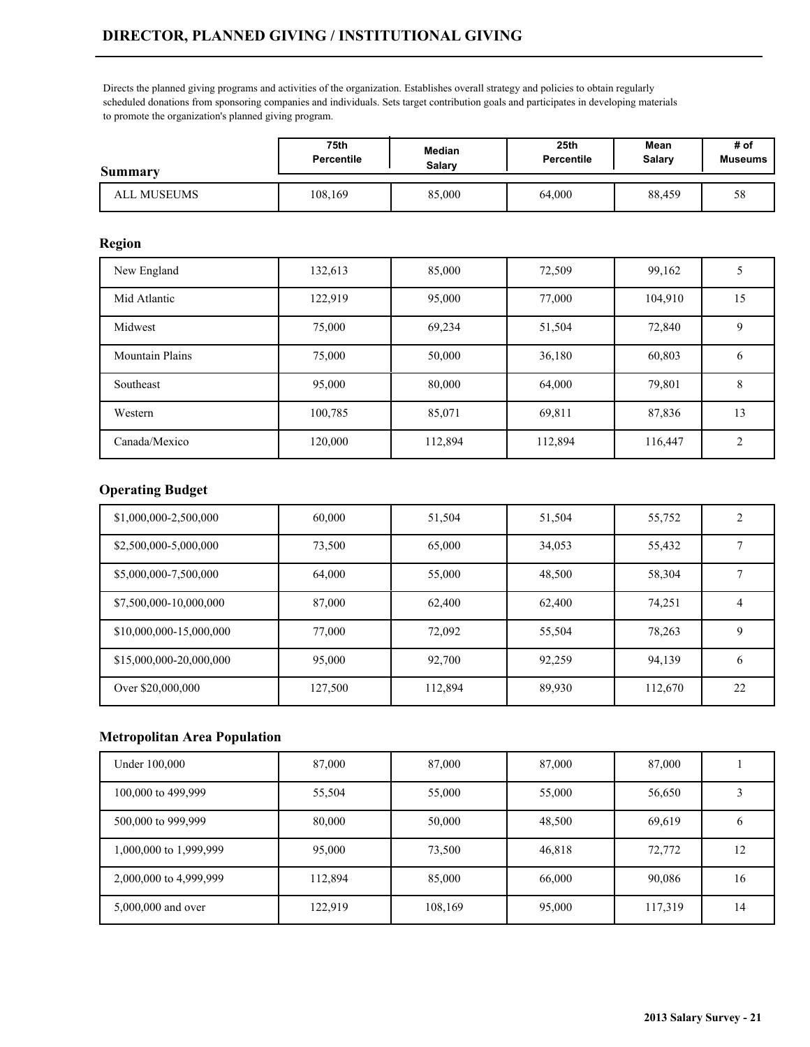# DIRECTOR, PLANNED GIVING / INSTITUTIONAL GIVING

Directs the planned giving programs and activities of the organization. Establishes overall strategy and policies to obtain regularly scheduled donations from sponsoring companies and individuals. Sets target contribution goals and participates in developing materials to promote the organization's planned giving program.

| Summary | 75th Percentile | Median Salary | 25th Percentile | Mean Salary | # of Museums |
|---|---|---|---|---|---|
| ALL MUSEUMS | 108,169 | 85,000 | 64,000 | 88,459 | 58 |

### Region

| Region | 75th Percentile | Median Salary | 25th Percentile | Mean Salary | # of Museums |
|---|---|---|---|---|---|
| New England | 132,613 | 85,000 | 72,509 | 99,162 | 5 |
| Mid Atlantic | 122,919 | 95,000 | 77,000 | 104,910 | 15 |
| Midwest | 75,000 | 69,234 | 51,504 | 72,840 | 9 |
| Mountain Plains | 75,000 | 50,000 | 36,180 | 60,803 | 6 |
| Southeast | 95,000 | 80,000 | 64,000 | 79,801 | 8 |
| Western | 100,785 | 85,071 | 69,811 | 87,836 | 13 |
| Canada/Mexico | 120,000 | 112,894 | 112,894 | 116,447 | 2 |

### Operating Budget

| Operating Budget | 75th Percentile | Median Salary | 25th Percentile | Mean Salary | # of Museums |
|---|---|---|---|---|---|
| $1,000,000-2,500,000 | 60,000 | 51,504 | 51,504 | 55,752 | 2 |
| $2,500,000-5,000,000 | 73,500 | 65,000 | 34,053 | 55,432 | 7 |
| $5,000,000-7,500,000 | 64,000 | 55,000 | 48,500 | 58,304 | 7 |
| $7,500,000-10,000,000 | 87,000 | 62,400 | 62,400 | 74,251 | 4 |
| $10,000,000-15,000,000 | 77,000 | 72,092 | 55,504 | 78,263 | 9 |
| $15,000,000-20,000,000 | 95,000 | 92,700 | 92,259 | 94,139 | 6 |
| Over $20,000,000 | 127,500 | 112,894 | 89,930 | 112,670 | 22 |

### Metropolitan Area Population

| Metropolitan Area Population | 75th Percentile | Median Salary | 25th Percentile | Mean Salary | # of Museums |
|---|---|---|---|---|---|
| Under 100,000 | 87,000 | 87,000 | 87,000 | 87,000 | 1 |
| 100,000 to 499,999 | 55,504 | 55,000 | 55,000 | 56,650 | 3 |
| 500,000 to 999,999 | 80,000 | 50,000 | 48,500 | 69,619 | 6 |
| 1,000,000 to 1,999,999 | 95,000 | 73,500 | 46,818 | 72,772 | 12 |
| 2,000,000 to 4,999,999 | 112,894 | 85,000 | 66,000 | 90,086 | 16 |
| 5,000,000 and over | 122,919 | 108,169 | 95,000 | 117,319 | 14 |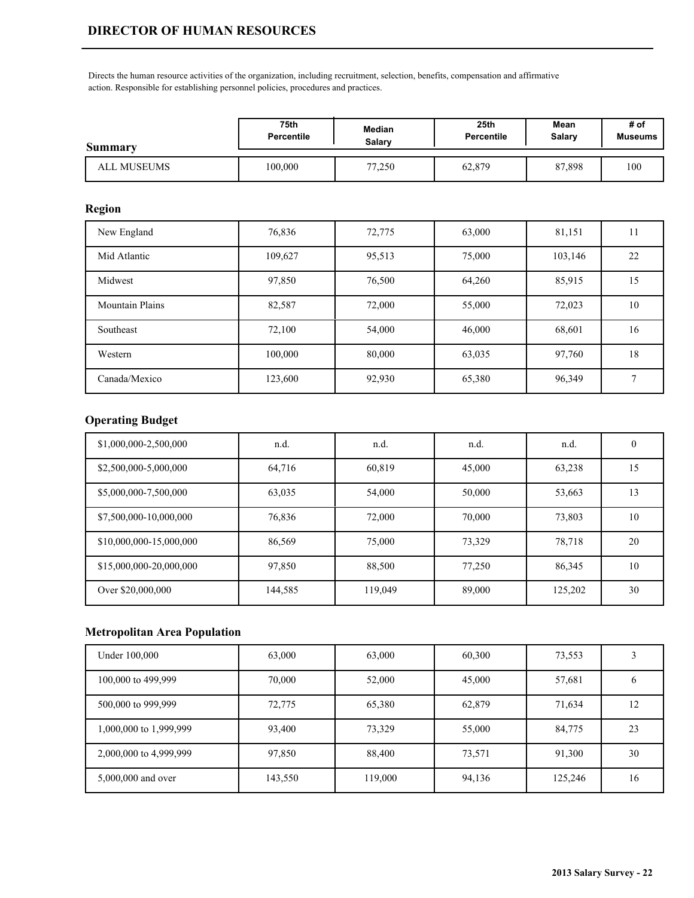## DIRECTOR OF HUMAN RESOURCES

Directs the human resource activities of the organization, including recruitment, selection, benefits, compensation and affirmative action. Responsible for establishing personnel policies, procedures and practices.

| Summary | 75th Percentile | Median Salary | 25th Percentile | Mean Salary | # of Museums |
|---|---|---|---|---|---|
| ALL MUSEUMS | 100,000 | 77,250 | 62,879 | 87,898 | 100 |

### Region

| Region | 75th Percentile | Median Salary | 25th Percentile | Mean Salary | # of Museums |
|---|---|---|---|---|---|
| New England | 76,836 | 72,775 | 63,000 | 81,151 | 11 |
| Mid Atlantic | 109,627 | 95,513 | 75,000 | 103,146 | 22 |
| Midwest | 97,850 | 76,500 | 64,260 | 85,915 | 15 |
| Mountain Plains | 82,587 | 72,000 | 55,000 | 72,023 | 10 |
| Southeast | 72,100 | 54,000 | 46,000 | 68,601 | 16 |
| Western | 100,000 | 80,000 | 63,035 | 97,760 | 18 |
| Canada/Mexico | 123,600 | 92,930 | 65,380 | 96,349 | 7 |

### Operating Budget

| Operating Budget | 75th Percentile | Median Salary | 25th Percentile | Mean Salary | # of Museums |
|---|---|---|---|---|---|
| $1,000,000-2,500,000 | n.d. | n.d. | n.d. | n.d. | 0 |
| $2,500,000-5,000,000 | 64,716 | 60,819 | 45,000 | 63,238 | 15 |
| $5,000,000-7,500,000 | 63,035 | 54,000 | 50,000 | 53,663 | 13 |
| $7,500,000-10,000,000 | 76,836 | 72,000 | 70,000 | 73,803 | 10 |
| $10,000,000-15,000,000 | 86,569 | 75,000 | 73,329 | 78,718 | 20 |
| $15,000,000-20,000,000 | 97,850 | 88,500 | 77,250 | 86,345 | 10 |
| Over $20,000,000 | 144,585 | 119,049 | 89,000 | 125,202 | 30 |

### Metropolitan Area Population

| Metropolitan Area Population | 75th Percentile | Median Salary | 25th Percentile | Mean Salary | # of Museums |
|---|---|---|---|---|---|
| Under 100,000 | 63,000 | 63,000 | 60,300 | 73,553 | 3 |
| 100,000 to 499,999 | 70,000 | 52,000 | 45,000 | 57,681 | 6 |
| 500,000 to 999,999 | 72,775 | 65,380 | 62,879 | 71,634 | 12 |
| 1,000,000 to 1,999,999 | 93,400 | 73,329 | 55,000 | 84,775 | 23 |
| 2,000,000 to 4,999,999 | 97,850 | 88,400 | 73,571 | 91,300 | 30 |
| 5,000,000 and over | 143,550 | 119,000 | 94,136 | 125,246 | 16 |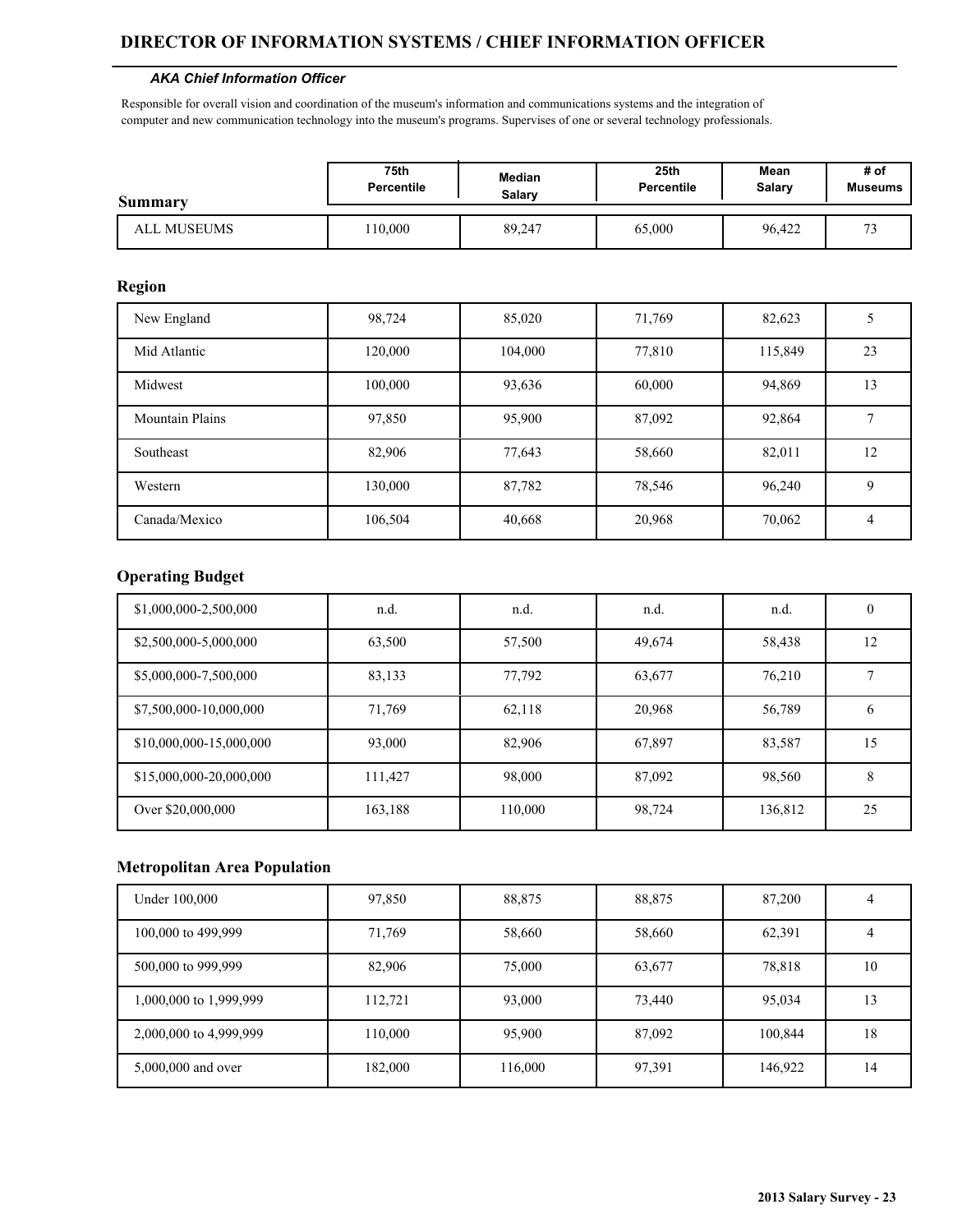# DIRECTOR OF INFORMATION SYSTEMS / CHIEF INFORMATION OFFICER

*AKA Chief Information Officer*

Responsible for overall vision and coordination of the museum's information and communications systems and the integration of computer and new communication technology into the museum's programs. Supervises of one or several technology professionals.

| Summary | 75th Percentile | Median Salary | 25th Percentile | Mean Salary | # of Museums |
|---|---|---|---|---|---|
| ALL MUSEUMS | 110,000 | 89,247 | 65,000 | 96,422 | 73 |

## Region

| Region | 75th Percentile | Median Salary | 25th Percentile | Mean Salary | # of Museums |
|---|---|---|---|---|---|
| New England | 98,724 | 85,020 | 71,769 | 82,623 | 5 |
| Mid Atlantic | 120,000 | 104,000 | 77,810 | 115,849 | 23 |
| Midwest | 100,000 | 93,636 | 60,000 | 94,869 | 13 |
| Mountain Plains | 97,850 | 95,900 | 87,092 | 92,864 | 7 |
| Southeast | 82,906 | 77,643 | 58,660 | 82,011 | 12 |
| Western | 130,000 | 87,782 | 78,546 | 96,240 | 9 |
| Canada/Mexico | 106,504 | 40,668 | 20,968 | 70,062 | 4 |

## Operating Budget

| Operating Budget | 75th Percentile | Median Salary | 25th Percentile | Mean Salary | # of Museums |
|---|---|---|---|---|---|
| $1,000,000-2,500,000 | n.d. | n.d. | n.d. | n.d. | 0 |
| $2,500,000-5,000,000 | 63,500 | 57,500 | 49,674 | 58,438 | 12 |
| $5,000,000-7,500,000 | 83,133 | 77,792 | 63,677 | 76,210 | 7 |
| $7,500,000-10,000,000 | 71,769 | 62,118 | 20,968 | 56,789 | 6 |
| $10,000,000-15,000,000 | 93,000 | 82,906 | 67,897 | 83,587 | 15 |
| $15,000,000-20,000,000 | 111,427 | 98,000 | 87,092 | 98,560 | 8 |
| Over $20,000,000 | 163,188 | 110,000 | 98,724 | 136,812 | 25 |

## Metropolitan Area Population

| Metropolitan Area Population | 75th Percentile | Median Salary | 25th Percentile | Mean Salary | # of Museums |
|---|---|---|---|---|---|
| Under 100,000 | 97,850 | 88,875 | 88,875 | 87,200 | 4 |
| 100,000 to 499,999 | 71,769 | 58,660 | 58,660 | 62,391 | 4 |
| 500,000 to 999,999 | 82,906 | 75,000 | 63,677 | 78,818 | 10 |
| 1,000,000 to 1,999,999 | 112,721 | 93,000 | 73,440 | 95,034 | 13 |
| 2,000,000 to 4,999,999 | 110,000 | 95,900 | 87,092 | 100,844 | 18 |
| 5,000,000 and over | 182,000 | 116,000 | 97,391 | 146,922 | 14 |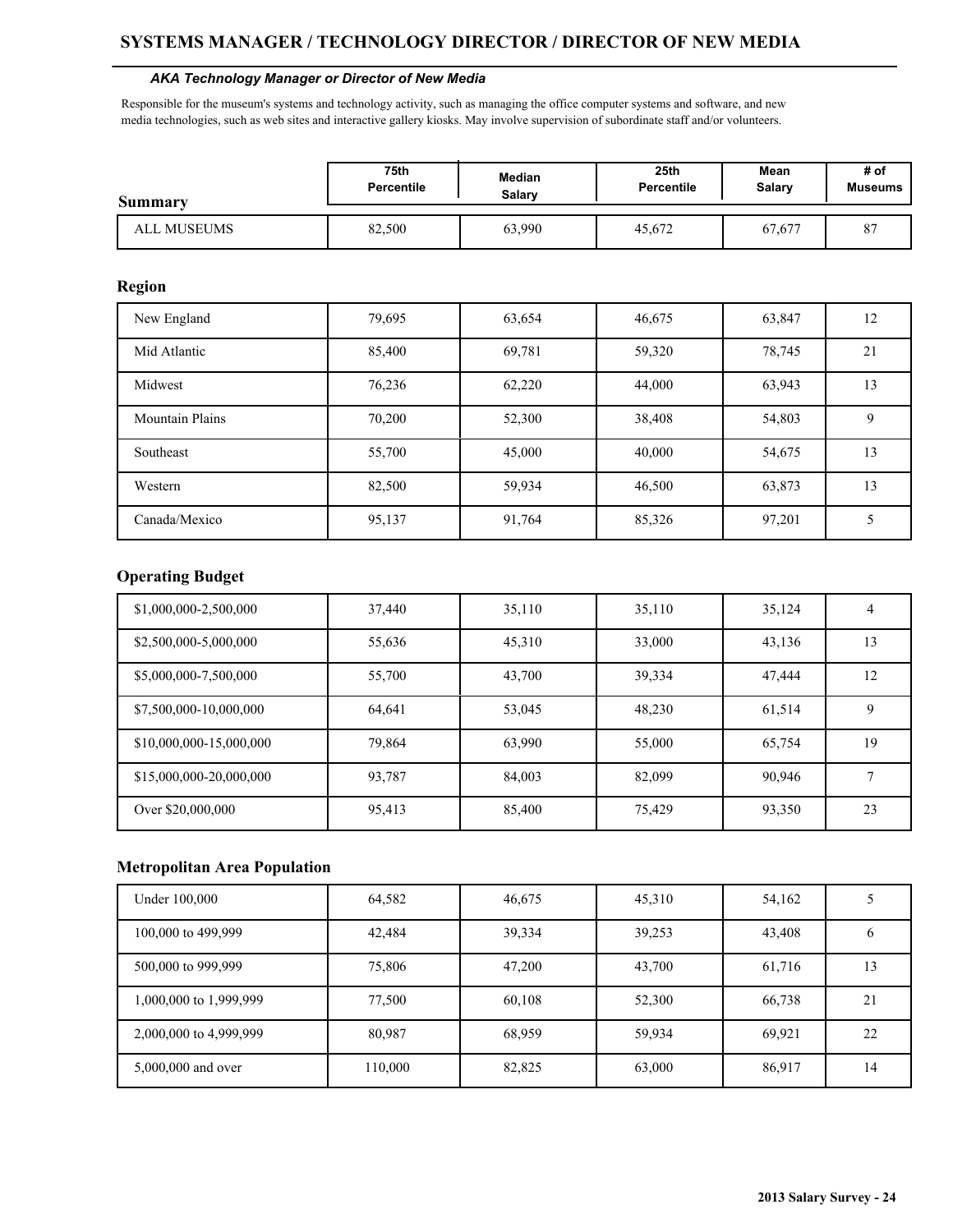# SYSTEMS MANAGER / TECHNOLOGY DIRECTOR / DIRECTOR OF NEW MEDIA

***AKA Technology Manager or Director of New Media***

Responsible for the museum's systems and technology activity, such as managing the office computer systems and software, and new media technologies, such as web sites and interactive gallery kiosks. May involve supervision of subordinate staff and/or volunteers.

| Summary | 75th Percentile | Median Salary | 25th Percentile | Mean Salary | # of Museums |
|---|---|---|---|---|---|
| ALL MUSEUMS | 82,500 | 63,990 | 45,672 | 67,677 | 87 |

## Region

| Region | 75th Percentile | Median Salary | 25th Percentile | Mean Salary | # of Museums |
|---|---|---|---|---|---|
| New England | 79,695 | 63,654 | 46,675 | 63,847 | 12 |
| Mid Atlantic | 85,400 | 69,781 | 59,320 | 78,745 | 21 |
| Midwest | 76,236 | 62,220 | 44,000 | 63,943 | 13 |
| Mountain Plains | 70,200 | 52,300 | 38,408 | 54,803 | 9 |
| Southeast | 55,700 | 45,000 | 40,000 | 54,675 | 13 |
| Western | 82,500 | 59,934 | 46,500 | 63,873 | 13 |
| Canada/Mexico | 95,137 | 91,764 | 85,326 | 97,201 | 5 |

## Operating Budget

| Operating Budget | 75th Percentile | Median Salary | 25th Percentile | Mean Salary | # of Museums |
|---|---|---|---|---|---|
| $1,000,000-2,500,000 | 37,440 | 35,110 | 35,110 | 35,124 | 4 |
| $2,500,000-5,000,000 | 55,636 | 45,310 | 33,000 | 43,136 | 13 |
| $5,000,000-7,500,000 | 55,700 | 43,700 | 39,334 | 47,444 | 12 |
| $7,500,000-10,000,000 | 64,641 | 53,045 | 48,230 | 61,514 | 9 |
| $10,000,000-15,000,000 | 79,864 | 63,990 | 55,000 | 65,754 | 19 |
| $15,000,000-20,000,000 | 93,787 | 84,003 | 82,099 | 90,946 | 7 |
| Over $20,000,000 | 95,413 | 85,400 | 75,429 | 93,350 | 23 |

## Metropolitan Area Population

| Metropolitan Area Population | 75th Percentile | Median Salary | 25th Percentile | Mean Salary | # of Museums |
|---|---|---|---|---|---|
| Under 100,000 | 64,582 | 46,675 | 45,310 | 54,162 | 5 |
| 100,000 to 499,999 | 42,484 | 39,334 | 39,253 | 43,408 | 6 |
| 500,000 to 999,999 | 75,806 | 47,200 | 43,700 | 61,716 | 13 |
| 1,000,000 to 1,999,999 | 77,500 | 60,108 | 52,300 | 66,738 | 21 |
| 2,000,000 to 4,999,999 | 80,987 | 68,959 | 59,934 | 69,921 | 22 |
| 5,000,000 and over | 110,000 | 82,825 | 63,000 | 86,917 | 14 |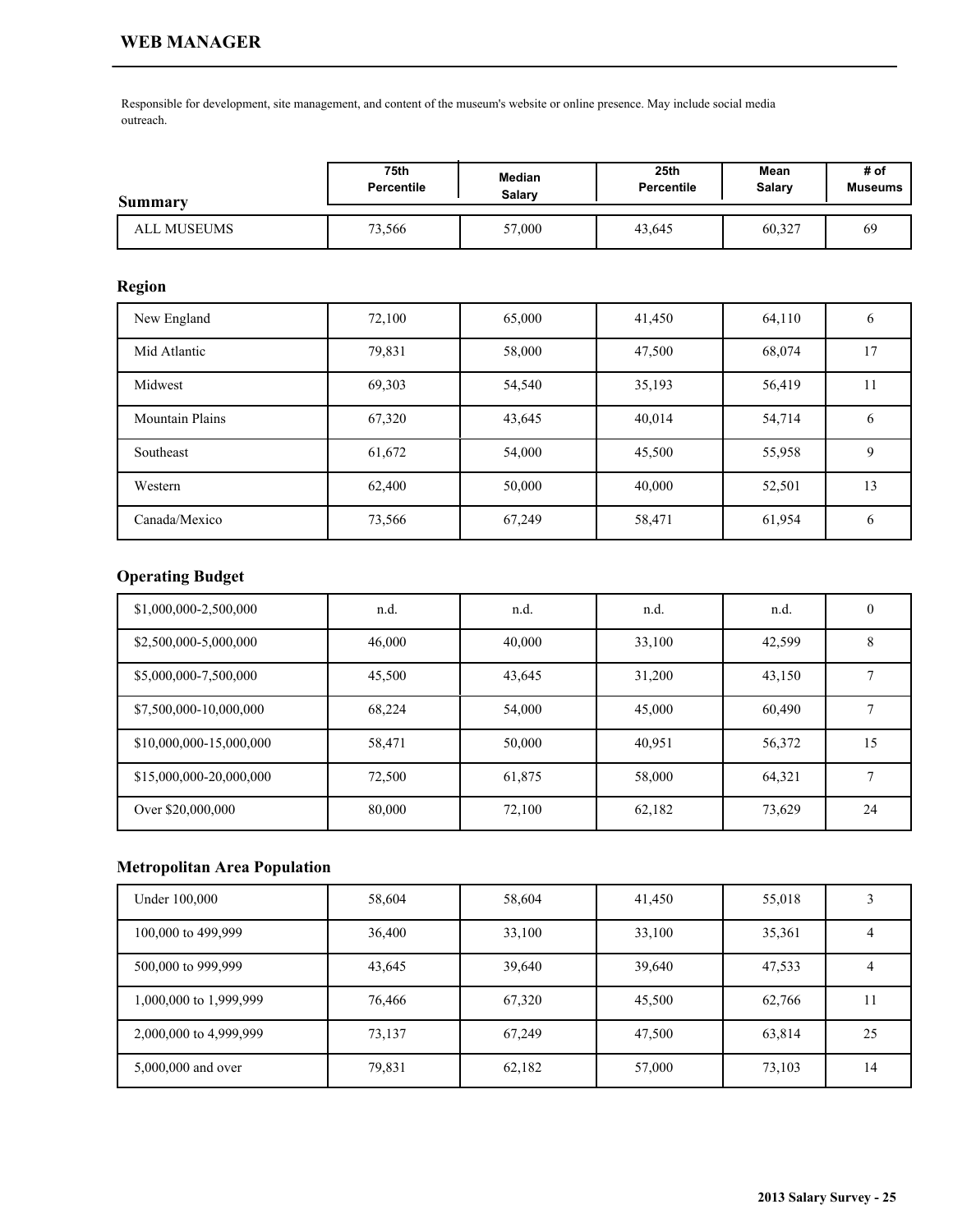# WEB MANAGER

Responsible for development, site management, and content of the museum's website or online presence. May include social media outreach.

| Summary | 75th Percentile | Median Salary | 25th Percentile | Mean Salary | # of Museums |
|---|---|---|---|---|---|
| ALL MUSEUMS | 73,566 | 57,000 | 43,645 | 60,327 | 69 |

## Region

| | | | | | |
|---|---|---|---|---|---|
| New England | 72,100 | 65,000 | 41,450 | 64,110 | 6 |
| Mid Atlantic | 79,831 | 58,000 | 47,500 | 68,074 | 17 |
| Midwest | 69,303 | 54,540 | 35,193 | 56,419 | 11 |
| Mountain Plains | 67,320 | 43,645 | 40,014 | 54,714 | 6 |
| Southeast | 61,672 | 54,000 | 45,500 | 55,958 | 9 |
| Western | 62,400 | 50,000 | 40,000 | 52,501 | 13 |
| Canada/Mexico | 73,566 | 67,249 | 58,471 | 61,954 | 6 |

## Operating Budget

| | | | | | |
|---|---|---|---|---|---|
| $1,000,000-2,500,000 | n.d. | n.d. | n.d. | n.d. | 0 |
| $2,500,000-5,000,000 | 46,000 | 40,000 | 33,100 | 42,599 | 8 |
| $5,000,000-7,500,000 | 45,500 | 43,645 | 31,200 | 43,150 | 7 |
| $7,500,000-10,000,000 | 68,224 | 54,000 | 45,000 | 60,490 | 7 |
| $10,000,000-15,000,000 | 58,471 | 50,000 | 40,951 | 56,372 | 15 |
| $15,000,000-20,000,000 | 72,500 | 61,875 | 58,000 | 64,321 | 7 |
| Over $20,000,000 | 80,000 | 72,100 | 62,182 | 73,629 | 24 |

## Metropolitan Area Population

| | | | | | |
|---|---|---|---|---|---|
| Under 100,000 | 58,604 | 58,604 | 41,450 | 55,018 | 3 |
| 100,000 to 499,999 | 36,400 | 33,100 | 33,100 | 35,361 | 4 |
| 500,000 to 999,999 | 43,645 | 39,640 | 39,640 | 47,533 | 4 |
| 1,000,000 to 1,999,999 | 76,466 | 67,320 | 45,500 | 62,766 | 11 |
| 2,000,000 to 4,999,999 | 73,137 | 67,249 | 47,500 | 63,814 | 25 |
| 5,000,000 and over | 79,831 | 62,182 | 57,000 | 73,103 | 14 |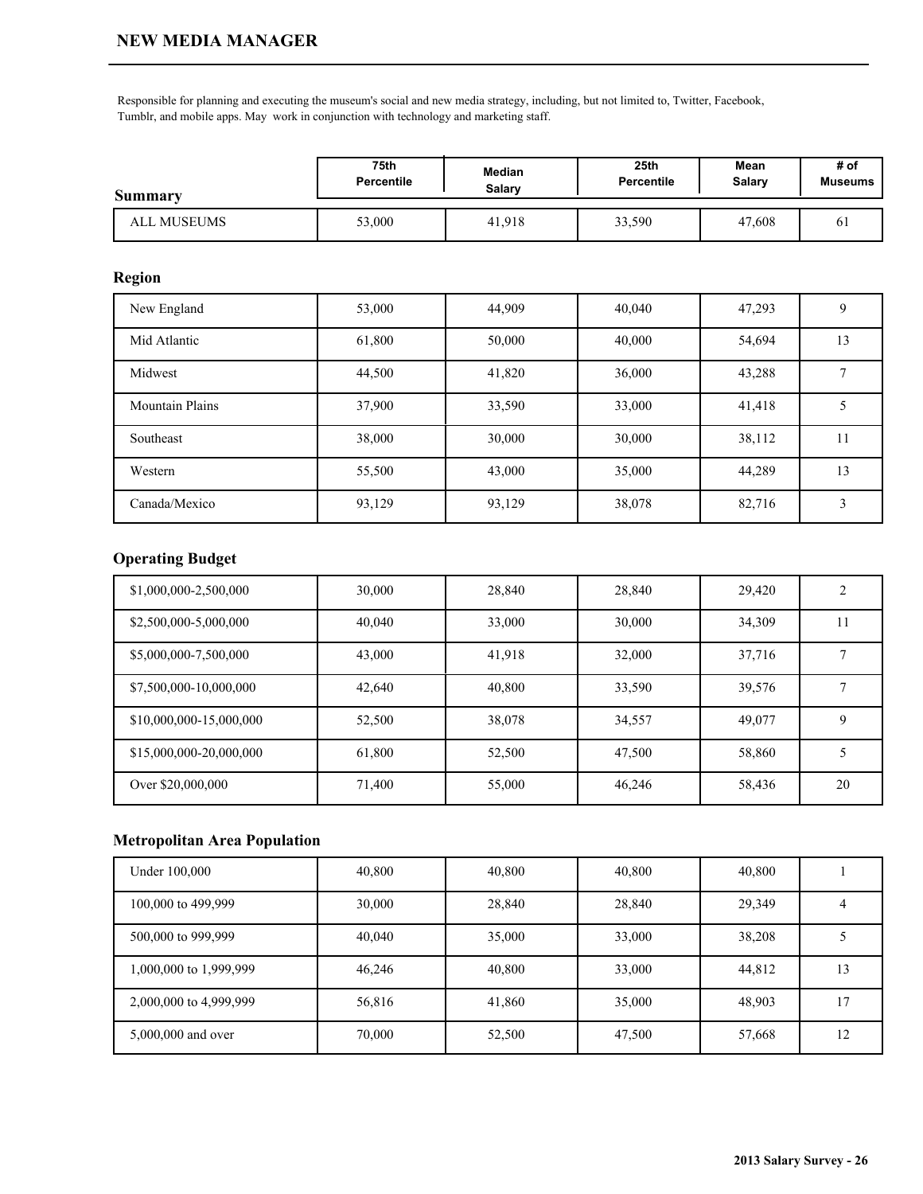# NEW MEDIA MANAGER

Responsible for planning and executing the museum's social and new media strategy, including, but not limited to, Twitter, Facebook, Tumblr, and mobile apps. May work in conjunction with technology and marketing staff.

| Summary | 75th Percentile | Median Salary | 25th Percentile | Mean Salary | # of Museums |
|---|---|---|---|---|---|
| ALL MUSEUMS | 53,000 | 41,918 | 33,590 | 47,608 | 61 |

## Region

| Region | 75th Percentile | Median Salary | 25th Percentile | Mean Salary | # of Museums |
|---|---|---|---|---|---|
| New England | 53,000 | 44,909 | 40,040 | 47,293 | 9 |
| Mid Atlantic | 61,800 | 50,000 | 40,000 | 54,694 | 13 |
| Midwest | 44,500 | 41,820 | 36,000 | 43,288 | 7 |
| Mountain Plains | 37,900 | 33,590 | 33,000 | 41,418 | 5 |
| Southeast | 38,000 | 30,000 | 30,000 | 38,112 | 11 |
| Western | 55,500 | 43,000 | 35,000 | 44,289 | 13 |
| Canada/Mexico | 93,129 | 93,129 | 38,078 | 82,716 | 3 |

## Operating Budget

| Operating Budget | 75th Percentile | Median Salary | 25th Percentile | Mean Salary | # of Museums |
|---|---|---|---|---|---|
| $1,000,000-2,500,000 | 30,000 | 28,840 | 28,840 | 29,420 | 2 |
| $2,500,000-5,000,000 | 40,040 | 33,000 | 30,000 | 34,309 | 11 |
| $5,000,000-7,500,000 | 43,000 | 41,918 | 32,000 | 37,716 | 7 |
| $7,500,000-10,000,000 | 42,640 | 40,800 | 33,590 | 39,576 | 7 |
| $10,000,000-15,000,000 | 52,500 | 38,078 | 34,557 | 49,077 | 9 |
| $15,000,000-20,000,000 | 61,800 | 52,500 | 47,500 | 58,860 | 5 |
| Over $20,000,000 | 71,400 | 55,000 | 46,246 | 58,436 | 20 |

## Metropolitan Area Population

| Metropolitan Area Population | 75th Percentile | Median Salary | 25th Percentile | Mean Salary | # of Museums |
|---|---|---|---|---|---|
| Under 100,000 | 40,800 | 40,800 | 40,800 | 40,800 | 1 |
| 100,000 to 499,999 | 30,000 | 28,840 | 28,840 | 29,349 | 4 |
| 500,000 to 999,999 | 40,040 | 35,000 | 33,000 | 38,208 | 5 |
| 1,000,000 to 1,999,999 | 46,246 | 40,800 | 33,000 | 44,812 | 13 |
| 2,000,000 to 4,999,999 | 56,816 | 41,860 | 35,000 | 48,903 | 17 |
| 5,000,000 and over | 70,000 | 52,500 | 47,500 | 57,668 | 12 |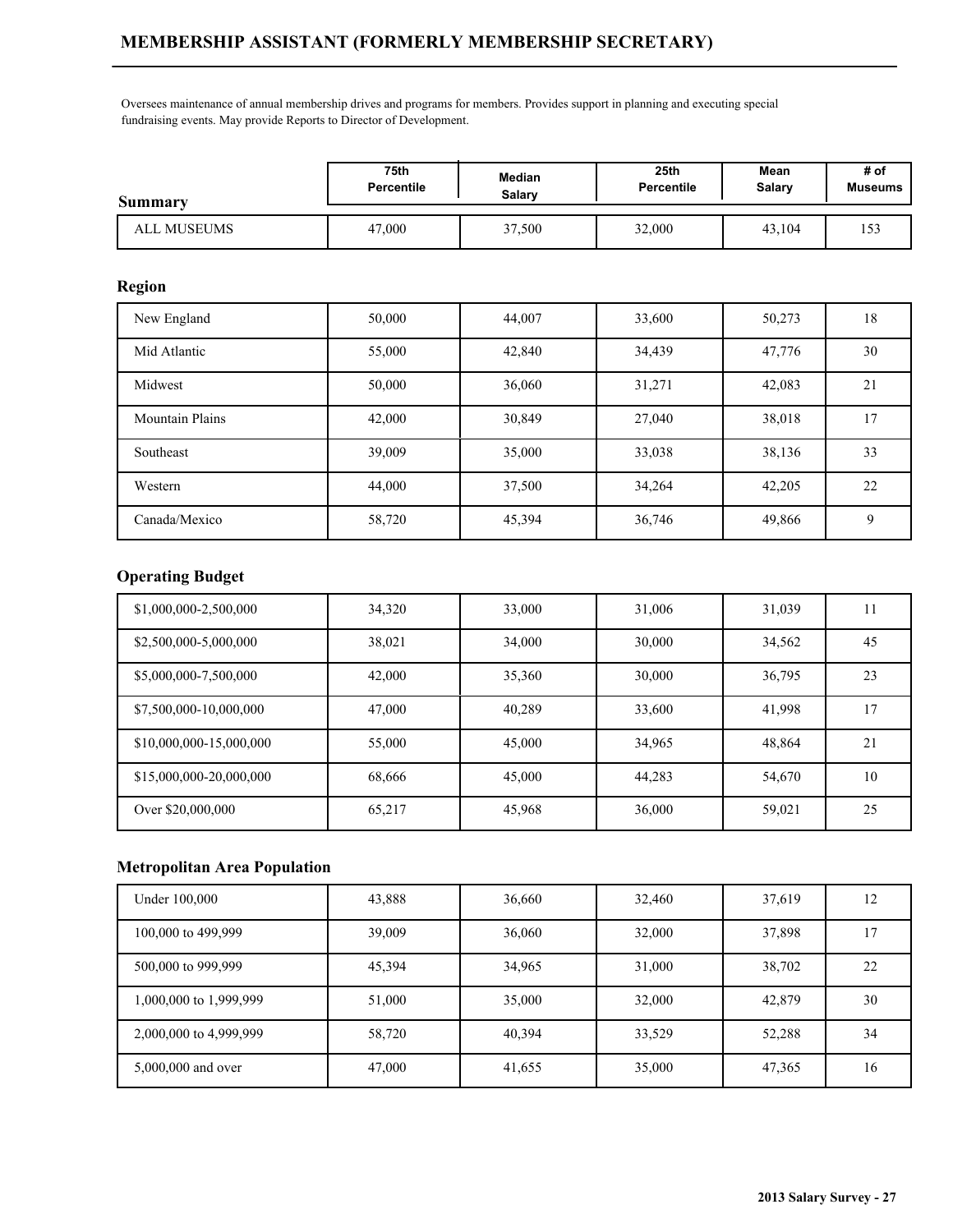# MEMBERSHIP ASSISTANT (FORMERLY MEMBERSHIP SECRETARY)

Oversees maintenance of annual membership drives and programs for members. Provides support in planning and executing special fundraising events. May provide Reports to Director of Development.

| Summary | 75th Percentile | Median Salary | 25th Percentile | Mean Salary | # of Museums |
|---|---|---|---|---|---|
| ALL MUSEUMS | 47,000 | 37,500 | 32,000 | 43,104 | 153 |

## Region

| | 75th Percentile | Median Salary | 25th Percentile | Mean Salary | # of Museums |
|---|---|---|---|---|---|
| New England | 50,000 | 44,007 | 33,600 | 50,273 | 18 |
| Mid Atlantic | 55,000 | 42,840 | 34,439 | 47,776 | 30 |
| Midwest | 50,000 | 36,060 | 31,271 | 42,083 | 21 |
| Mountain Plains | 42,000 | 30,849 | 27,040 | 38,018 | 17 |
| Southeast | 39,009 | 35,000 | 33,038 | 38,136 | 33 |
| Western | 44,000 | 37,500 | 34,264 | 42,205 | 22 |
| Canada/Mexico | 58,720 | 45,394 | 36,746 | 49,866 | 9 |

## Operating Budget

| | 75th Percentile | Median Salary | 25th Percentile | Mean Salary | # of Museums |
|---|---|---|---|---|---|
| $1,000,000-2,500,000 | 34,320 | 33,000 | 31,006 | 31,039 | 11 |
| $2,500,000-5,000,000 | 38,021 | 34,000 | 30,000 | 34,562 | 45 |
| $5,000,000-7,500,000 | 42,000 | 35,360 | 30,000 | 36,795 | 23 |
| $7,500,000-10,000,000 | 47,000 | 40,289 | 33,600 | 41,998 | 17 |
| $10,000,000-15,000,000 | 55,000 | 45,000 | 34,965 | 48,864 | 21 |
| $15,000,000-20,000,000 | 68,666 | 45,000 | 44,283 | 54,670 | 10 |
| Over $20,000,000 | 65,217 | 45,968 | 36,000 | 59,021 | 25 |

## Metropolitan Area Population

| | 75th Percentile | Median Salary | 25th Percentile | Mean Salary | # of Museums |
|---|---|---|---|---|---|
| Under 100,000 | 43,888 | 36,660 | 32,460 | 37,619 | 12 |
| 100,000 to 499,999 | 39,009 | 36,060 | 32,000 | 37,898 | 17 |
| 500,000 to 999,999 | 45,394 | 34,965 | 31,000 | 38,702 | 22 |
| 1,000,000 to 1,999,999 | 51,000 | 35,000 | 32,000 | 42,879 | 30 |
| 2,000,000 to 4,999,999 | 58,720 | 40,394 | 33,529 | 52,288 | 34 |
| 5,000,000 and over | 47,000 | 41,655 | 35,000 | 47,365 | 16 |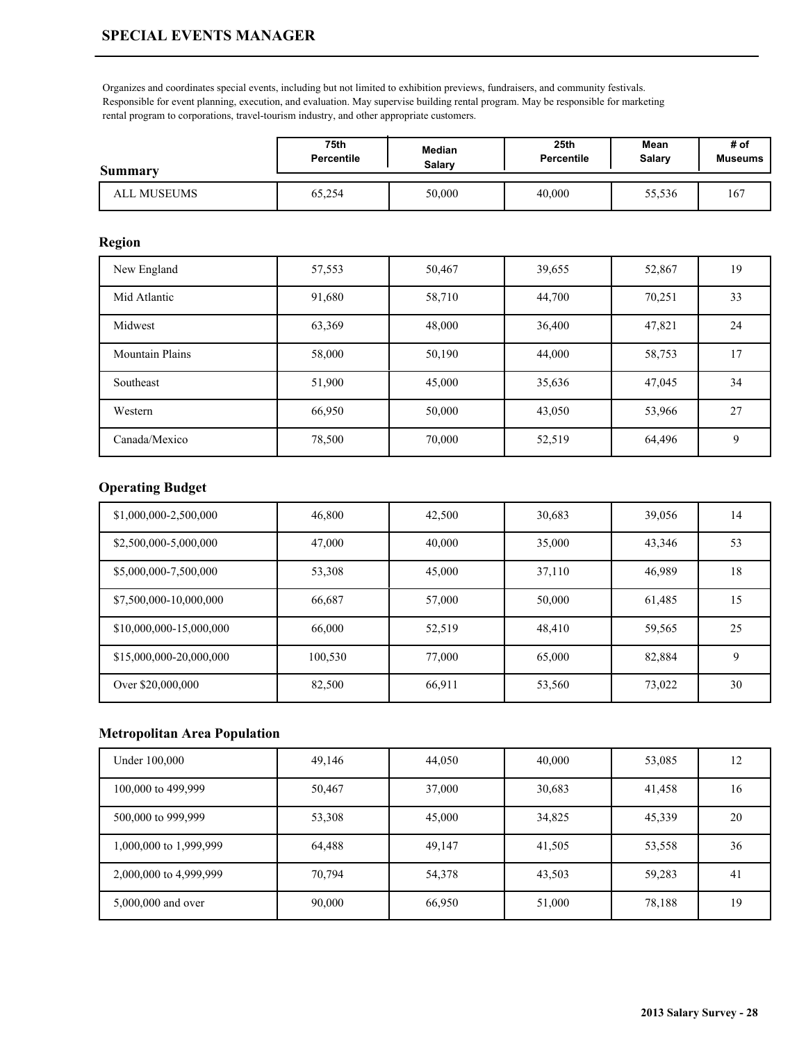# SPECIAL EVENTS MANAGER

Organizes and coordinates special events, including but not limited to exhibition previews, fundraisers, and community festivals. Responsible for event planning, execution, and evaluation. May supervise building rental program. May be responsible for marketing rental program to corporations, travel-tourism industry, and other appropriate customers.

| Summary | 75th Percentile | Median Salary | 25th Percentile | Mean Salary | # of Museums |
|---|---|---|---|---|---|
| ALL MUSEUMS | 65,254 | 50,000 | 40,000 | 55,536 | 167 |

## Region

| Region | 75th Percentile | Median Salary | 25th Percentile | Mean Salary | # of Museums |
|---|---|---|---|---|---|
| New England | 57,553 | 50,467 | 39,655 | 52,867 | 19 |
| Mid Atlantic | 91,680 | 58,710 | 44,700 | 70,251 | 33 |
| Midwest | 63,369 | 48,000 | 36,400 | 47,821 | 24 |
| Mountain Plains | 58,000 | 50,190 | 44,000 | 58,753 | 17 |
| Southeast | 51,900 | 45,000 | 35,636 | 47,045 | 34 |
| Western | 66,950 | 50,000 | 43,050 | 53,966 | 27 |
| Canada/Mexico | 78,500 | 70,000 | 52,519 | 64,496 | 9 |

## Operating Budget

| Operating Budget | 75th Percentile | Median Salary | 25th Percentile | Mean Salary | # of Museums |
|---|---|---|---|---|---|
| $1,000,000-2,500,000 | 46,800 | 42,500 | 30,683 | 39,056 | 14 |
| $2,500,000-5,000,000 | 47,000 | 40,000 | 35,000 | 43,346 | 53 |
| $5,000,000-7,500,000 | 53,308 | 45,000 | 37,110 | 46,989 | 18 |
| $7,500,000-10,000,000 | 66,687 | 57,000 | 50,000 | 61,485 | 15 |
| $10,000,000-15,000,000 | 66,000 | 52,519 | 48,410 | 59,565 | 25 |
| $15,000,000-20,000,000 | 100,530 | 77,000 | 65,000 | 82,884 | 9 |
| Over $20,000,000 | 82,500 | 66,911 | 53,560 | 73,022 | 30 |

## Metropolitan Area Population

| Metropolitan Area Population | 75th Percentile | Median Salary | 25th Percentile | Mean Salary | # of Museums |
|---|---|---|---|---|---|
| Under 100,000 | 49,146 | 44,050 | 40,000 | 53,085 | 12 |
| 100,000 to 499,999 | 50,467 | 37,000 | 30,683 | 41,458 | 16 |
| 500,000 to 999,999 | 53,308 | 45,000 | 34,825 | 45,339 | 20 |
| 1,000,000 to 1,999,999 | 64,488 | 49,147 | 41,505 | 53,558 | 36 |
| 2,000,000 to 4,999,999 | 70,794 | 54,378 | 43,503 | 59,283 | 41 |
| 5,000,000 and over | 90,000 | 66,950 | 51,000 | 78,188 | 19 |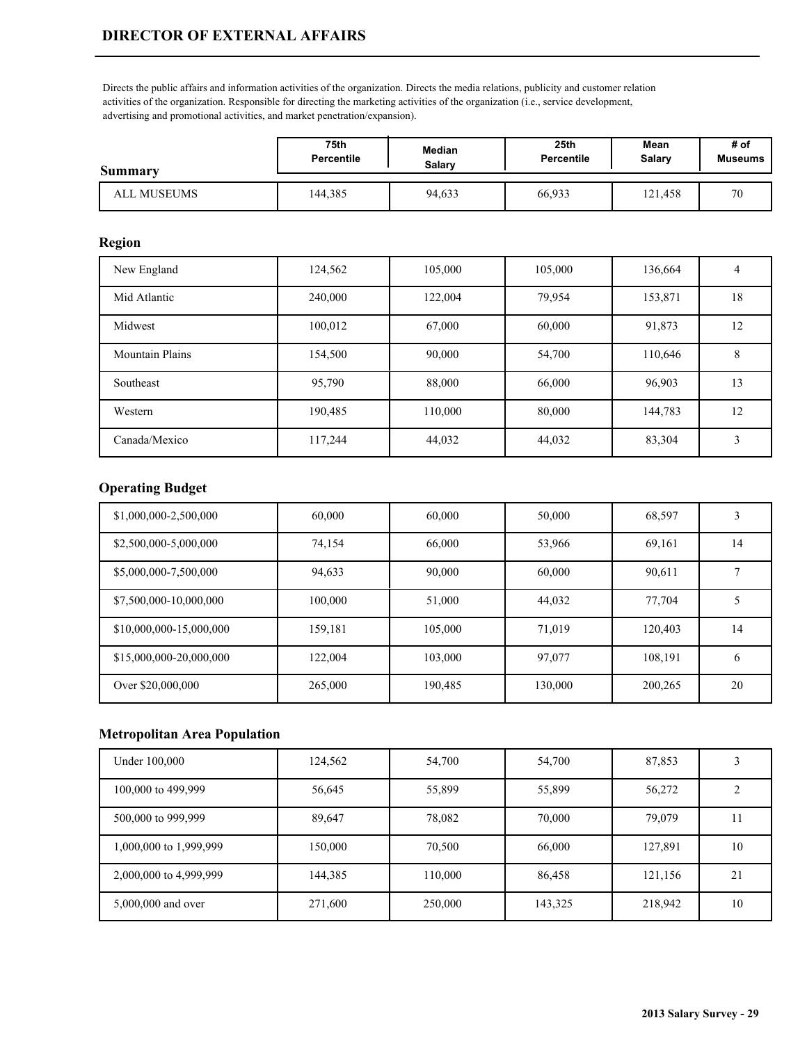# DIRECTOR OF EXTERNAL AFFAIRS

Directs the public affairs and information activities of the organization. Directs the media relations, publicity and customer relation activities of the organization. Responsible for directing the marketing activities of the organization (i.e., service development, advertising and promotional activities, and market penetration/expansion).

| Summary | 75th Percentile | Median Salary | 25th Percentile | Mean Salary | # of Museums |
|---|---|---|---|---|---|
| ALL MUSEUMS | 144,385 | 94,633 | 66,933 | 121,458 | 70 |

## Region

| Region | 75th Percentile | Median Salary | 25th Percentile | Mean Salary | # of Museums |
|---|---|---|---|---|---|
| New England | 124,562 | 105,000 | 105,000 | 136,664 | 4 |
| Mid Atlantic | 240,000 | 122,004 | 79,954 | 153,871 | 18 |
| Midwest | 100,012 | 67,000 | 60,000 | 91,873 | 12 |
| Mountain Plains | 154,500 | 90,000 | 54,700 | 110,646 | 8 |
| Southeast | 95,790 | 88,000 | 66,000 | 96,903 | 13 |
| Western | 190,485 | 110,000 | 80,000 | 144,783 | 12 |
| Canada/Mexico | 117,244 | 44,032 | 44,032 | 83,304 | 3 |

## Operating Budget

| Operating Budget | 75th Percentile | Median Salary | 25th Percentile | Mean Salary | # of Museums |
|---|---|---|---|---|---|
| $1,000,000-2,500,000 | 60,000 | 60,000 | 50,000 | 68,597 | 3 |
| $2,500,000-5,000,000 | 74,154 | 66,000 | 53,966 | 69,161 | 14 |
| $5,000,000-7,500,000 | 94,633 | 90,000 | 60,000 | 90,611 | 7 |
| $7,500,000-10,000,000 | 100,000 | 51,000 | 44,032 | 77,704 | 5 |
| $10,000,000-15,000,000 | 159,181 | 105,000 | 71,019 | 120,403 | 14 |
| $15,000,000-20,000,000 | 122,004 | 103,000 | 97,077 | 108,191 | 6 |
| Over $20,000,000 | 265,000 | 190,485 | 130,000 | 200,265 | 20 |

## Metropolitan Area Population

| Metropolitan Area Population | 75th Percentile | Median Salary | 25th Percentile | Mean Salary | # of Museums |
|---|---|---|---|---|---|
| Under 100,000 | 124,562 | 54,700 | 54,700 | 87,853 | 3 |
| 100,000 to 499,999 | 56,645 | 55,899 | 55,899 | 56,272 | 2 |
| 500,000 to 999,999 | 89,647 | 78,082 | 70,000 | 79,079 | 11 |
| 1,000,000 to 1,999,999 | 150,000 | 70,500 | 66,000 | 127,891 | 10 |
| 2,000,000 to 4,999,999 | 144,385 | 110,000 | 86,458 | 121,156 | 21 |
| 5,000,000 and over | 271,600 | 250,000 | 143,325 | 218,942 | 10 |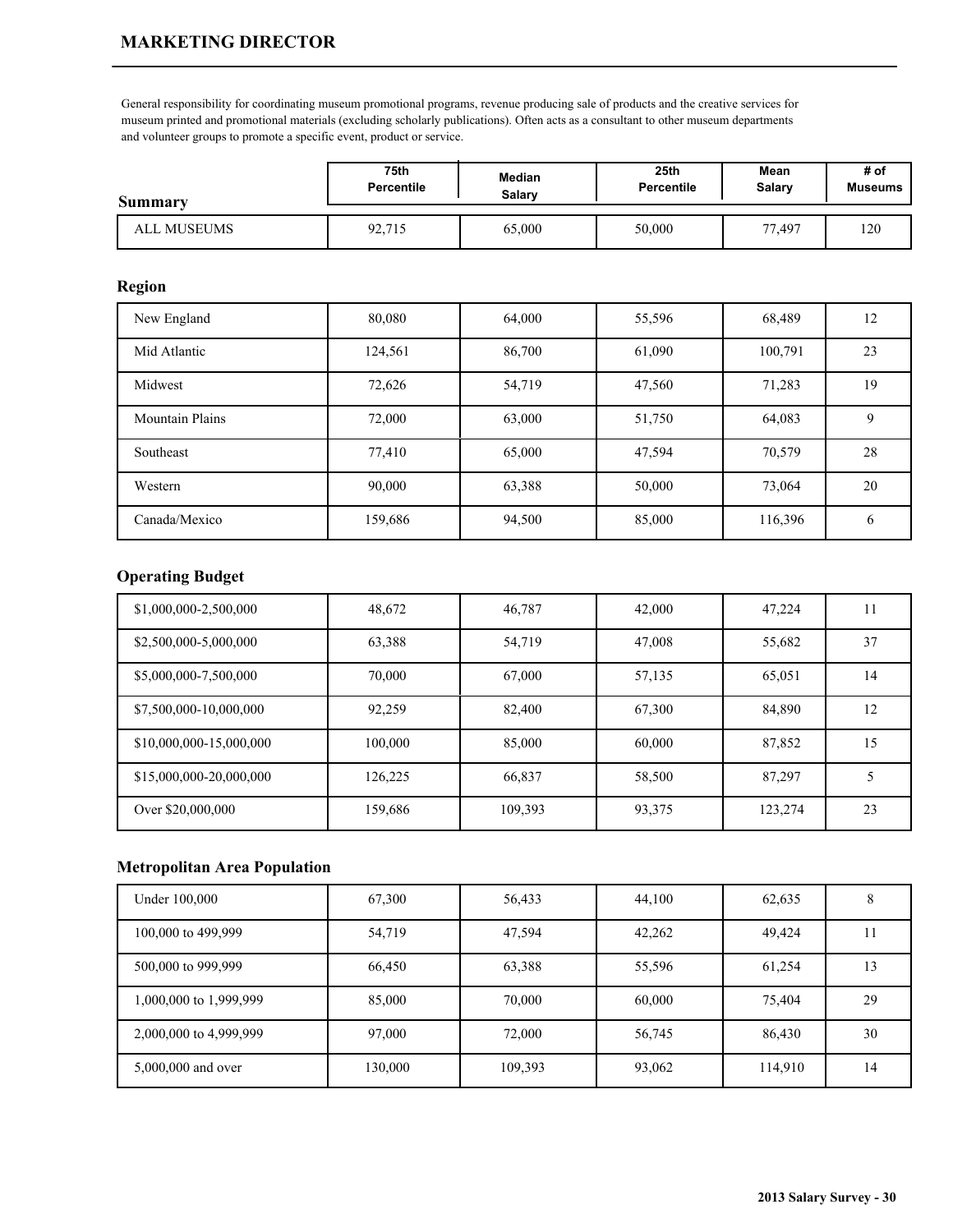# MARKETING DIRECTOR

General responsibility for coordinating museum promotional programs, revenue producing sale of products and the creative services for museum printed and promotional materials (excluding scholarly publications). Often acts as a consultant to other museum departments and volunteer groups to promote a specific event, product or service.

| Summary | 75th Percentile | Median Salary | 25th Percentile | Mean Salary | # of Museums |
|---|---|---|---|---|---|
| ALL MUSEUMS | 92,715 | 65,000 | 50,000 | 77,497 | 120 |

## Region

| Region | 75th Percentile | Median Salary | 25th Percentile | Mean Salary | # of Museums |
|---|---|---|---|---|---|
| New England | 80,080 | 64,000 | 55,596 | 68,489 | 12 |
| Mid Atlantic | 124,561 | 86,700 | 61,090 | 100,791 | 23 |
| Midwest | 72,626 | 54,719 | 47,560 | 71,283 | 19 |
| Mountain Plains | 72,000 | 63,000 | 51,750 | 64,083 | 9 |
| Southeast | 77,410 | 65,000 | 47,594 | 70,579 | 28 |
| Western | 90,000 | 63,388 | 50,000 | 73,064 | 20 |
| Canada/Mexico | 159,686 | 94,500 | 85,000 | 116,396 | 6 |

## Operating Budget

| Operating Budget | 75th Percentile | Median Salary | 25th Percentile | Mean Salary | # of Museums |
|---|---|---|---|---|---|
| $1,000,000-2,500,000 | 48,672 | 46,787 | 42,000 | 47,224 | 11 |
| $2,500,000-5,000,000 | 63,388 | 54,719 | 47,008 | 55,682 | 37 |
| $5,000,000-7,500,000 | 70,000 | 67,000 | 57,135 | 65,051 | 14 |
| $7,500,000-10,000,000 | 92,259 | 82,400 | 67,300 | 84,890 | 12 |
| $10,000,000-15,000,000 | 100,000 | 85,000 | 60,000 | 87,852 | 15 |
| $15,000,000-20,000,000 | 126,225 | 66,837 | 58,500 | 87,297 | 5 |
| Over $20,000,000 | 159,686 | 109,393 | 93,375 | 123,274 | 23 |

## Metropolitan Area Population

| Metropolitan Area Population | 75th Percentile | Median Salary | 25th Percentile | Mean Salary | # of Museums |
|---|---|---|---|---|---|
| Under 100,000 | 67,300 | 56,433 | 44,100 | 62,635 | 8 |
| 100,000 to 499,999 | 54,719 | 47,594 | 42,262 | 49,424 | 11 |
| 500,000 to 999,999 | 66,450 | 63,388 | 55,596 | 61,254 | 13 |
| 1,000,000 to 1,999,999 | 85,000 | 70,000 | 60,000 | 75,404 | 29 |
| 2,000,000 to 4,999,999 | 97,000 | 72,000 | 56,745 | 86,430 | 30 |
| 5,000,000 and over | 130,000 | 109,393 | 93,062 | 114,910 | 14 |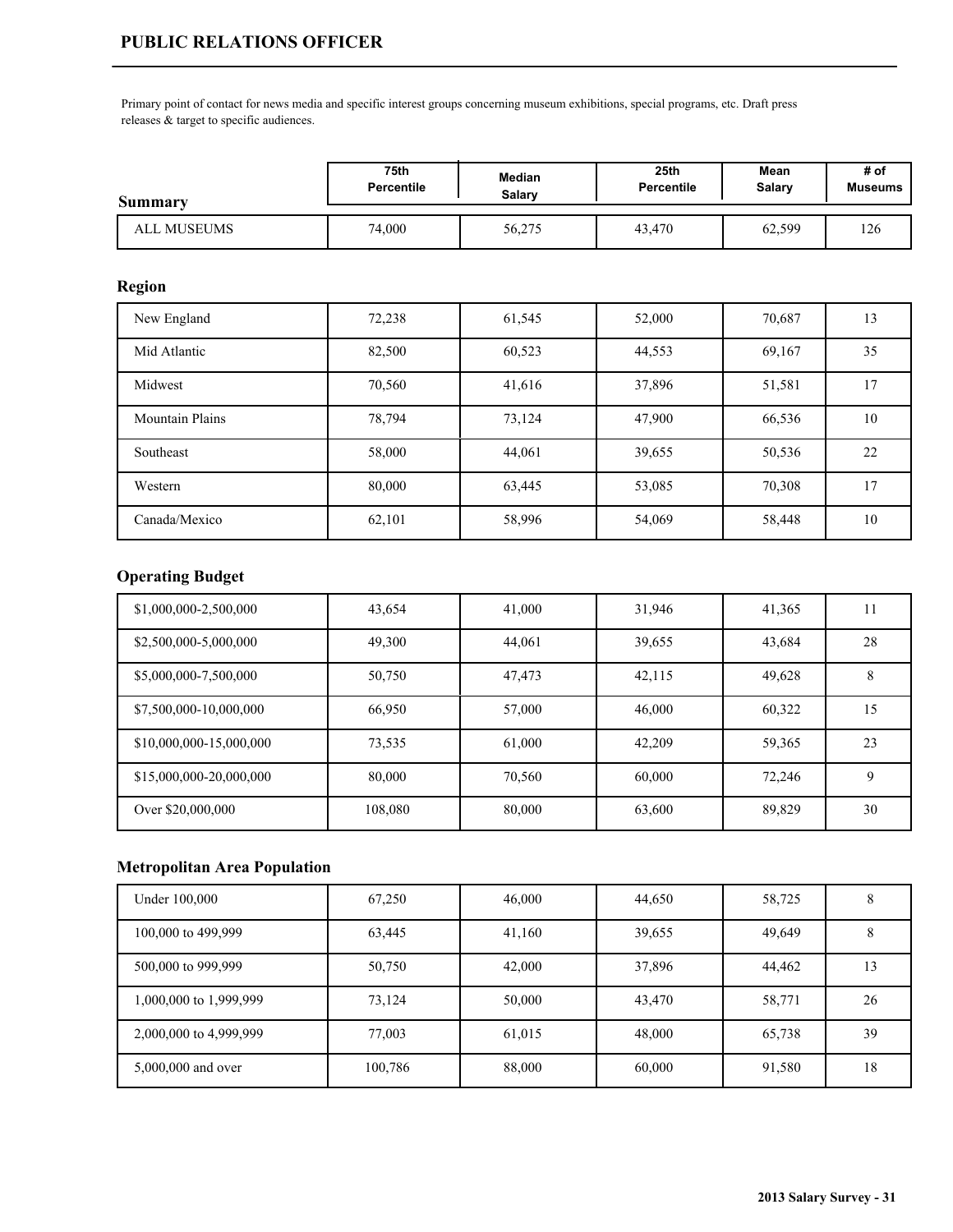# PUBLIC RELATIONS OFFICER

Primary point of contact for news media and specific interest groups concerning museum exhibitions, special programs, etc. Draft press releases & target to specific audiences.

| Summary | 75th Percentile | Median Salary | 25th Percentile | Mean Salary | # of Museums |
|---|---|---|---|---|---|
| ALL MUSEUMS | 74,000 | 56,275 | 43,470 | 62,599 | 126 |

## Region

| | | | | | |
|---|---|---|---|---|---|
| New England | 72,238 | 61,545 | 52,000 | 70,687 | 13 |
| Mid Atlantic | 82,500 | 60,523 | 44,553 | 69,167 | 35 |
| Midwest | 70,560 | 41,616 | 37,896 | 51,581 | 17 |
| Mountain Plains | 78,794 | 73,124 | 47,900 | 66,536 | 10 |
| Southeast | 58,000 | 44,061 | 39,655 | 50,536 | 22 |
| Western | 80,000 | 63,445 | 53,085 | 70,308 | 17 |
| Canada/Mexico | 62,101 | 58,996 | 54,069 | 58,448 | 10 |

## Operating Budget

| | | | | | |
|---|---|---|---|---|---|
| $1,000,000-2,500,000 | 43,654 | 41,000 | 31,946 | 41,365 | 11 |
| $2,500,000-5,000,000 | 49,300 | 44,061 | 39,655 | 43,684 | 28 |
| $5,000,000-7,500,000 | 50,750 | 47,473 | 42,115 | 49,628 | 8 |
| $7,500,000-10,000,000 | 66,950 | 57,000 | 46,000 | 60,322 | 15 |
| $10,000,000-15,000,000 | 73,535 | 61,000 | 42,209 | 59,365 | 23 |
| $15,000,000-20,000,000 | 80,000 | 70,560 | 60,000 | 72,246 | 9 |
| Over $20,000,000 | 108,080 | 80,000 | 63,600 | 89,829 | 30 |

## Metropolitan Area Population

| | | | | | |
|---|---|---|---|---|---|
| Under 100,000 | 67,250 | 46,000 | 44,650 | 58,725 | 8 |
| 100,000 to 499,999 | 63,445 | 41,160 | 39,655 | 49,649 | 8 |
| 500,000 to 999,999 | 50,750 | 42,000 | 37,896 | 44,462 | 13 |
| 1,000,000 to 1,999,999 | 73,124 | 50,000 | 43,470 | 58,771 | 26 |
| 2,000,000 to 4,999,999 | 77,003 | 61,015 | 48,000 | 65,738 | 39 |
| 5,000,000 and over | 100,786 | 88,000 | 60,000 | 91,580 | 18 |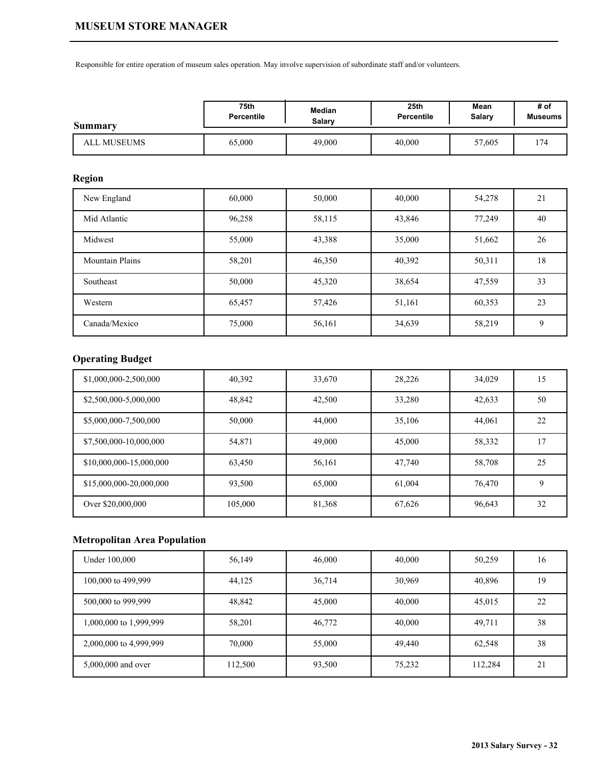## MUSEUM STORE MANAGER

Responsible for entire operation of museum sales operation. May involve supervision of subordinate staff and/or volunteers.

| Summary | 75th Percentile | Median Salary | 25th Percentile | Mean Salary | # of Museums |
|---|---|---|---|---|---|
| ALL MUSEUMS | 65,000 | 49,000 | 40,000 | 57,605 | 174 |

### Region

| Region | 75th Percentile | Median Salary | 25th Percentile | Mean Salary | # of Museums |
|---|---|---|---|---|---|
| New England | 60,000 | 50,000 | 40,000 | 54,278 | 21 |
| Mid Atlantic | 96,258 | 58,115 | 43,846 | 77,249 | 40 |
| Midwest | 55,000 | 43,388 | 35,000 | 51,662 | 26 |
| Mountain Plains | 58,201 | 46,350 | 40,392 | 50,311 | 18 |
| Southeast | 50,000 | 45,320 | 38,654 | 47,559 | 33 |
| Western | 65,457 | 57,426 | 51,161 | 60,353 | 23 |
| Canada/Mexico | 75,000 | 56,161 | 34,639 | 58,219 | 9 |

### Operating Budget

| Operating Budget | 75th Percentile | Median Salary | 25th Percentile | Mean Salary | # of Museums |
|---|---|---|---|---|---|
| $1,000,000-2,500,000 | 40,392 | 33,670 | 28,226 | 34,029 | 15 |
| $2,500,000-5,000,000 | 48,842 | 42,500 | 33,280 | 42,633 | 50 |
| $5,000,000-7,500,000 | 50,000 | 44,000 | 35,106 | 44,061 | 22 |
| $7,500,000-10,000,000 | 54,871 | 49,000 | 45,000 | 58,332 | 17 |
| $10,000,000-15,000,000 | 63,450 | 56,161 | 47,740 | 58,708 | 25 |
| $15,000,000-20,000,000 | 93,500 | 65,000 | 61,004 | 76,470 | 9 |
| Over $20,000,000 | 105,000 | 81,368 | 67,626 | 96,643 | 32 |

### Metropolitan Area Population

| Metropolitan Area Population | 75th Percentile | Median Salary | 25th Percentile | Mean Salary | # of Museums |
|---|---|---|---|---|---|
| Under 100,000 | 56,149 | 46,000 | 40,000 | 50,259 | 16 |
| 100,000 to 499,999 | 44,125 | 36,714 | 30,969 | 40,896 | 19 |
| 500,000 to 999,999 | 48,842 | 45,000 | 40,000 | 45,015 | 22 |
| 1,000,000 to 1,999,999 | 58,201 | 46,772 | 40,000 | 49,711 | 38 |
| 2,000,000 to 4,999,999 | 70,000 | 55,000 | 49,440 | 62,548 | 38 |
| 5,000,000 and over | 112,500 | 93,500 | 75,232 | 112,284 | 21 |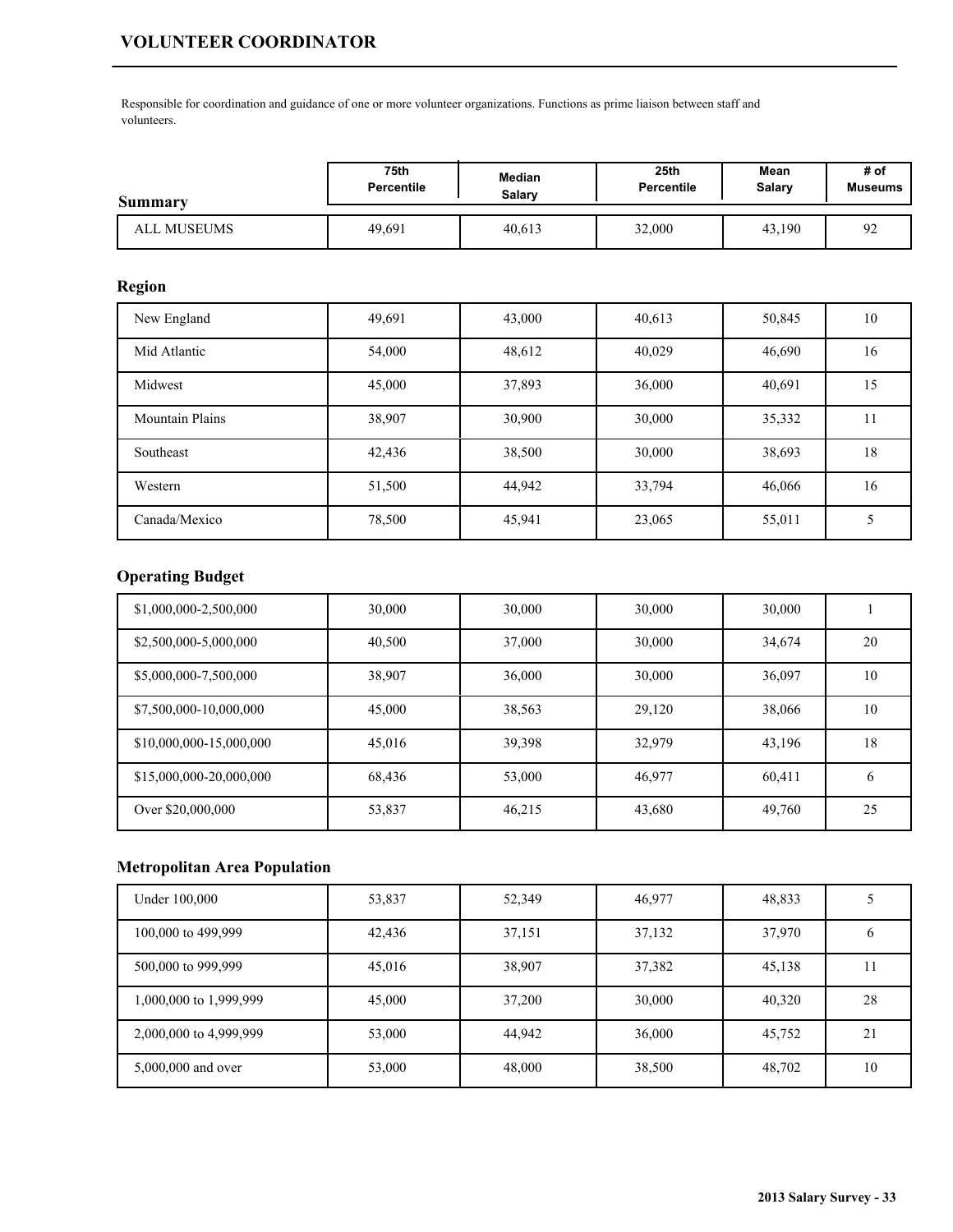## VOLUNTEER COORDINATOR

Responsible for coordination and guidance of one or more volunteer organizations. Functions as prime liaison between staff and volunteers.

| Summary | 75th Percentile | Median Salary | 25th Percentile | Mean Salary | # of Museums |
|---|---|---|---|---|---|
| ALL MUSEUMS | 49,691 | 40,613 | 32,000 | 43,190 | 92 |

### Region

| Region | 75th Percentile | Median Salary | 25th Percentile | Mean Salary | # of Museums |
|---|---|---|---|---|---|
| New England | 49,691 | 43,000 | 40,613 | 50,845 | 10 |
| Mid Atlantic | 54,000 | 48,612 | 40,029 | 46,690 | 16 |
| Midwest | 45,000 | 37,893 | 36,000 | 40,691 | 15 |
| Mountain Plains | 38,907 | 30,900 | 30,000 | 35,332 | 11 |
| Southeast | 42,436 | 38,500 | 30,000 | 38,693 | 18 |
| Western | 51,500 | 44,942 | 33,794 | 46,066 | 16 |
| Canada/Mexico | 78,500 | 45,941 | 23,065 | 55,011 | 5 |

### Operating Budget

| Operating Budget | 75th Percentile | Median Salary | 25th Percentile | Mean Salary | # of Museums |
|---|---|---|---|---|---|
| $1,000,000-2,500,000 | 30,000 | 30,000 | 30,000 | 30,000 | 1 |
| $2,500,000-5,000,000 | 40,500 | 37,000 | 30,000 | 34,674 | 20 |
| $5,000,000-7,500,000 | 38,907 | 36,000 | 30,000 | 36,097 | 10 |
| $7,500,000-10,000,000 | 45,000 | 38,563 | 29,120 | 38,066 | 10 |
| $10,000,000-15,000,000 | 45,016 | 39,398 | 32,979 | 43,196 | 18 |
| $15,000,000-20,000,000 | 68,436 | 53,000 | 46,977 | 60,411 | 6 |
| Over $20,000,000 | 53,837 | 46,215 | 43,680 | 49,760 | 25 |

### Metropolitan Area Population

| Metropolitan Area Population | 75th Percentile | Median Salary | 25th Percentile | Mean Salary | # of Museums |
|---|---|---|---|---|---|
| Under 100,000 | 53,837 | 52,349 | 46,977 | 48,833 | 5 |
| 100,000 to 499,999 | 42,436 | 37,151 | 37,132 | 37,970 | 6 |
| 500,000 to 999,999 | 45,016 | 38,907 | 37,382 | 45,138 | 11 |
| 1,000,000 to 1,999,999 | 45,000 | 37,200 | 30,000 | 40,320 | 28 |
| 2,000,000 to 4,999,999 | 53,000 | 44,942 | 36,000 | 45,752 | 21 |
| 5,000,000 and over | 53,000 | 48,000 | 38,500 | 48,702 | 10 |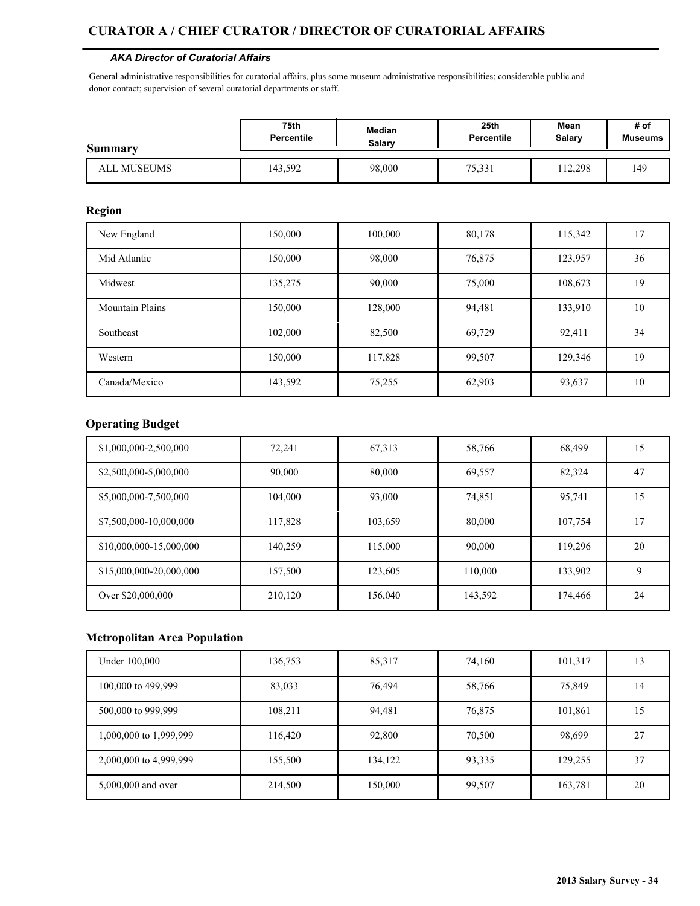# CURATOR A / CHIEF CURATOR / DIRECTOR OF CURATORIAL AFFAIRS

***AKA Director of Curatorial Affairs***

General administrative responsibilities for curatorial affairs, plus some museum administrative responsibilities; considerable public and donor contact; supervision of several curatorial departments or staff.

| Summary | 75th Percentile | Median Salary | 25th Percentile | Mean Salary | # of Museums |
|---|---|---|---|---|---|
| ALL MUSEUMS | 143,592 | 98,000 | 75,331 | 112,298 | 149 |

## Region

| Region | 75th Percentile | Median Salary | 25th Percentile | Mean Salary | # of Museums |
|---|---|---|---|---|---|
| New England | 150,000 | 100,000 | 80,178 | 115,342 | 17 |
| Mid Atlantic | 150,000 | 98,000 | 76,875 | 123,957 | 36 |
| Midwest | 135,275 | 90,000 | 75,000 | 108,673 | 19 |
| Mountain Plains | 150,000 | 128,000 | 94,481 | 133,910 | 10 |
| Southeast | 102,000 | 82,500 | 69,729 | 92,411 | 34 |
| Western | 150,000 | 117,828 | 99,507 | 129,346 | 19 |
| Canada/Mexico | 143,592 | 75,255 | 62,903 | 93,637 | 10 |

## Operating Budget

| Operating Budget | 75th Percentile | Median Salary | 25th Percentile | Mean Salary | # of Museums |
|---|---|---|---|---|---|
| $1,000,000-2,500,000 | 72,241 | 67,313 | 58,766 | 68,499 | 15 |
| $2,500,000-5,000,000 | 90,000 | 80,000 | 69,557 | 82,324 | 47 |
| $5,000,000-7,500,000 | 104,000 | 93,000 | 74,851 | 95,741 | 15 |
| $7,500,000-10,000,000 | 117,828 | 103,659 | 80,000 | 107,754 | 17 |
| $10,000,000-15,000,000 | 140,259 | 115,000 | 90,000 | 119,296 | 20 |
| $15,000,000-20,000,000 | 157,500 | 123,605 | 110,000 | 133,902 | 9 |
| Over $20,000,000 | 210,120 | 156,040 | 143,592 | 174,466 | 24 |

## Metropolitan Area Population

| Metropolitan Area Population | 75th Percentile | Median Salary | 25th Percentile | Mean Salary | # of Museums |
|---|---|---|---|---|---|
| Under 100,000 | 136,753 | 85,317 | 74,160 | 101,317 | 13 |
| 100,000 to 499,999 | 83,033 | 76,494 | 58,766 | 75,849 | 14 |
| 500,000 to 999,999 | 108,211 | 94,481 | 76,875 | 101,861 | 15 |
| 1,000,000 to 1,999,999 | 116,420 | 92,800 | 70,500 | 98,699 | 27 |
| 2,000,000 to 4,999,999 | 155,500 | 134,122 | 93,335 | 129,255 | 37 |
| 5,000,000 and over | 214,500 | 150,000 | 99,507 | 163,781 | 20 |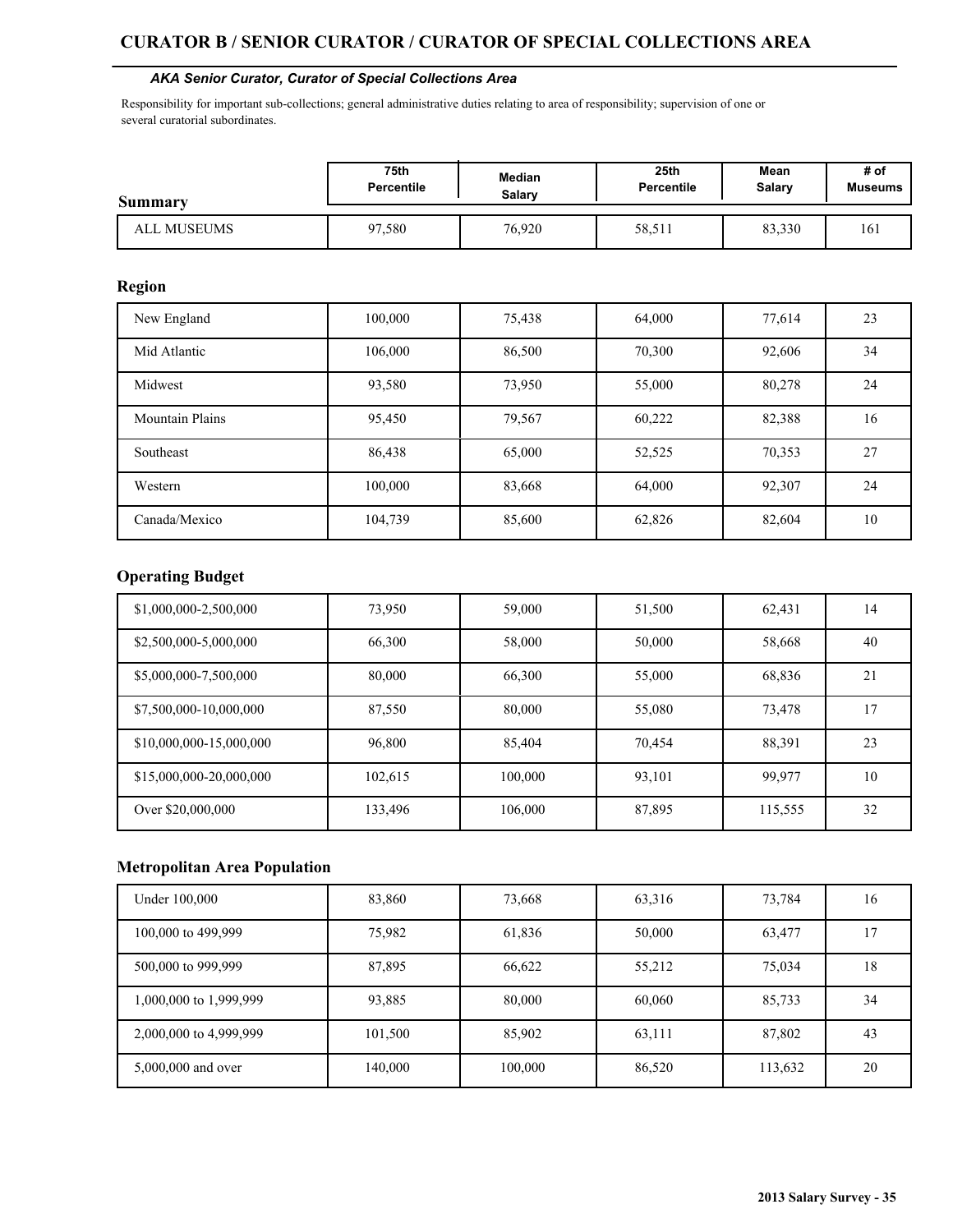# CURATOR B / SENIOR CURATOR / CURATOR OF SPECIAL COLLECTIONS AREA

***AKA Senior Curator, Curator of Special Collections Area***

Responsibility for important sub-collections; general administrative duties relating to area of responsibility; supervision of one or several curatorial subordinates.

| Summary | 75th Percentile | Median Salary | 25th Percentile | Mean Salary | # of Museums |
|---|---|---|---|---|---|
| ALL MUSEUMS | 97,580 | 76,920 | 58,511 | 83,330 | 161 |

## Region

| Region | 75th Percentile | Median Salary | 25th Percentile | Mean Salary | # of Museums |
|---|---|---|---|---|---|
| New England | 100,000 | 75,438 | 64,000 | 77,614 | 23 |
| Mid Atlantic | 106,000 | 86,500 | 70,300 | 92,606 | 34 |
| Midwest | 93,580 | 73,950 | 55,000 | 80,278 | 24 |
| Mountain Plains | 95,450 | 79,567 | 60,222 | 82,388 | 16 |
| Southeast | 86,438 | 65,000 | 52,525 | 70,353 | 27 |
| Western | 100,000 | 83,668 | 64,000 | 92,307 | 24 |
| Canada/Mexico | 104,739 | 85,600 | 62,826 | 82,604 | 10 |

## Operating Budget

| Operating Budget | 75th Percentile | Median Salary | 25th Percentile | Mean Salary | # of Museums |
|---|---|---|---|---|---|
| $1,000,000-2,500,000 | 73,950 | 59,000 | 51,500 | 62,431 | 14 |
| $2,500,000-5,000,000 | 66,300 | 58,000 | 50,000 | 58,668 | 40 |
| $5,000,000-7,500,000 | 80,000 | 66,300 | 55,000 | 68,836 | 21 |
| $7,500,000-10,000,000 | 87,550 | 80,000 | 55,080 | 73,478 | 17 |
| $10,000,000-15,000,000 | 96,800 | 85,404 | 70,454 | 88,391 | 23 |
| $15,000,000-20,000,000 | 102,615 | 100,000 | 93,101 | 99,977 | 10 |
| Over $20,000,000 | 133,496 | 106,000 | 87,895 | 115,555 | 32 |

## Metropolitan Area Population

| Metropolitan Area Population | 75th Percentile | Median Salary | 25th Percentile | Mean Salary | # of Museums |
|---|---|---|---|---|---|
| Under 100,000 | 83,860 | 73,668 | 63,316 | 73,784 | 16 |
| 100,000 to 499,999 | 75,982 | 61,836 | 50,000 | 63,477 | 17 |
| 500,000 to 999,999 | 87,895 | 66,622 | 55,212 | 75,034 | 18 |
| 1,000,000 to 1,999,999 | 93,885 | 80,000 | 60,060 | 85,733 | 34 |
| 2,000,000 to 4,999,999 | 101,500 | 85,902 | 63,111 | 87,802 | 43 |
| 5,000,000 and over | 140,000 | 100,000 | 86,520 | 113,632 | 20 |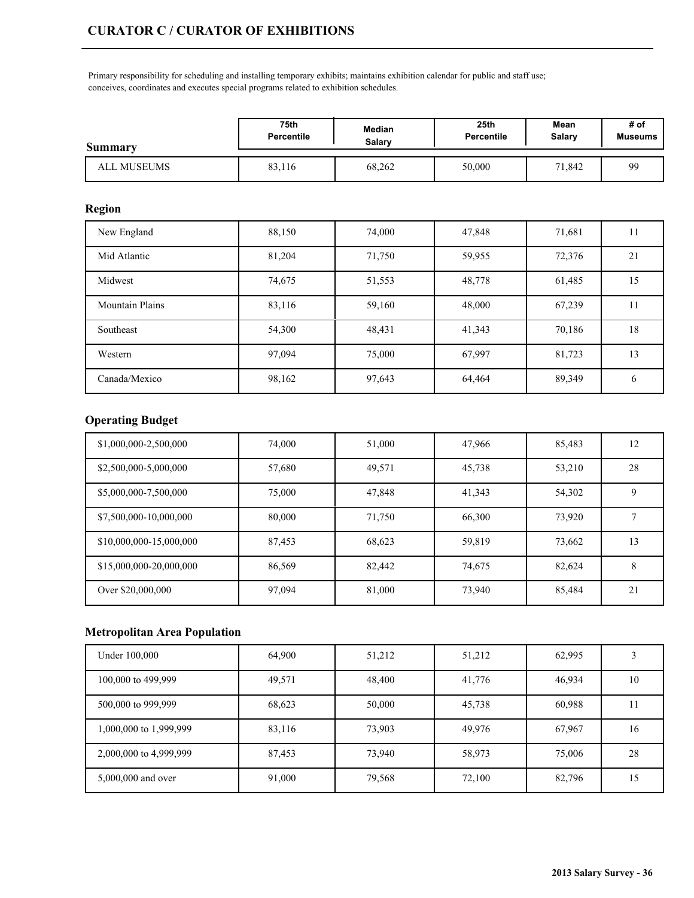# CURATOR C / CURATOR OF EXHIBITIONS

Primary responsibility for scheduling and installing temporary exhibits; maintains exhibition calendar for public and staff use; conceives, coordinates and executes special programs related to exhibition schedules.

| Summary | 75th Percentile | Median Salary | 25th Percentile | Mean Salary | # of Museums |
|---|---|---|---|---|---|
| ALL MUSEUMS | 83,116 | 68,262 | 50,000 | 71,842 | 99 |

## Region

| Region | 75th Percentile | Median Salary | 25th Percentile | Mean Salary | # of Museums |
|---|---|---|---|---|---|
| New England | 88,150 | 74,000 | 47,848 | 71,681 | 11 |
| Mid Atlantic | 81,204 | 71,750 | 59,955 | 72,376 | 21 |
| Midwest | 74,675 | 51,553 | 48,778 | 61,485 | 15 |
| Mountain Plains | 83,116 | 59,160 | 48,000 | 67,239 | 11 |
| Southeast | 54,300 | 48,431 | 41,343 | 70,186 | 18 |
| Western | 97,094 | 75,000 | 67,997 | 81,723 | 13 |
| Canada/Mexico | 98,162 | 97,643 | 64,464 | 89,349 | 6 |

## Operating Budget

| Operating Budget | 75th Percentile | Median Salary | 25th Percentile | Mean Salary | # of Museums |
|---|---|---|---|---|---|
| $1,000,000-2,500,000 | 74,000 | 51,000 | 47,966 | 85,483 | 12 |
| $2,500,000-5,000,000 | 57,680 | 49,571 | 45,738 | 53,210 | 28 |
| $5,000,000-7,500,000 | 75,000 | 47,848 | 41,343 | 54,302 | 9 |
| $7,500,000-10,000,000 | 80,000 | 71,750 | 66,300 | 73,920 | 7 |
| $10,000,000-15,000,000 | 87,453 | 68,623 | 59,819 | 73,662 | 13 |
| $15,000,000-20,000,000 | 86,569 | 82,442 | 74,675 | 82,624 | 8 |
| Over $20,000,000 | 97,094 | 81,000 | 73,940 | 85,484 | 21 |

## Metropolitan Area Population

| Metropolitan Area Population | 75th Percentile | Median Salary | 25th Percentile | Mean Salary | # of Museums |
|---|---|---|---|---|---|
| Under 100,000 | 64,900 | 51,212 | 51,212 | 62,995 | 3 |
| 100,000 to 499,999 | 49,571 | 48,400 | 41,776 | 46,934 | 10 |
| 500,000 to 999,999 | 68,623 | 50,000 | 45,738 | 60,988 | 11 |
| 1,000,000 to 1,999,999 | 83,116 | 73,903 | 49,976 | 67,967 | 16 |
| 2,000,000 to 4,999,999 | 87,453 | 73,940 | 58,973 | 75,006 | 28 |
| 5,000,000 and over | 91,000 | 79,568 | 72,100 | 82,796 | 15 |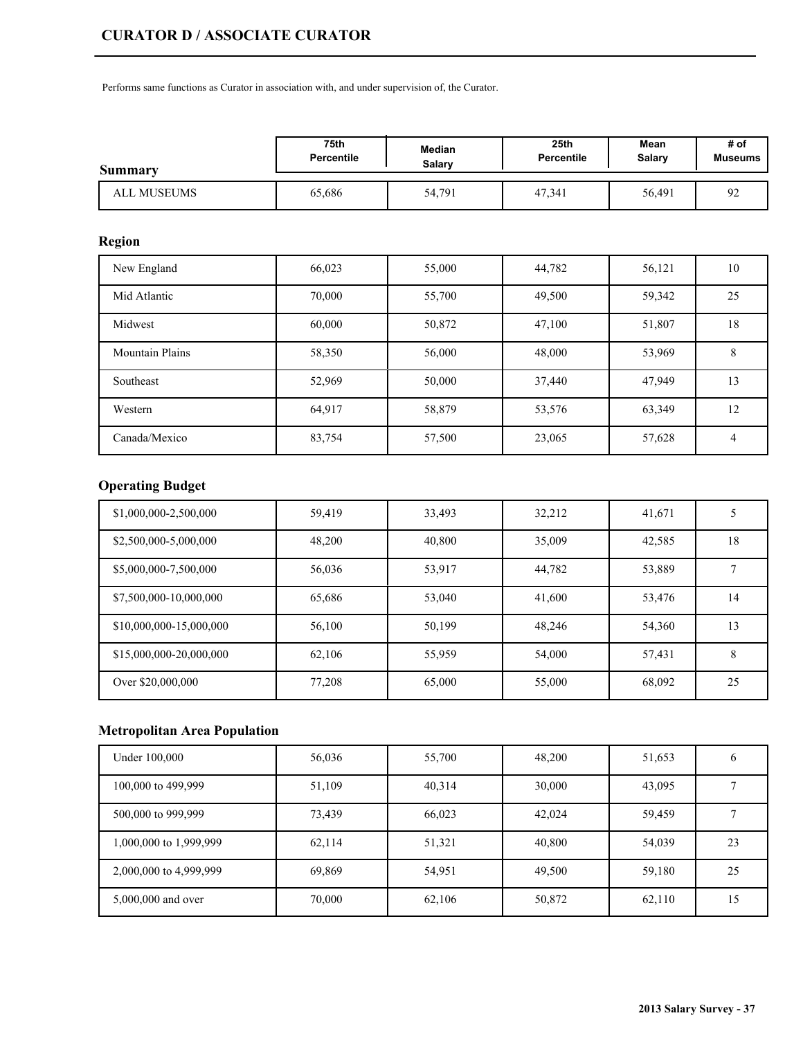# CURATOR D / ASSOCIATE CURATOR

Performs same functions as Curator in association with, and under supervision of, the Curator.

| Summary | 75th Percentile | Median Salary | 25th Percentile | Mean Salary | # of Museums |
|---|---|---|---|---|---|
| ALL MUSEUMS | 65,686 | 54,791 | 47,341 | 56,491 | 92 |

## Region

| Region | 75th Percentile | Median Salary | 25th Percentile | Mean Salary | # of Museums |
|---|---|---|---|---|---|
| New England | 66,023 | 55,000 | 44,782 | 56,121 | 10 |
| Mid Atlantic | 70,000 | 55,700 | 49,500 | 59,342 | 25 |
| Midwest | 60,000 | 50,872 | 47,100 | 51,807 | 18 |
| Mountain Plains | 58,350 | 56,000 | 48,000 | 53,969 | 8 |
| Southeast | 52,969 | 50,000 | 37,440 | 47,949 | 13 |
| Western | 64,917 | 58,879 | 53,576 | 63,349 | 12 |
| Canada/Mexico | 83,754 | 57,500 | 23,065 | 57,628 | 4 |

## Operating Budget

| Operating Budget | 75th Percentile | Median Salary | 25th Percentile | Mean Salary | # of Museums |
|---|---|---|---|---|---|
| $1,000,000-2,500,000 | 59,419 | 33,493 | 32,212 | 41,671 | 5 |
| $2,500,000-5,000,000 | 48,200 | 40,800 | 35,009 | 42,585 | 18 |
| $5,000,000-7,500,000 | 56,036 | 53,917 | 44,782 | 53,889 | 7 |
| $7,500,000-10,000,000 | 65,686 | 53,040 | 41,600 | 53,476 | 14 |
| $10,000,000-15,000,000 | 56,100 | 50,199 | 48,246 | 54,360 | 13 |
| $15,000,000-20,000,000 | 62,106 | 55,959 | 54,000 | 57,431 | 8 |
| Over $20,000,000 | 77,208 | 65,000 | 55,000 | 68,092 | 25 |

## Metropolitan Area Population

| Metropolitan Area Population | 75th Percentile | Median Salary | 25th Percentile | Mean Salary | # of Museums |
|---|---|---|---|---|---|
| Under 100,000 | 56,036 | 55,700 | 48,200 | 51,653 | 6 |
| 100,000 to 499,999 | 51,109 | 40,314 | 30,000 | 43,095 | 7 |
| 500,000 to 999,999 | 73,439 | 66,023 | 42,024 | 59,459 | 7 |
| 1,000,000 to 1,999,999 | 62,114 | 51,321 | 40,800 | 54,039 | 23 |
| 2,000,000 to 4,999,999 | 69,869 | 54,951 | 49,500 | 59,180 | 25 |
| 5,000,000 and over | 70,000 | 62,106 | 50,872 | 62,110 | 15 |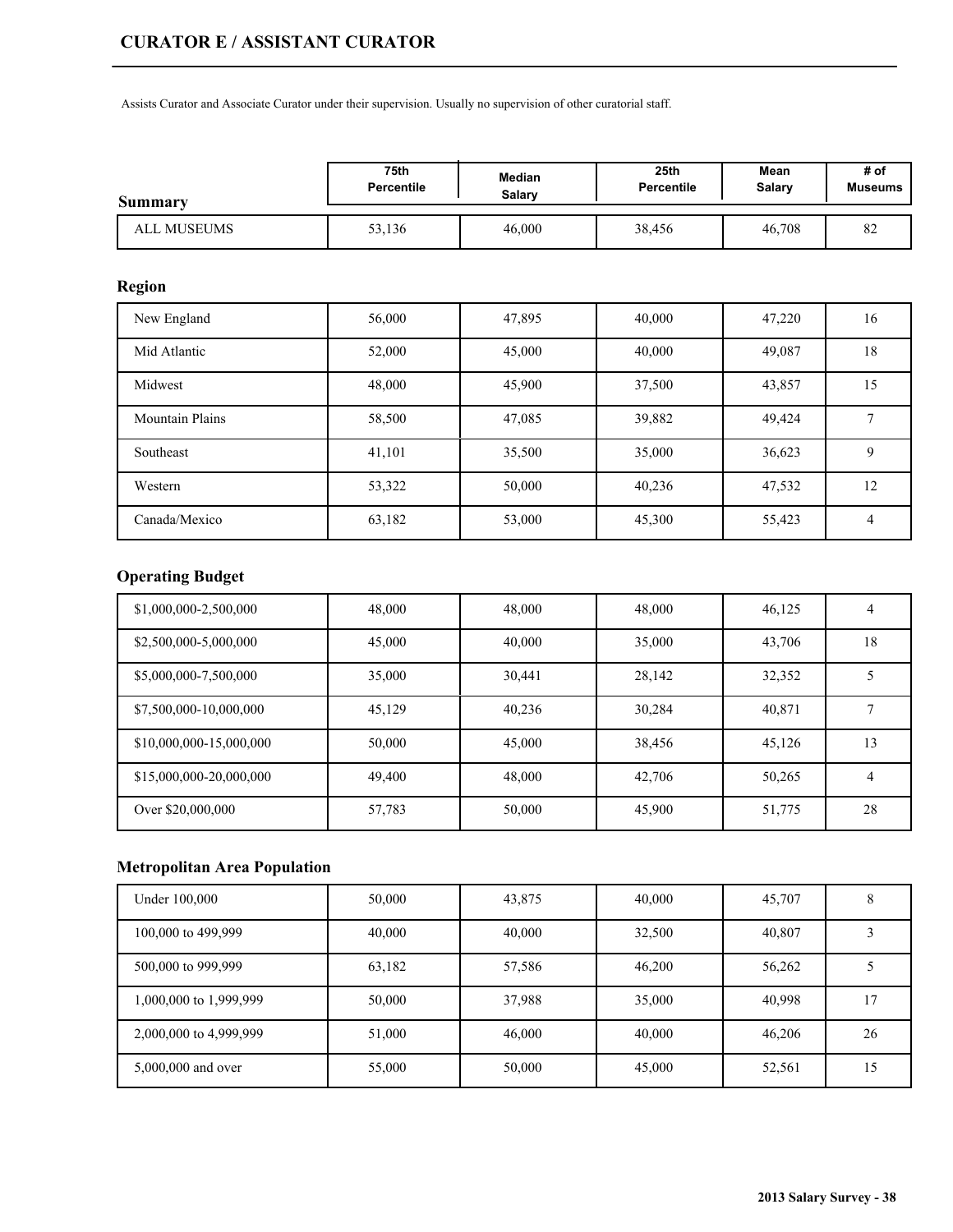## CURATOR E / ASSISTANT CURATOR

Assists Curator and Associate Curator under their supervision. Usually no supervision of other curatorial staff.

| Summary | 75th Percentile | Median Salary | 25th Percentile | Mean Salary | # of Museums |
|---|---|---|---|---|---|
| ALL MUSEUMS | 53,136 | 46,000 | 38,456 | 46,708 | 82 |

### Region

| Region | 75th Percentile | Median Salary | 25th Percentile | Mean Salary | # of Museums |
|---|---|---|---|---|---|
| New England | 56,000 | 47,895 | 40,000 | 47,220 | 16 |
| Mid Atlantic | 52,000 | 45,000 | 40,000 | 49,087 | 18 |
| Midwest | 48,000 | 45,900 | 37,500 | 43,857 | 15 |
| Mountain Plains | 58,500 | 47,085 | 39,882 | 49,424 | 7 |
| Southeast | 41,101 | 35,500 | 35,000 | 36,623 | 9 |
| Western | 53,322 | 50,000 | 40,236 | 47,532 | 12 |
| Canada/Mexico | 63,182 | 53,000 | 45,300 | 55,423 | 4 |

### Operating Budget

| Operating Budget | 75th Percentile | Median Salary | 25th Percentile | Mean Salary | # of Museums |
|---|---|---|---|---|---|
| $1,000,000-2,500,000 | 48,000 | 48,000 | 48,000 | 46,125 | 4 |
| $2,500,000-5,000,000 | 45,000 | 40,000 | 35,000 | 43,706 | 18 |
| $5,000,000-7,500,000 | 35,000 | 30,441 | 28,142 | 32,352 | 5 |
| $7,500,000-10,000,000 | 45,129 | 40,236 | 30,284 | 40,871 | 7 |
| $10,000,000-15,000,000 | 50,000 | 45,000 | 38,456 | 45,126 | 13 |
| $15,000,000-20,000,000 | 49,400 | 48,000 | 42,706 | 50,265 | 4 |
| Over $20,000,000 | 57,783 | 50,000 | 45,900 | 51,775 | 28 |

### Metropolitan Area Population

| Metropolitan Area Population | 75th Percentile | Median Salary | 25th Percentile | Mean Salary | # of Museums |
|---|---|---|---|---|---|
| Under 100,000 | 50,000 | 43,875 | 40,000 | 45,707 | 8 |
| 100,000 to 499,999 | 40,000 | 40,000 | 32,500 | 40,807 | 3 |
| 500,000 to 999,999 | 63,182 | 57,586 | 46,200 | 56,262 | 5 |
| 1,000,000 to 1,999,999 | 50,000 | 37,988 | 35,000 | 40,998 | 17 |
| 2,000,000 to 4,999,999 | 51,000 | 46,000 | 40,000 | 46,206 | 26 |
| 5,000,000 and over | 55,000 | 50,000 | 45,000 | 52,561 | 15 |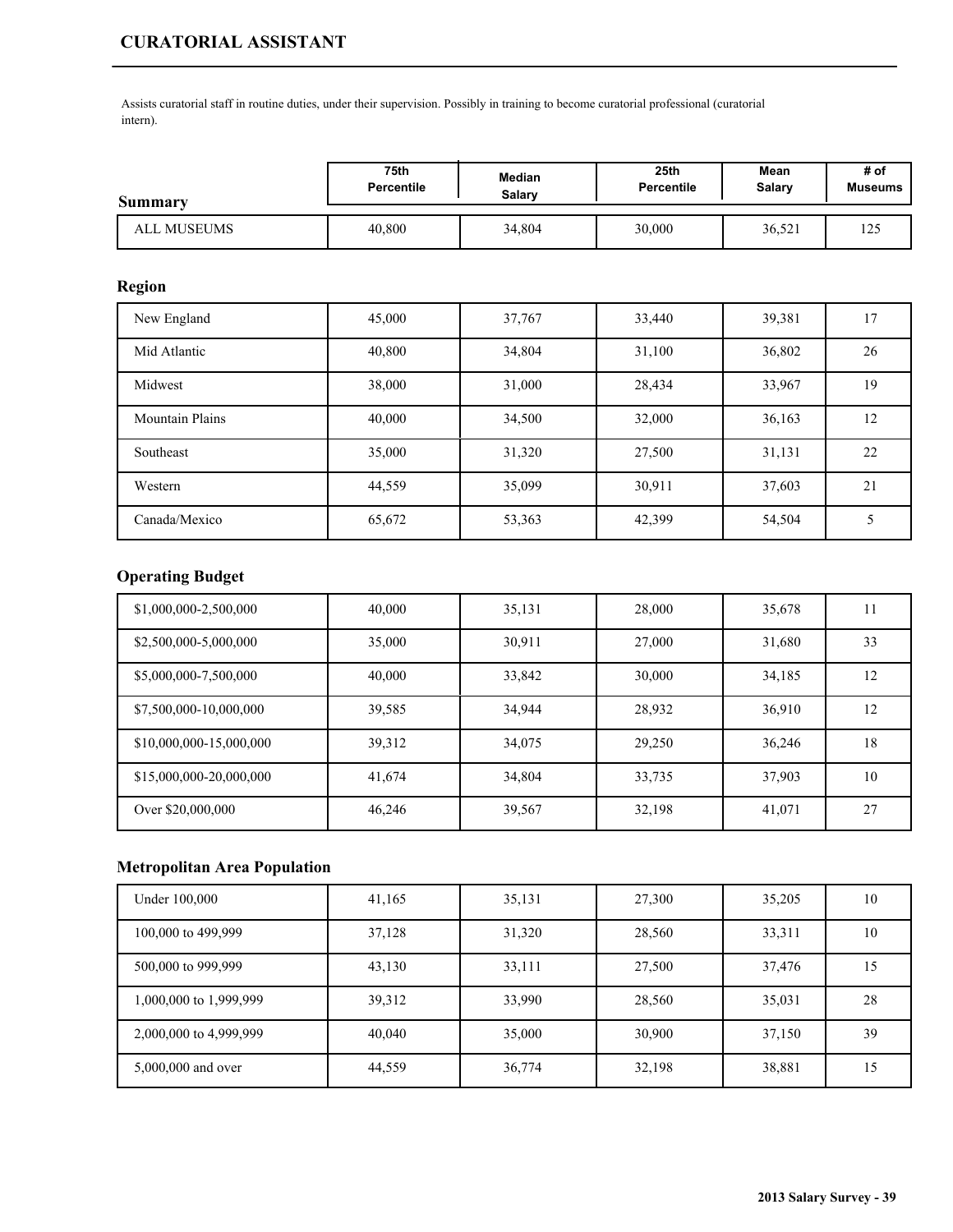# CURATORIAL ASSISTANT

Assists curatorial staff in routine duties, under their supervision. Possibly in training to become curatorial professional (curatorial intern).

| Summary | 75th Percentile | Median Salary | 25th Percentile | Mean Salary | # of Museums |
|---|---|---|---|---|---|
| ALL MUSEUMS | 40,800 | 34,804 | 30,000 | 36,521 | 125 |

## Region

| Region | 75th Percentile | Median Salary | 25th Percentile | Mean Salary | # of Museums |
|---|---|---|---|---|---|
| New England | 45,000 | 37,767 | 33,440 | 39,381 | 17 |
| Mid Atlantic | 40,800 | 34,804 | 31,100 | 36,802 | 26 |
| Midwest | 38,000 | 31,000 | 28,434 | 33,967 | 19 |
| Mountain Plains | 40,000 | 34,500 | 32,000 | 36,163 | 12 |
| Southeast | 35,000 | 31,320 | 27,500 | 31,131 | 22 |
| Western | 44,559 | 35,099 | 30,911 | 37,603 | 21 |
| Canada/Mexico | 65,672 | 53,363 | 42,399 | 54,504 | 5 |

## Operating Budget

| Operating Budget | 75th Percentile | Median Salary | 25th Percentile | Mean Salary | # of Museums |
|---|---|---|---|---|---|
| $1,000,000-2,500,000 | 40,000 | 35,131 | 28,000 | 35,678 | 11 |
| $2,500,000-5,000,000 | 35,000 | 30,911 | 27,000 | 31,680 | 33 |
| $5,000,000-7,500,000 | 40,000 | 33,842 | 30,000 | 34,185 | 12 |
| $7,500,000-10,000,000 | 39,585 | 34,944 | 28,932 | 36,910 | 12 |
| $10,000,000-15,000,000 | 39,312 | 34,075 | 29,250 | 36,246 | 18 |
| $15,000,000-20,000,000 | 41,674 | 34,804 | 33,735 | 37,903 | 10 |
| Over $20,000,000 | 46,246 | 39,567 | 32,198 | 41,071 | 27 |

## Metropolitan Area Population

| Metropolitan Area Population | 75th Percentile | Median Salary | 25th Percentile | Mean Salary | # of Museums |
|---|---|---|---|---|---|
| Under 100,000 | 41,165 | 35,131 | 27,300 | 35,205 | 10 |
| 100,000 to 499,999 | 37,128 | 31,320 | 28,560 | 33,311 | 10 |
| 500,000 to 999,999 | 43,130 | 33,111 | 27,500 | 37,476 | 15 |
| 1,000,000 to 1,999,999 | 39,312 | 33,990 | 28,560 | 35,031 | 28 |
| 2,000,000 to 4,999,999 | 40,040 | 35,000 | 30,900 | 37,150 | 39 |
| 5,000,000 and over | 44,559 | 36,774 | 32,198 | 38,881 | 15 |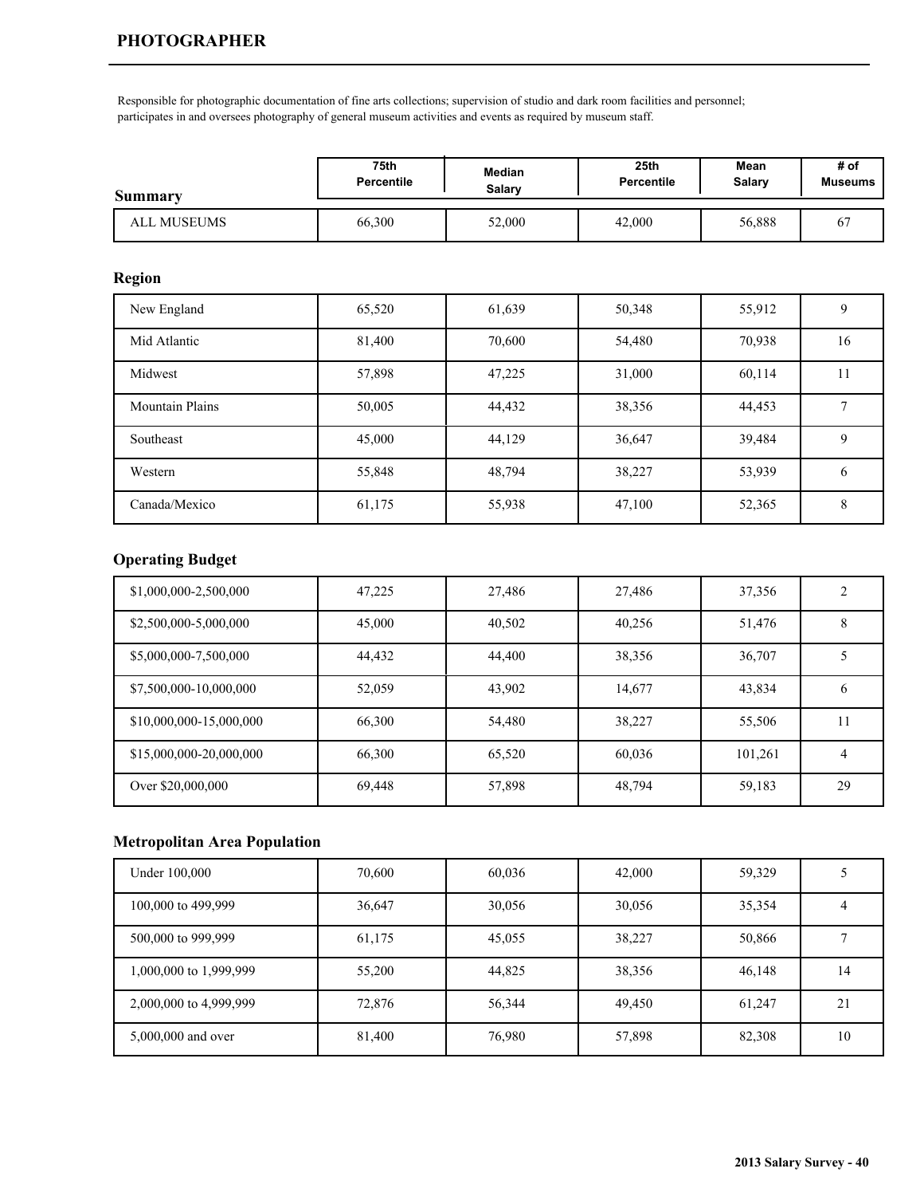# PHOTOGRAPHER

Responsible for photographic documentation of fine arts collections; supervision of studio and dark room facilities and personnel; participates in and oversees photography of general museum activities and events as required by museum staff.

| Summary | 75th Percentile | Median Salary | 25th Percentile | Mean Salary | # of Museums |
|---|---|---|---|---|---|
| ALL MUSEUMS | 66,300 | 52,000 | 42,000 | 56,888 | 67 |

## Region

| Region | 75th Percentile | Median Salary | 25th Percentile | Mean Salary | # of Museums |
|---|---|---|---|---|---|
| New England | 65,520 | 61,639 | 50,348 | 55,912 | 9 |
| Mid Atlantic | 81,400 | 70,600 | 54,480 | 70,938 | 16 |
| Midwest | 57,898 | 47,225 | 31,000 | 60,114 | 11 |
| Mountain Plains | 50,005 | 44,432 | 38,356 | 44,453 | 7 |
| Southeast | 45,000 | 44,129 | 36,647 | 39,484 | 9 |
| Western | 55,848 | 48,794 | 38,227 | 53,939 | 6 |
| Canada/Mexico | 61,175 | 55,938 | 47,100 | 52,365 | 8 |

## Operating Budget

| Operating Budget | 75th Percentile | Median Salary | 25th Percentile | Mean Salary | # of Museums |
|---|---|---|---|---|---|
| $1,000,000-2,500,000 | 47,225 | 27,486 | 27,486 | 37,356 | 2 |
| $2,500,000-5,000,000 | 45,000 | 40,502 | 40,256 | 51,476 | 8 |
| $5,000,000-7,500,000 | 44,432 | 44,400 | 38,356 | 36,707 | 5 |
| $7,500,000-10,000,000 | 52,059 | 43,902 | 14,677 | 43,834 | 6 |
| $10,000,000-15,000,000 | 66,300 | 54,480 | 38,227 | 55,506 | 11 |
| $15,000,000-20,000,000 | 66,300 | 65,520 | 60,036 | 101,261 | 4 |
| Over $20,000,000 | 69,448 | 57,898 | 48,794 | 59,183 | 29 |

## Metropolitan Area Population

| Metropolitan Area Population | 75th Percentile | Median Salary | 25th Percentile | Mean Salary | # of Museums |
|---|---|---|---|---|---|
| Under 100,000 | 70,600 | 60,036 | 42,000 | 59,329 | 5 |
| 100,000 to 499,999 | 36,647 | 30,056 | 30,056 | 35,354 | 4 |
| 500,000 to 999,999 | 61,175 | 45,055 | 38,227 | 50,866 | 7 |
| 1,000,000 to 1,999,999 | 55,200 | 44,825 | 38,356 | 46,148 | 14 |
| 2,000,000 to 4,999,999 | 72,876 | 56,344 | 49,450 | 61,247 | 21 |
| 5,000,000 and over | 81,400 | 76,980 | 57,898 | 82,308 | 10 |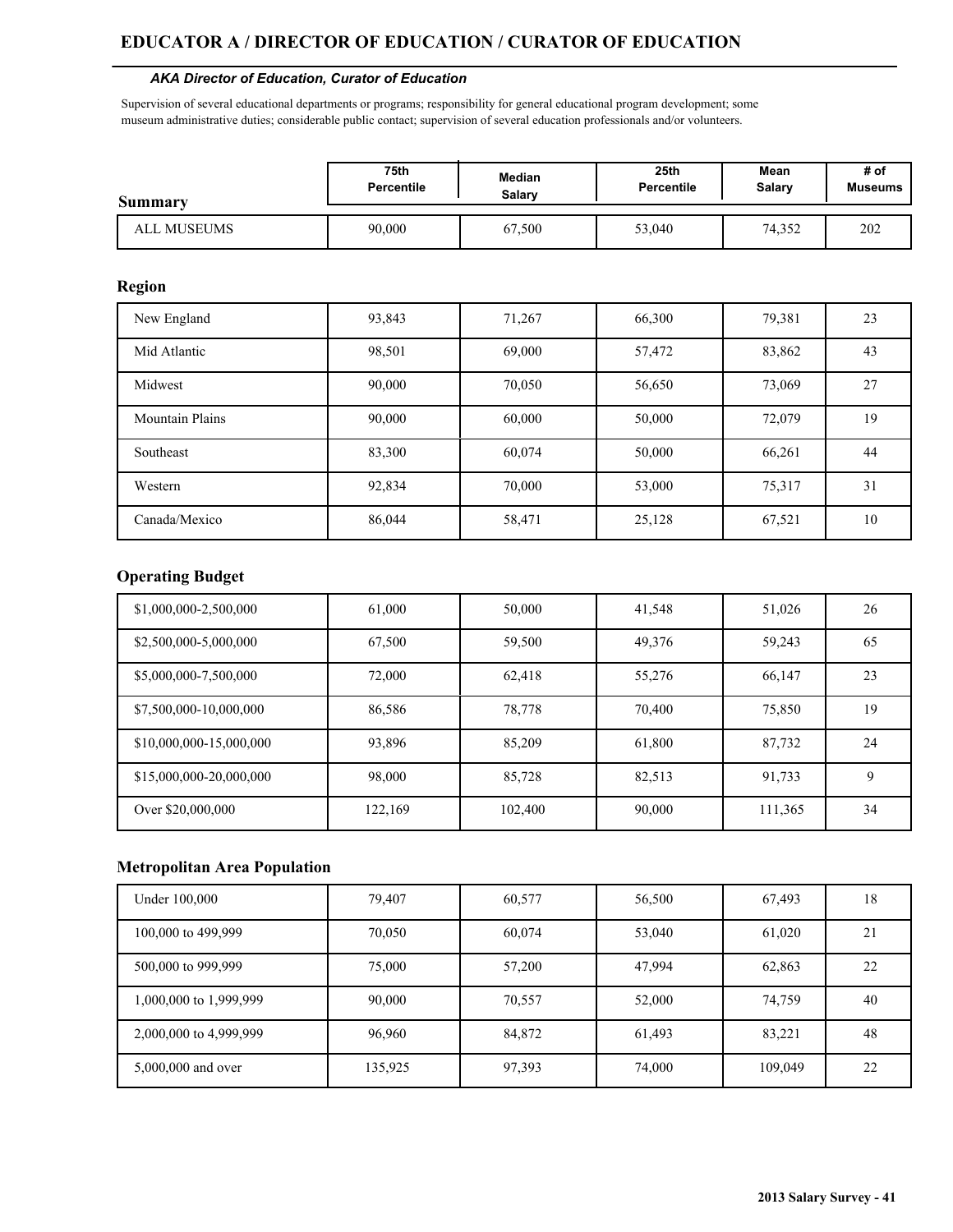# EDUCATOR A / DIRECTOR OF EDUCATION / CURATOR OF EDUCATION

***AKA Director of Education, Curator of Education***

Supervision of several educational departments or programs; responsibility for general educational program development; some museum administrative duties; considerable public contact; supervision of several education professionals and/or volunteers.

| Summary | 75th Percentile | Median Salary | 25th Percentile | Mean Salary | # of Museums |
|---|---|---|---|---|---|
| ALL MUSEUMS | 90,000 | 67,500 | 53,040 | 74,352 | 202 |

## Region

| Region | 75th Percentile | Median Salary | 25th Percentile | Mean Salary | # of Museums |
|---|---|---|---|---|---|
| New England | 93,843 | 71,267 | 66,300 | 79,381 | 23 |
| Mid Atlantic | 98,501 | 69,000 | 57,472 | 83,862 | 43 |
| Midwest | 90,000 | 70,050 | 56,650 | 73,069 | 27 |
| Mountain Plains | 90,000 | 60,000 | 50,000 | 72,079 | 19 |
| Southeast | 83,300 | 60,074 | 50,000 | 66,261 | 44 |
| Western | 92,834 | 70,000 | 53,000 | 75,317 | 31 |
| Canada/Mexico | 86,044 | 58,471 | 25,128 | 67,521 | 10 |

## Operating Budget

| Operating Budget | 75th Percentile | Median Salary | 25th Percentile | Mean Salary | # of Museums |
|---|---|---|---|---|---|
| $1,000,000-2,500,000 | 61,000 | 50,000 | 41,548 | 51,026 | 26 |
| $2,500,000-5,000,000 | 67,500 | 59,500 | 49,376 | 59,243 | 65 |
| $5,000,000-7,500,000 | 72,000 | 62,418 | 55,276 | 66,147 | 23 |
| $7,500,000-10,000,000 | 86,586 | 78,778 | 70,400 | 75,850 | 19 |
| $10,000,000-15,000,000 | 93,896 | 85,209 | 61,800 | 87,732 | 24 |
| $15,000,000-20,000,000 | 98,000 | 85,728 | 82,513 | 91,733 | 9 |
| Over $20,000,000 | 122,169 | 102,400 | 90,000 | 111,365 | 34 |

## Metropolitan Area Population

| Metropolitan Area Population | 75th Percentile | Median Salary | 25th Percentile | Mean Salary | # of Museums |
|---|---|---|---|---|---|
| Under 100,000 | 79,407 | 60,577 | 56,500 | 67,493 | 18 |
| 100,000 to 499,999 | 70,050 | 60,074 | 53,040 | 61,020 | 21 |
| 500,000 to 999,999 | 75,000 | 57,200 | 47,994 | 62,863 | 22 |
| 1,000,000 to 1,999,999 | 90,000 | 70,557 | 52,000 | 74,759 | 40 |
| 2,000,000 to 4,999,999 | 96,960 | 84,872 | 61,493 | 83,221 | 48 |
| 5,000,000 and over | 135,925 | 97,393 | 74,000 | 109,049 | 22 |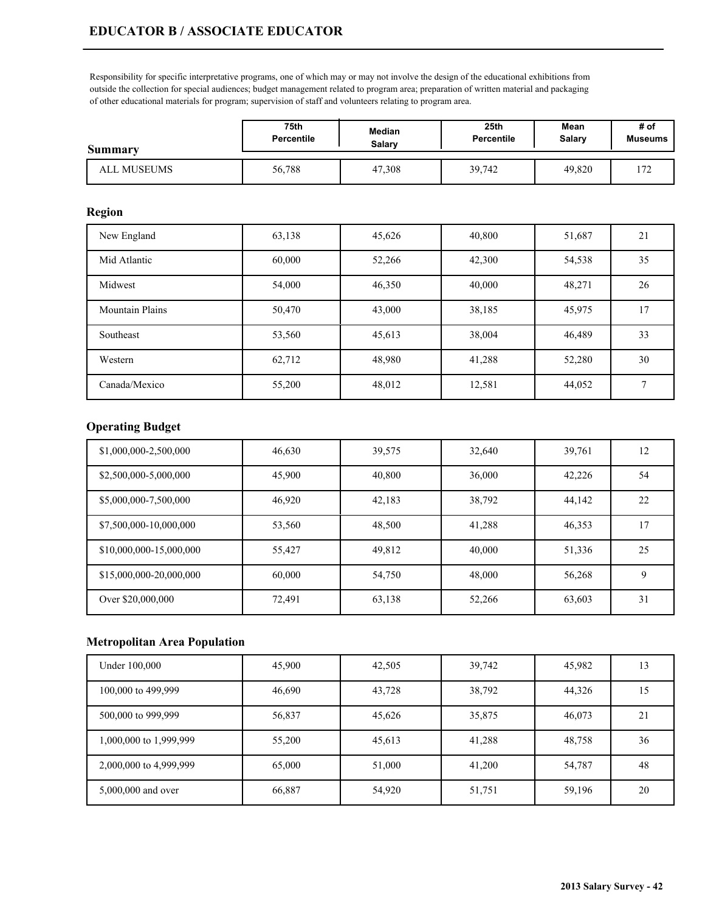## EDUCATOR B / ASSOCIATE EDUCATOR

Responsibility for specific interpretative programs, one of which may or may not involve the design of the educational exhibitions from outside the collection for special audiences; budget management related to program area; preparation of written material and packaging of other educational materials for program; supervision of staff and volunteers relating to program area.

| Summary | 75th Percentile | Median Salary | 25th Percentile | Mean Salary | # of Museums |
|---|---|---|---|---|---|
| ALL MUSEUMS | 56,788 | 47,308 | 39,742 | 49,820 | 172 |

### Region

| | | | | | |
|---|---|---|---|---|---|
| New England | 63,138 | 45,626 | 40,800 | 51,687 | 21 |
| Mid Atlantic | 60,000 | 52,266 | 42,300 | 54,538 | 35 |
| Midwest | 54,000 | 46,350 | 40,000 | 48,271 | 26 |
| Mountain Plains | 50,470 | 43,000 | 38,185 | 45,975 | 17 |
| Southeast | 53,560 | 45,613 | 38,004 | 46,489 | 33 |
| Western | 62,712 | 48,980 | 41,288 | 52,280 | 30 |
| Canada/Mexico | 55,200 | 48,012 | 12,581 | 44,052 | 7 |

### Operating Budget

| | | | | | |
|---|---|---|---|---|---|
| $1,000,000-2,500,000 | 46,630 | 39,575 | 32,640 | 39,761 | 12 |
| $2,500,000-5,000,000 | 45,900 | 40,800 | 36,000 | 42,226 | 54 |
| $5,000,000-7,500,000 | 46,920 | 42,183 | 38,792 | 44,142 | 22 |
| $7,500,000-10,000,000 | 53,560 | 48,500 | 41,288 | 46,353 | 17 |
| $10,000,000-15,000,000 | 55,427 | 49,812 | 40,000 | 51,336 | 25 |
| $15,000,000-20,000,000 | 60,000 | 54,750 | 48,000 | 56,268 | 9 |
| Over $20,000,000 | 72,491 | 63,138 | 52,266 | 63,603 | 31 |

### Metropolitan Area Population

| | | | | | |
|---|---|---|---|---|---|
| Under 100,000 | 45,900 | 42,505 | 39,742 | 45,982 | 13 |
| 100,000 to 499,999 | 46,690 | 43,728 | 38,792 | 44,326 | 15 |
| 500,000 to 999,999 | 56,837 | 45,626 | 35,875 | 46,073 | 21 |
| 1,000,000 to 1,999,999 | 55,200 | 45,613 | 41,288 | 48,758 | 36 |
| 2,000,000 to 4,999,999 | 65,000 | 51,000 | 41,200 | 54,787 | 48 |
| 5,000,000 and over | 66,887 | 54,920 | 51,751 | 59,196 | 20 |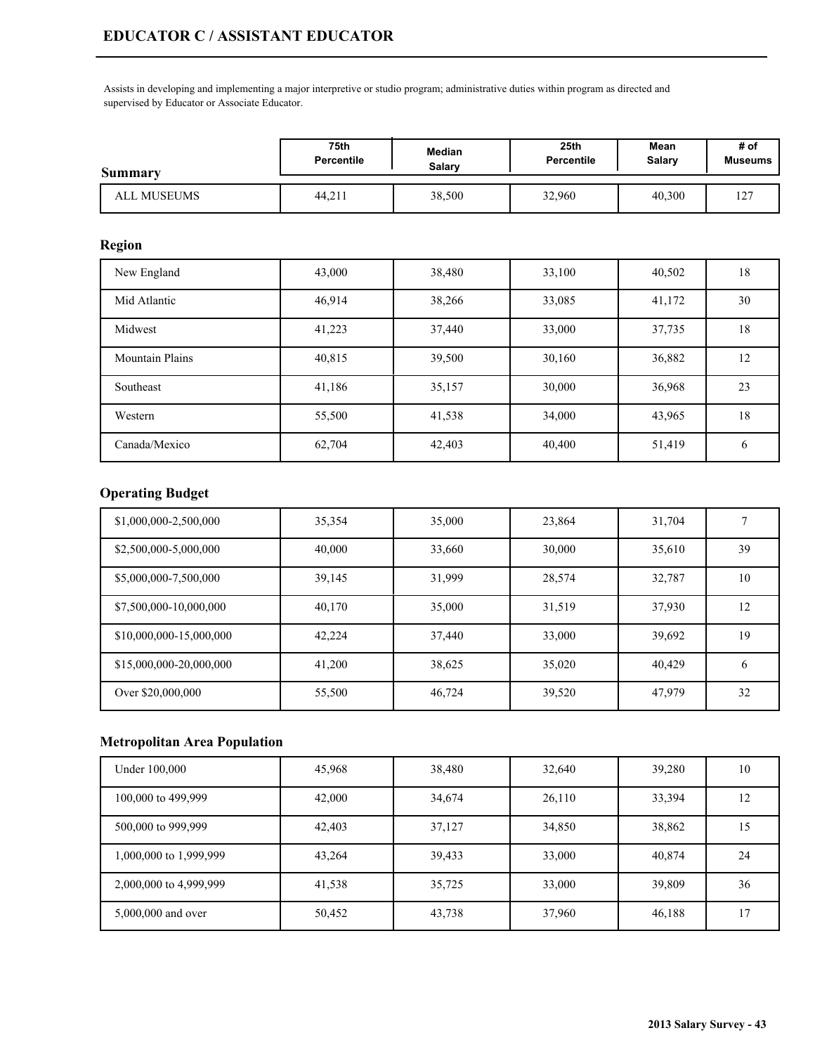# EDUCATOR C / ASSISTANT EDUCATOR

Assists in developing and implementing a major interpretive or studio program; administrative duties within program as directed and supervised by Educator or Associate Educator.

| Summary | 75th Percentile | Median Salary | 25th Percentile | Mean Salary | # of Museums |
|---|---|---|---|---|---|
| ALL MUSEUMS | 44,211 | 38,500 | 32,960 | 40,300 | 127 |

### Region

| Region | 75th Percentile | Median Salary | 25th Percentile | Mean Salary | # of Museums |
|---|---|---|---|---|---|
| New England | 43,000 | 38,480 | 33,100 | 40,502 | 18 |
| Mid Atlantic | 46,914 | 38,266 | 33,085 | 41,172 | 30 |
| Midwest | 41,223 | 37,440 | 33,000 | 37,735 | 18 |
| Mountain Plains | 40,815 | 39,500 | 30,160 | 36,882 | 12 |
| Southeast | 41,186 | 35,157 | 30,000 | 36,968 | 23 |
| Western | 55,500 | 41,538 | 34,000 | 43,965 | 18 |
| Canada/Mexico | 62,704 | 42,403 | 40,400 | 51,419 | 6 |

### Operating Budget

| Operating Budget | 75th Percentile | Median Salary | 25th Percentile | Mean Salary | # of Museums |
|---|---|---|---|---|---|
| $1,000,000-2,500,000 | 35,354 | 35,000 | 23,864 | 31,704 | 7 |
| $2,500,000-5,000,000 | 40,000 | 33,660 | 30,000 | 35,610 | 39 |
| $5,000,000-7,500,000 | 39,145 | 31,999 | 28,574 | 32,787 | 10 |
| $7,500,000-10,000,000 | 40,170 | 35,000 | 31,519 | 37,930 | 12 |
| $10,000,000-15,000,000 | 42,224 | 37,440 | 33,000 | 39,692 | 19 |
| $15,000,000-20,000,000 | 41,200 | 38,625 | 35,020 | 40,429 | 6 |
| Over $20,000,000 | 55,500 | 46,724 | 39,520 | 47,979 | 32 |

### Metropolitan Area Population

| Metropolitan Area Population | 75th Percentile | Median Salary | 25th Percentile | Mean Salary | # of Museums |
|---|---|---|---|---|---|
| Under 100,000 | 45,968 | 38,480 | 32,640 | 39,280 | 10 |
| 100,000 to 499,999 | 42,000 | 34,674 | 26,110 | 33,394 | 12 |
| 500,000 to 999,999 | 42,403 | 37,127 | 34,850 | 38,862 | 15 |
| 1,000,000 to 1,999,999 | 43,264 | 39,433 | 33,000 | 40,874 | 24 |
| 2,000,000 to 4,999,999 | 41,538 | 35,725 | 33,000 | 39,809 | 36 |
| 5,000,000 and over | 50,452 | 43,738 | 37,960 | 46,188 | 17 |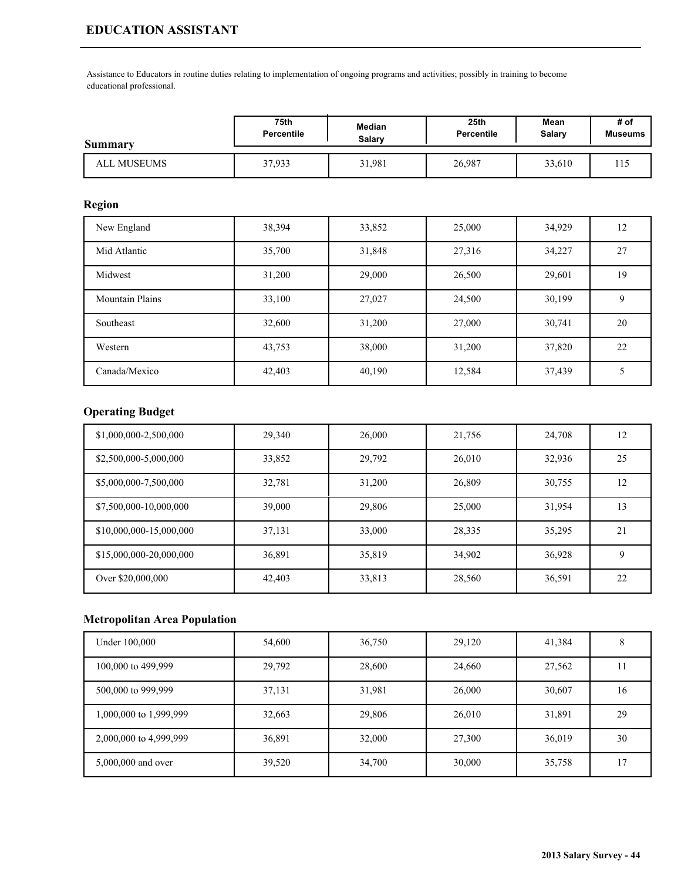# EDUCATION ASSISTANT

Assistance to Educators in routine duties relating to implementation of ongoing programs and activities; possibly in training to become educational professional.

| Summary | 75th Percentile | Median Salary | 25th Percentile | Mean Salary | # of Museums |
|---|---|---|---|---|---|
| ALL MUSEUMS | 37,933 | 31,981 | 26,987 | 33,610 | 115 |

## Region

| | | | | | |
|---|---|---|---|---|---|
| New England | 38,394 | 33,852 | 25,000 | 34,929 | 12 |
| Mid Atlantic | 35,700 | 31,848 | 27,316 | 34,227 | 27 |
| Midwest | 31,200 | 29,000 | 26,500 | 29,601 | 19 |
| Mountain Plains | 33,100 | 27,027 | 24,500 | 30,199 | 9 |
| Southeast | 32,600 | 31,200 | 27,000 | 30,741 | 20 |
| Western | 43,753 | 38,000 | 31,200 | 37,820 | 22 |
| Canada/Mexico | 42,403 | 40,190 | 12,584 | 37,439 | 5 |

## Operating Budget

| | | | | | |
|---|---|---|---|---|---|
| $1,000,000-2,500,000 | 29,340 | 26,000 | 21,756 | 24,708 | 12 |
| $2,500,000-5,000,000 | 33,852 | 29,792 | 26,010 | 32,936 | 25 |
| $5,000,000-7,500,000 | 32,781 | 31,200 | 26,809 | 30,755 | 12 |
| $7,500,000-10,000,000 | 39,000 | 29,806 | 25,000 | 31,954 | 13 |
| $10,000,000-15,000,000 | 37,131 | 33,000 | 28,335 | 35,295 | 21 |
| $15,000,000-20,000,000 | 36,891 | 35,819 | 34,902 | 36,928 | 9 |
| Over $20,000,000 | 42,403 | 33,813 | 28,560 | 36,591 | 22 |

## Metropolitan Area Population

| | | | | | |
|---|---|---|---|---|---|
| Under 100,000 | 54,600 | 36,750 | 29,120 | 41,384 | 8 |
| 100,000 to 499,999 | 29,792 | 28,600 | 24,660 | 27,562 | 11 |
| 500,000 to 999,999 | 37,131 | 31,981 | 26,000 | 30,607 | 16 |
| 1,000,000 to 1,999,999 | 32,663 | 29,806 | 26,010 | 31,891 | 29 |
| 2,000,000 to 4,999,999 | 36,891 | 32,000 | 27,300 | 36,019 | 30 |
| 5,000,000 and over | 39,520 | 34,700 | 30,000 | 35,758 | 17 |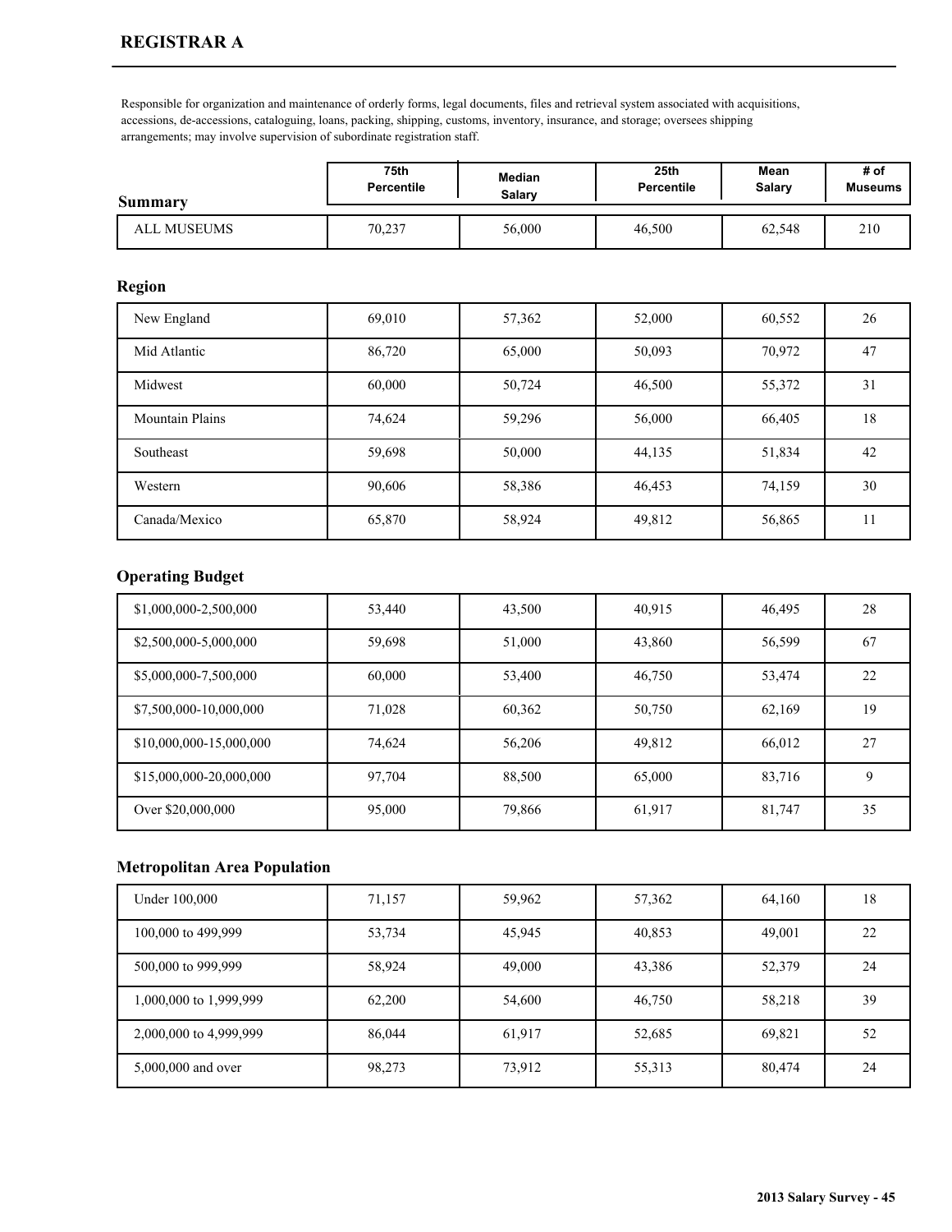# REGISTRAR A

Responsible for organization and maintenance of orderly forms, legal documents, files and retrieval system associated with acquisitions, accessions, de-accessions, cataloguing, loans, packing, shipping, customs, inventory, insurance, and storage; oversees shipping arrangements; may involve supervision of subordinate registration staff.

| Summary | 75th Percentile | Median Salary | 25th Percentile | Mean Salary | # of Museums |
|---|---|---|---|---|---|
| ALL MUSEUMS | 70,237 | 56,000 | 46,500 | 62,548 | 210 |

### Region

| Region | 75th Percentile | Median Salary | 25th Percentile | Mean Salary | # of Museums |
|---|---|---|---|---|---|
| New England | 69,010 | 57,362 | 52,000 | 60,552 | 26 |
| Mid Atlantic | 86,720 | 65,000 | 50,093 | 70,972 | 47 |
| Midwest | 60,000 | 50,724 | 46,500 | 55,372 | 31 |
| Mountain Plains | 74,624 | 59,296 | 56,000 | 66,405 | 18 |
| Southeast | 59,698 | 50,000 | 44,135 | 51,834 | 42 |
| Western | 90,606 | 58,386 | 46,453 | 74,159 | 30 |
| Canada/Mexico | 65,870 | 58,924 | 49,812 | 56,865 | 11 |

### Operating Budget

| Operating Budget | 75th Percentile | Median Salary | 25th Percentile | Mean Salary | # of Museums |
|---|---|---|---|---|---|
| $1,000,000-2,500,000 | 53,440 | 43,500 | 40,915 | 46,495 | 28 |
| $2,500,000-5,000,000 | 59,698 | 51,000 | 43,860 | 56,599 | 67 |
| $5,000,000-7,500,000 | 60,000 | 53,400 | 46,750 | 53,474 | 22 |
| $7,500,000-10,000,000 | 71,028 | 60,362 | 50,750 | 62,169 | 19 |
| $10,000,000-15,000,000 | 74,624 | 56,206 | 49,812 | 66,012 | 27 |
| $15,000,000-20,000,000 | 97,704 | 88,500 | 65,000 | 83,716 | 9 |
| Over $20,000,000 | 95,000 | 79,866 | 61,917 | 81,747 | 35 |

### Metropolitan Area Population

| Metropolitan Area Population | 75th Percentile | Median Salary | 25th Percentile | Mean Salary | # of Museums |
|---|---|---|---|---|---|
| Under 100,000 | 71,157 | 59,962 | 57,362 | 64,160 | 18 |
| 100,000 to 499,999 | 53,734 | 45,945 | 40,853 | 49,001 | 22 |
| 500,000 to 999,999 | 58,924 | 49,000 | 43,386 | 52,379 | 24 |
| 1,000,000 to 1,999,999 | 62,200 | 54,600 | 46,750 | 58,218 | 39 |
| 2,000,000 to 4,999,999 | 86,044 | 61,917 | 52,685 | 69,821 | 52 |
| 5,000,000 and over | 98,273 | 73,912 | 55,313 | 80,474 | 24 |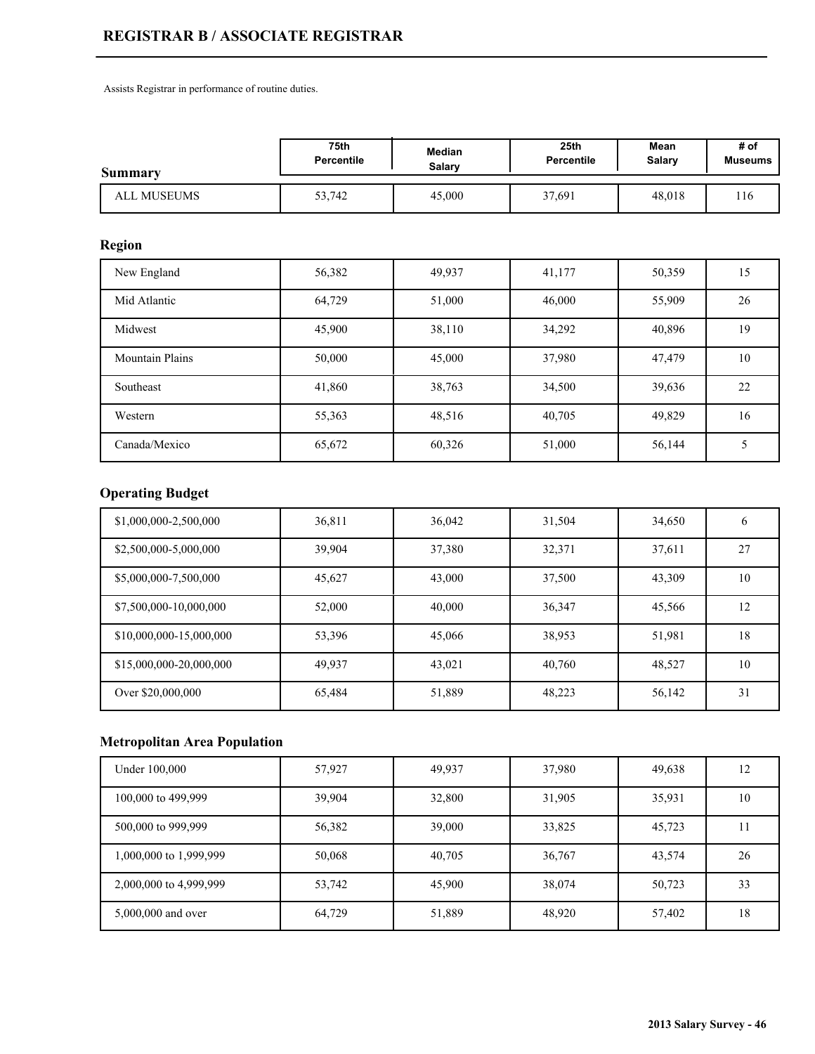## REGISTRAR B / ASSOCIATE REGISTRAR

Assists Registrar in performance of routine duties.

| Summary | 75th Percentile | Median Salary | 25th Percentile | Mean Salary | # of Museums |
|---|---|---|---|---|---|
| ALL MUSEUMS | 53,742 | 45,000 | 37,691 | 48,018 | 116 |

### Region

| Region | 75th Percentile | Median Salary | 25th Percentile | Mean Salary | # of Museums |
|---|---|---|---|---|---|
| New England | 56,382 | 49,937 | 41,177 | 50,359 | 15 |
| Mid Atlantic | 64,729 | 51,000 | 46,000 | 55,909 | 26 |
| Midwest | 45,900 | 38,110 | 34,292 | 40,896 | 19 |
| Mountain Plains | 50,000 | 45,000 | 37,980 | 47,479 | 10 |
| Southeast | 41,860 | 38,763 | 34,500 | 39,636 | 22 |
| Western | 55,363 | 48,516 | 40,705 | 49,829 | 16 |
| Canada/Mexico | 65,672 | 60,326 | 51,000 | 56,144 | 5 |

### Operating Budget

| Operating Budget | 75th Percentile | Median Salary | 25th Percentile | Mean Salary | # of Museums |
|---|---|---|---|---|---|
| $1,000,000-2,500,000 | 36,811 | 36,042 | 31,504 | 34,650 | 6 |
| $2,500,000-5,000,000 | 39,904 | 37,380 | 32,371 | 37,611 | 27 |
| $5,000,000-7,500,000 | 45,627 | 43,000 | 37,500 | 43,309 | 10 |
| $7,500,000-10,000,000 | 52,000 | 40,000 | 36,347 | 45,566 | 12 |
| $10,000,000-15,000,000 | 53,396 | 45,066 | 38,953 | 51,981 | 18 |
| $15,000,000-20,000,000 | 49,937 | 43,021 | 40,760 | 48,527 | 10 |
| Over $20,000,000 | 65,484 | 51,889 | 48,223 | 56,142 | 31 |

### Metropolitan Area Population

| Metropolitan Area Population | 75th Percentile | Median Salary | 25th Percentile | Mean Salary | # of Museums |
|---|---|---|---|---|---|
| Under 100,000 | 57,927 | 49,937 | 37,980 | 49,638 | 12 |
| 100,000 to 499,999 | 39,904 | 32,800 | 31,905 | 35,931 | 10 |
| 500,000 to 999,999 | 56,382 | 39,000 | 33,825 | 45,723 | 11 |
| 1,000,000 to 1,999,999 | 50,068 | 40,705 | 36,767 | 43,574 | 26 |
| 2,000,000 to 4,999,999 | 53,742 | 45,900 | 38,074 | 50,723 | 33 |
| 5,000,000 and over | 64,729 | 51,889 | 48,920 | 57,402 | 18 |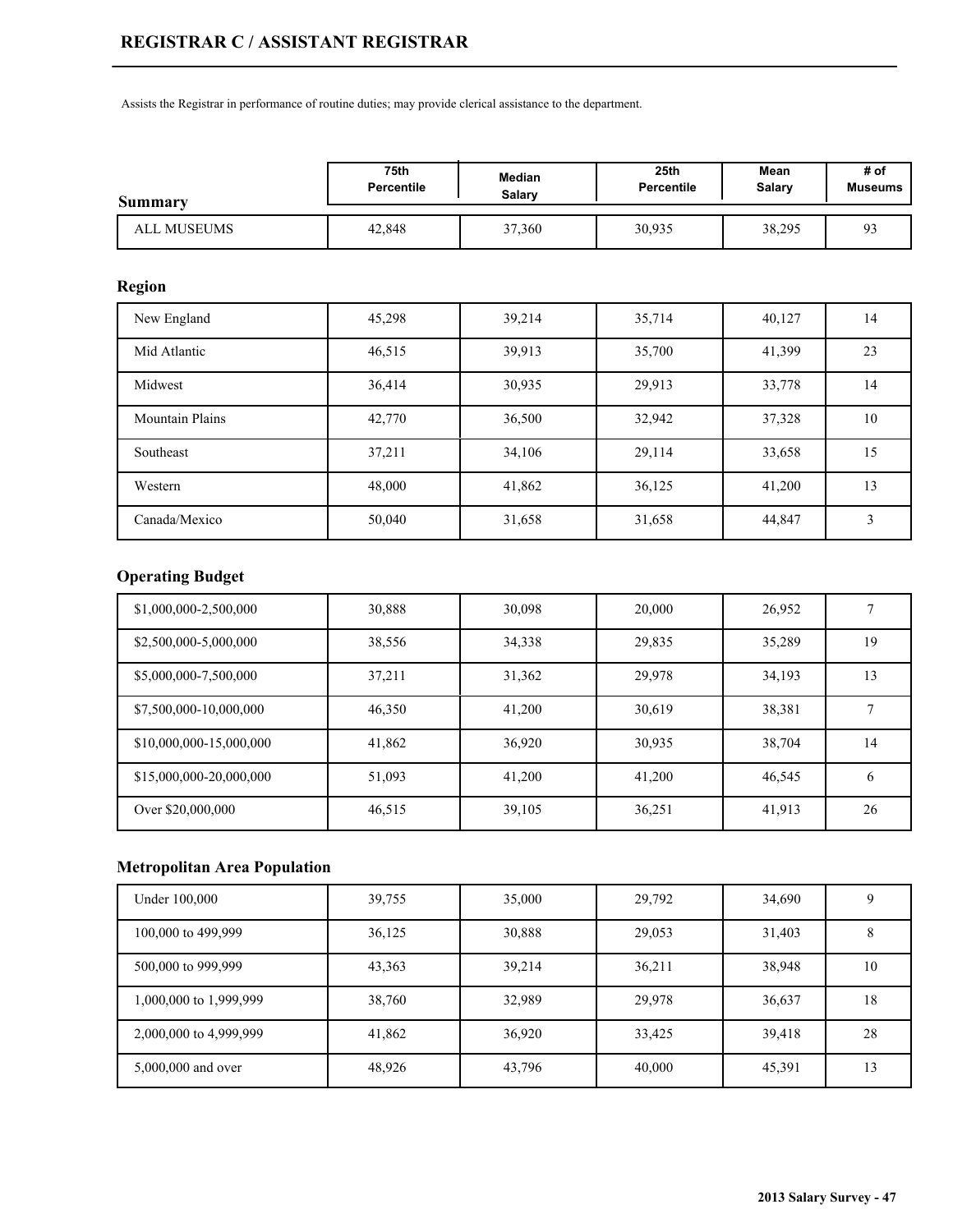# REGISTRAR C / ASSISTANT REGISTRAR

Assists the Registrar in performance of routine duties; may provide clerical assistance to the department.

## Summary

| | 75th Percentile | Median Salary | 25th Percentile | Mean Salary | # of Museums |
|---|---|---|---|---|---|
| ALL MUSEUMS | 42,848 | 37,360 | 30,935 | 38,295 | 93 |

## Region

| | 75th Percentile | Median Salary | 25th Percentile | Mean Salary | # of Museums |
|---|---|---|---|---|---|
| New England | 45,298 | 39,214 | 35,714 | 40,127 | 14 |
| Mid Atlantic | 46,515 | 39,913 | 35,700 | 41,399 | 23 |
| Midwest | 36,414 | 30,935 | 29,913 | 33,778 | 14 |
| Mountain Plains | 42,770 | 36,500 | 32,942 | 37,328 | 10 |
| Southeast | 37,211 | 34,106 | 29,114 | 33,658 | 15 |
| Western | 48,000 | 41,862 | 36,125 | 41,200 | 13 |
| Canada/Mexico | 50,040 | 31,658 | 31,658 | 44,847 | 3 |

## Operating Budget

| | 75th Percentile | Median Salary | 25th Percentile | Mean Salary | # of Museums |
|---|---|---|---|---|---|
| $1,000,000-2,500,000 | 30,888 | 30,098 | 20,000 | 26,952 | 7 |
| $2,500,000-5,000,000 | 38,556 | 34,338 | 29,835 | 35,289 | 19 |
| $5,000,000-7,500,000 | 37,211 | 31,362 | 29,978 | 34,193 | 13 |
| $7,500,000-10,000,000 | 46,350 | 41,200 | 30,619 | 38,381 | 7 |
| $10,000,000-15,000,000 | 41,862 | 36,920 | 30,935 | 38,704 | 14 |
| $15,000,000-20,000,000 | 51,093 | 41,200 | 41,200 | 46,545 | 6 |
| Over $20,000,000 | 46,515 | 39,105 | 36,251 | 41,913 | 26 |

## Metropolitan Area Population

| | 75th Percentile | Median Salary | 25th Percentile | Mean Salary | # of Museums |
|---|---|---|---|---|---|
| Under 100,000 | 39,755 | 35,000 | 29,792 | 34,690 | 9 |
| 100,000 to 499,999 | 36,125 | 30,888 | 29,053 | 31,403 | 8 |
| 500,000 to 999,999 | 43,363 | 39,214 | 36,211 | 38,948 | 10 |
| 1,000,000 to 1,999,999 | 38,760 | 32,989 | 29,978 | 36,637 | 18 |
| 2,000,000 to 4,999,999 | 41,862 | 36,920 | 33,425 | 39,418 | 28 |
| 5,000,000 and over | 48,926 | 43,796 | 40,000 | 45,391 | 13 |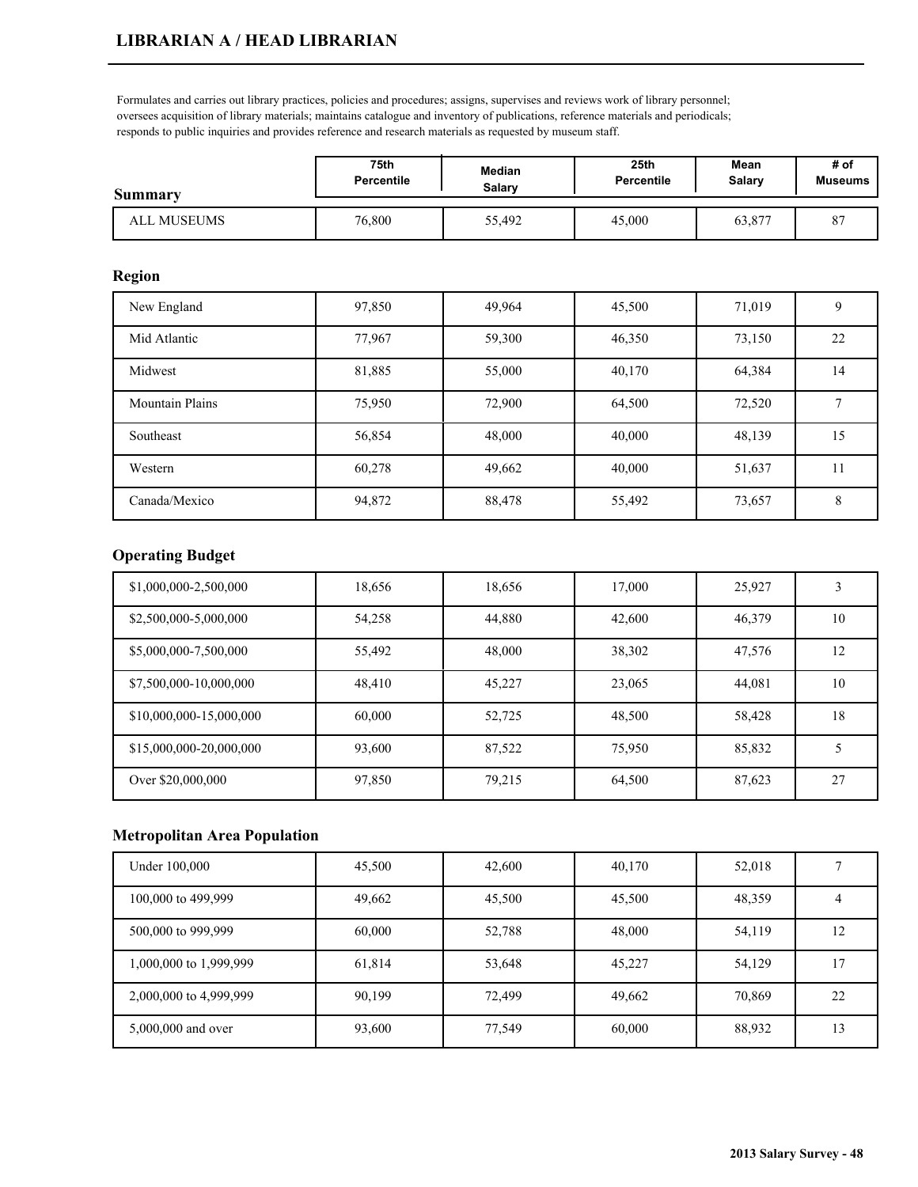## LIBRARIAN A / HEAD LIBRARIAN

Formulates and carries out library practices, policies and procedures; assigns, supervises and reviews work of library personnel; oversees acquisition of library materials; maintains catalogue and inventory of publications, reference materials and periodicals; responds to public inquiries and provides reference and research materials as requested by museum staff.

| Summary | 75th Percentile | Median Salary | 25th Percentile | Mean Salary | # of Museums |
|---|---|---|---|---|---|
| ALL MUSEUMS | 76,800 | 55,492 | 45,000 | 63,877 | 87 |

### Region

| Region | 75th Percentile | Median Salary | 25th Percentile | Mean Salary | # of Museums |
|---|---|---|---|---|---|
| New England | 97,850 | 49,964 | 45,500 | 71,019 | 9 |
| Mid Atlantic | 77,967 | 59,300 | 46,350 | 73,150 | 22 |
| Midwest | 81,885 | 55,000 | 40,170 | 64,384 | 14 |
| Mountain Plains | 75,950 | 72,900 | 64,500 | 72,520 | 7 |
| Southeast | 56,854 | 48,000 | 40,000 | 48,139 | 15 |
| Western | 60,278 | 49,662 | 40,000 | 51,637 | 11 |
| Canada/Mexico | 94,872 | 88,478 | 55,492 | 73,657 | 8 |

### Operating Budget

| Operating Budget | 75th Percentile | Median Salary | 25th Percentile | Mean Salary | # of Museums |
|---|---|---|---|---|---|
| $1,000,000-2,500,000 | 18,656 | 18,656 | 17,000 | 25,927 | 3 |
| $2,500,000-5,000,000 | 54,258 | 44,880 | 42,600 | 46,379 | 10 |
| $5,000,000-7,500,000 | 55,492 | 48,000 | 38,302 | 47,576 | 12 |
| $7,500,000-10,000,000 | 48,410 | 45,227 | 23,065 | 44,081 | 10 |
| $10,000,000-15,000,000 | 60,000 | 52,725 | 48,500 | 58,428 | 18 |
| $15,000,000-20,000,000 | 93,600 | 87,522 | 75,950 | 85,832 | 5 |
| Over $20,000,000 | 97,850 | 79,215 | 64,500 | 87,623 | 27 |

### Metropolitan Area Population

| Metropolitan Area Population | 75th Percentile | Median Salary | 25th Percentile | Mean Salary | # of Museums |
|---|---|---|---|---|---|
| Under 100,000 | 45,500 | 42,600 | 40,170 | 52,018 | 7 |
| 100,000 to 499,999 | 49,662 | 45,500 | 45,500 | 48,359 | 4 |
| 500,000 to 999,999 | 60,000 | 52,788 | 48,000 | 54,119 | 12 |
| 1,000,000 to 1,999,999 | 61,814 | 53,648 | 45,227 | 54,129 | 17 |
| 2,000,000 to 4,999,999 | 90,199 | 72,499 | 49,662 | 70,869 | 22 |
| 5,000,000 and over | 93,600 | 77,549 | 60,000 | 88,932 | 13 |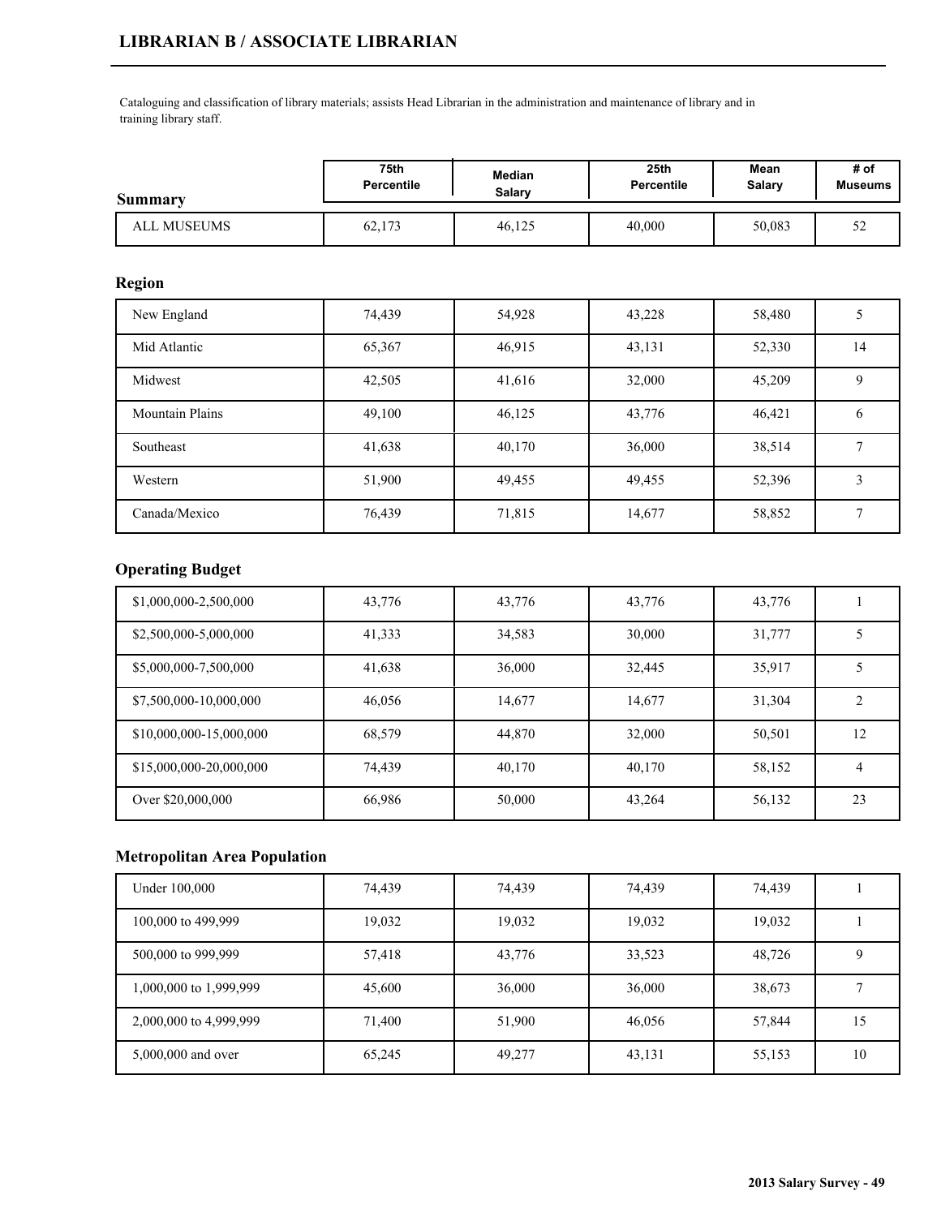# LIBRARIAN B / ASSOCIATE LIBRARIAN

Cataloguing and classification of library materials; assists Head Librarian in the administration and maintenance of library and in training library staff.

| Summary | 75th Percentile | Median Salary | 25th Percentile | Mean Salary | # of Museums |
|---|---|---|---|---|---|
| ALL MUSEUMS | 62,173 | 46,125 | 40,000 | 50,083 | 52 |

## Region

| Region | 75th Percentile | Median Salary | 25th Percentile | Mean Salary | # of Museums |
|---|---|---|---|---|---|
| New England | 74,439 | 54,928 | 43,228 | 58,480 | 5 |
| Mid Atlantic | 65,367 | 46,915 | 43,131 | 52,330 | 14 |
| Midwest | 42,505 | 41,616 | 32,000 | 45,209 | 9 |
| Mountain Plains | 49,100 | 46,125 | 43,776 | 46,421 | 6 |
| Southeast | 41,638 | 40,170 | 36,000 | 38,514 | 7 |
| Western | 51,900 | 49,455 | 49,455 | 52,396 | 3 |
| Canada/Mexico | 76,439 | 71,815 | 14,677 | 58,852 | 7 |

## Operating Budget

| Operating Budget | 75th Percentile | Median Salary | 25th Percentile | Mean Salary | # of Museums |
|---|---|---|---|---|---|
| $1,000,000-2,500,000 | 43,776 | 43,776 | 43,776 | 43,776 | 1 |
| $2,500,000-5,000,000 | 41,333 | 34,583 | 30,000 | 31,777 | 5 |
| $5,000,000-7,500,000 | 41,638 | 36,000 | 32,445 | 35,917 | 5 |
| $7,500,000-10,000,000 | 46,056 | 14,677 | 14,677 | 31,304 | 2 |
| $10,000,000-15,000,000 | 68,579 | 44,870 | 32,000 | 50,501 | 12 |
| $15,000,000-20,000,000 | 74,439 | 40,170 | 40,170 | 58,152 | 4 |
| Over $20,000,000 | 66,986 | 50,000 | 43,264 | 56,132 | 23 |

## Metropolitan Area Population

| Metropolitan Area Population | 75th Percentile | Median Salary | 25th Percentile | Mean Salary | # of Museums |
|---|---|---|---|---|---|
| Under 100,000 | 74,439 | 74,439 | 74,439 | 74,439 | 1 |
| 100,000 to 499,999 | 19,032 | 19,032 | 19,032 | 19,032 | 1 |
| 500,000 to 999,999 | 57,418 | 43,776 | 33,523 | 48,726 | 9 |
| 1,000,000 to 1,999,999 | 45,600 | 36,000 | 36,000 | 38,673 | 7 |
| 2,000,000 to 4,999,999 | 71,400 | 51,900 | 46,056 | 57,844 | 15 |
| 5,000,000 and over | 65,245 | 49,277 | 43,131 | 55,153 | 10 |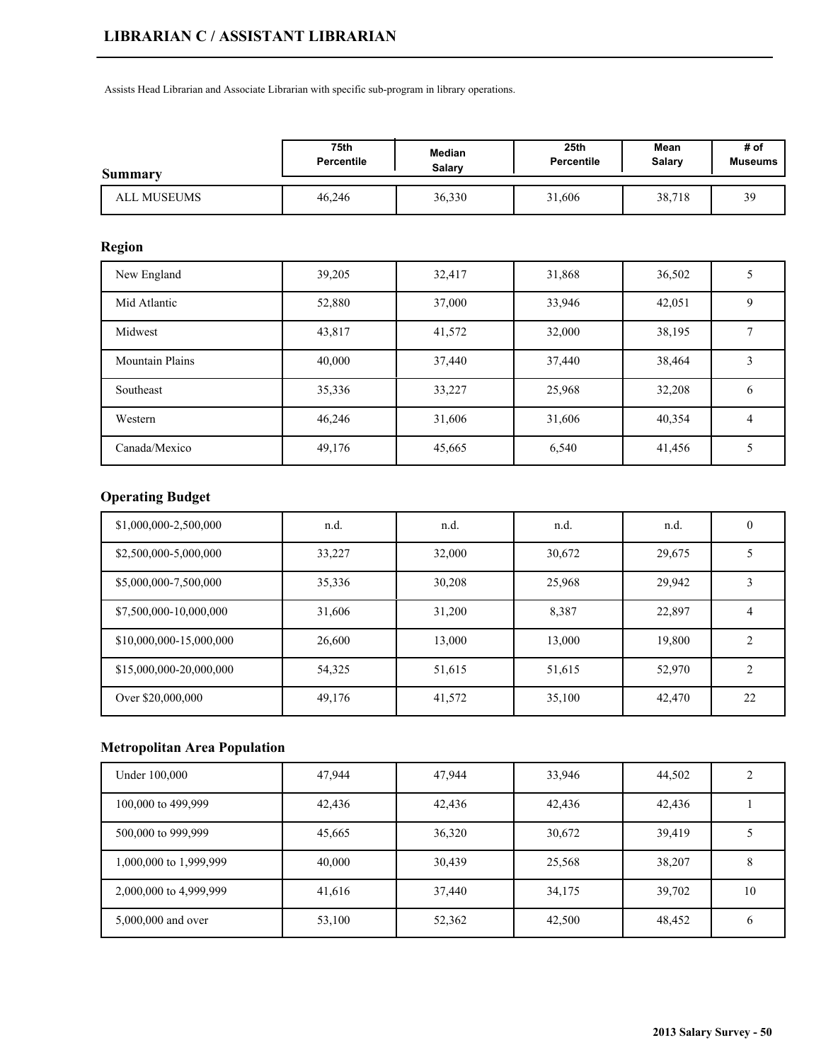# LIBRARIAN C / ASSISTANT LIBRARIAN

Assists Head Librarian and Associate Librarian with specific sub-program in library operations.

| Summary | 75th Percentile | Median Salary | 25th Percentile | Mean Salary | # of Museums |
|---|---|---|---|---|---|
| ALL MUSEUMS | 46,246 | 36,330 | 31,606 | 38,718 | 39 |

## Region

| Region | 75th Percentile | Median Salary | 25th Percentile | Mean Salary | # of Museums |
|---|---|---|---|---|---|
| New England | 39,205 | 32,417 | 31,868 | 36,502 | 5 |
| Mid Atlantic | 52,880 | 37,000 | 33,946 | 42,051 | 9 |
| Midwest | 43,817 | 41,572 | 32,000 | 38,195 | 7 |
| Mountain Plains | 40,000 | 37,440 | 37,440 | 38,464 | 3 |
| Southeast | 35,336 | 33,227 | 25,968 | 32,208 | 6 |
| Western | 46,246 | 31,606 | 31,606 | 40,354 | 4 |
| Canada/Mexico | 49,176 | 45,665 | 6,540 | 41,456 | 5 |

## Operating Budget

| Operating Budget | 75th Percentile | Median Salary | 25th Percentile | Mean Salary | # of Museums |
|---|---|---|---|---|---|
| $1,000,000-2,500,000 | n.d. | n.d. | n.d. | n.d. | 0 |
| $2,500,000-5,000,000 | 33,227 | 32,000 | 30,672 | 29,675 | 5 |
| $5,000,000-7,500,000 | 35,336 | 30,208 | 25,968 | 29,942 | 3 |
| $7,500,000-10,000,000 | 31,606 | 31,200 | 8,387 | 22,897 | 4 |
| $10,000,000-15,000,000 | 26,600 | 13,000 | 13,000 | 19,800 | 2 |
| $15,000,000-20,000,000 | 54,325 | 51,615 | 51,615 | 52,970 | 2 |
| Over $20,000,000 | 49,176 | 41,572 | 35,100 | 42,470 | 22 |

## Metropolitan Area Population

| Metropolitan Area Population | 75th Percentile | Median Salary | 25th Percentile | Mean Salary | # of Museums |
|---|---|---|---|---|---|
| Under 100,000 | 47,944 | 47,944 | 33,946 | 44,502 | 2 |
| 100,000 to 499,999 | 42,436 | 42,436 | 42,436 | 42,436 | 1 |
| 500,000 to 999,999 | 45,665 | 36,320 | 30,672 | 39,419 | 5 |
| 1,000,000 to 1,999,999 | 40,000 | 30,439 | 25,568 | 38,207 | 8 |
| 2,000,000 to 4,999,999 | 41,616 | 37,440 | 34,175 | 39,702 | 10 |
| 5,000,000 and over | 53,100 | 52,362 | 42,500 | 48,452 | 6 |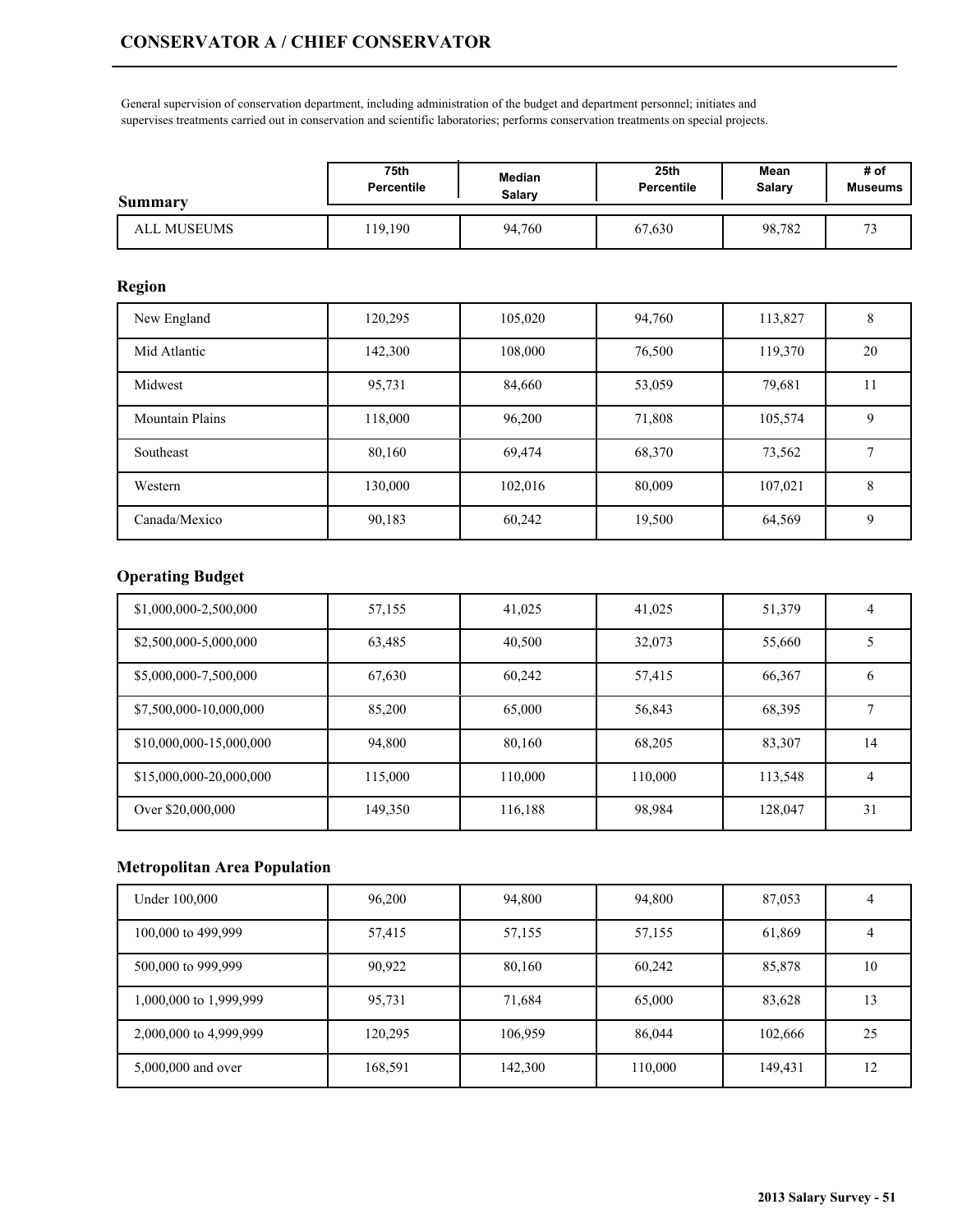# CONSERVATOR A / CHIEF CONSERVATOR

General supervision of conservation department, including administration of the budget and department personnel; initiates and supervises treatments carried out in conservation and scientific laboratories; performs conservation treatments on special projects.

| Summary | 75th Percentile | Median Salary | 25th Percentile | Mean Salary | # of Museums |
|---|---|---|---|---|---|
| ALL MUSEUMS | 119,190 | 94,760 | 67,630 | 98,782 | 73 |

## Region

| Region | 75th Percentile | Median Salary | 25th Percentile | Mean Salary | # of Museums |
|---|---|---|---|---|---|
| New England | 120,295 | 105,020 | 94,760 | 113,827 | 8 |
| Mid Atlantic | 142,300 | 108,000 | 76,500 | 119,370 | 20 |
| Midwest | 95,731 | 84,660 | 53,059 | 79,681 | 11 |
| Mountain Plains | 118,000 | 96,200 | 71,808 | 105,574 | 9 |
| Southeast | 80,160 | 69,474 | 68,370 | 73,562 | 7 |
| Western | 130,000 | 102,016 | 80,009 | 107,021 | 8 |
| Canada/Mexico | 90,183 | 60,242 | 19,500 | 64,569 | 9 |

## Operating Budget

| Operating Budget | 75th Percentile | Median Salary | 25th Percentile | Mean Salary | # of Museums |
|---|---|---|---|---|---|
| $1,000,000-2,500,000 | 57,155 | 41,025 | 41,025 | 51,379 | 4 |
| $2,500,000-5,000,000 | 63,485 | 40,500 | 32,073 | 55,660 | 5 |
| $5,000,000-7,500,000 | 67,630 | 60,242 | 57,415 | 66,367 | 6 |
| $7,500,000-10,000,000 | 85,200 | 65,000 | 56,843 | 68,395 | 7 |
| $10,000,000-15,000,000 | 94,800 | 80,160 | 68,205 | 83,307 | 14 |
| $15,000,000-20,000,000 | 115,000 | 110,000 | 110,000 | 113,548 | 4 |
| Over $20,000,000 | 149,350 | 116,188 | 98,984 | 128,047 | 31 |

## Metropolitan Area Population

| Metropolitan Area Population | 75th Percentile | Median Salary | 25th Percentile | Mean Salary | # of Museums |
|---|---|---|---|---|---|
| Under 100,000 | 96,200 | 94,800 | 94,800 | 87,053 | 4 |
| 100,000 to 499,999 | 57,415 | 57,155 | 57,155 | 61,869 | 4 |
| 500,000 to 999,999 | 90,922 | 80,160 | 60,242 | 85,878 | 10 |
| 1,000,000 to 1,999,999 | 95,731 | 71,684 | 65,000 | 83,628 | 13 |
| 2,000,000 to 4,999,999 | 120,295 | 106,959 | 86,044 | 102,666 | 25 |
| 5,000,000 and over | 168,591 | 142,300 | 110,000 | 149,431 | 12 |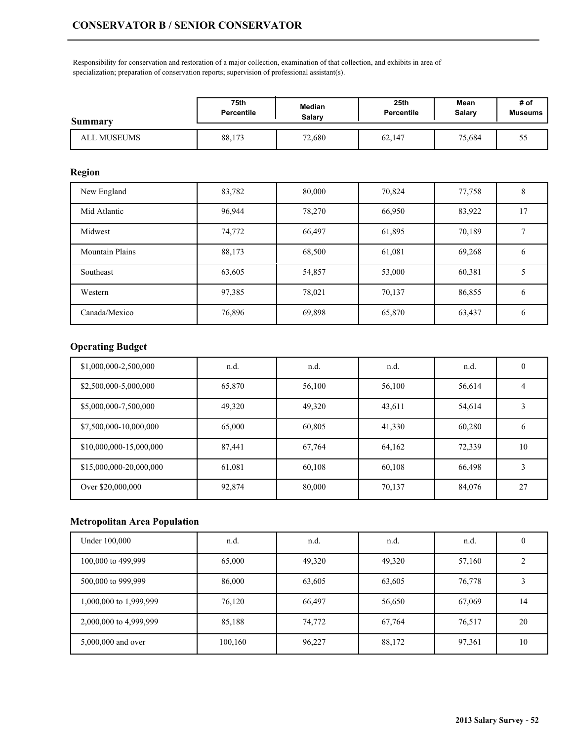# CONSERVATOR B / SENIOR CONSERVATOR

Responsibility for conservation and restoration of a major collection, examination of that collection, and exhibits in area of specialization; preparation of conservation reports; supervision of professional assistant(s).

| Summary | 75th Percentile | Median Salary | 25th Percentile | Mean Salary | # of Museums |
|---|---|---|---|---|---|
| ALL MUSEUMS | 88,173 | 72,680 | 62,147 | 75,684 | 55 |

## Region

| Region | 75th Percentile | Median Salary | 25th Percentile | Mean Salary | # of Museums |
|---|---|---|---|---|---|
| New England | 83,782 | 80,000 | 70,824 | 77,758 | 8 |
| Mid Atlantic | 96,944 | 78,270 | 66,950 | 83,922 | 17 |
| Midwest | 74,772 | 66,497 | 61,895 | 70,189 | 7 |
| Mountain Plains | 88,173 | 68,500 | 61,081 | 69,268 | 6 |
| Southeast | 63,605 | 54,857 | 53,000 | 60,381 | 5 |
| Western | 97,385 | 78,021 | 70,137 | 86,855 | 6 |
| Canada/Mexico | 76,896 | 69,898 | 65,870 | 63,437 | 6 |

## Operating Budget

| Operating Budget | 75th Percentile | Median Salary | 25th Percentile | Mean Salary | # of Museums |
|---|---|---|---|---|---|
| $1,000,000-2,500,000 | n.d. | n.d. | n.d. | n.d. | 0 |
| $2,500,000-5,000,000 | 65,870 | 56,100 | 56,100 | 56,614 | 4 |
| $5,000,000-7,500,000 | 49,320 | 49,320 | 43,611 | 54,614 | 3 |
| $7,500,000-10,000,000 | 65,000 | 60,805 | 41,330 | 60,280 | 6 |
| $10,000,000-15,000,000 | 87,441 | 67,764 | 64,162 | 72,339 | 10 |
| $15,000,000-20,000,000 | 61,081 | 60,108 | 60,108 | 66,498 | 3 |
| Over $20,000,000 | 92,874 | 80,000 | 70,137 | 84,076 | 27 |

## Metropolitan Area Population

| Metropolitan Area Population | 75th Percentile | Median Salary | 25th Percentile | Mean Salary | # of Museums |
|---|---|---|---|---|---|
| Under 100,000 | n.d. | n.d. | n.d. | n.d. | 0 |
| 100,000 to 499,999 | 65,000 | 49,320 | 49,320 | 57,160 | 2 |
| 500,000 to 999,999 | 86,000 | 63,605 | 63,605 | 76,778 | 3 |
| 1,000,000 to 1,999,999 | 76,120 | 66,497 | 56,650 | 67,069 | 14 |
| 2,000,000 to 4,999,999 | 85,188 | 74,772 | 67,764 | 76,517 | 20 |
| 5,000,000 and over | 100,160 | 96,227 | 88,172 | 97,361 | 10 |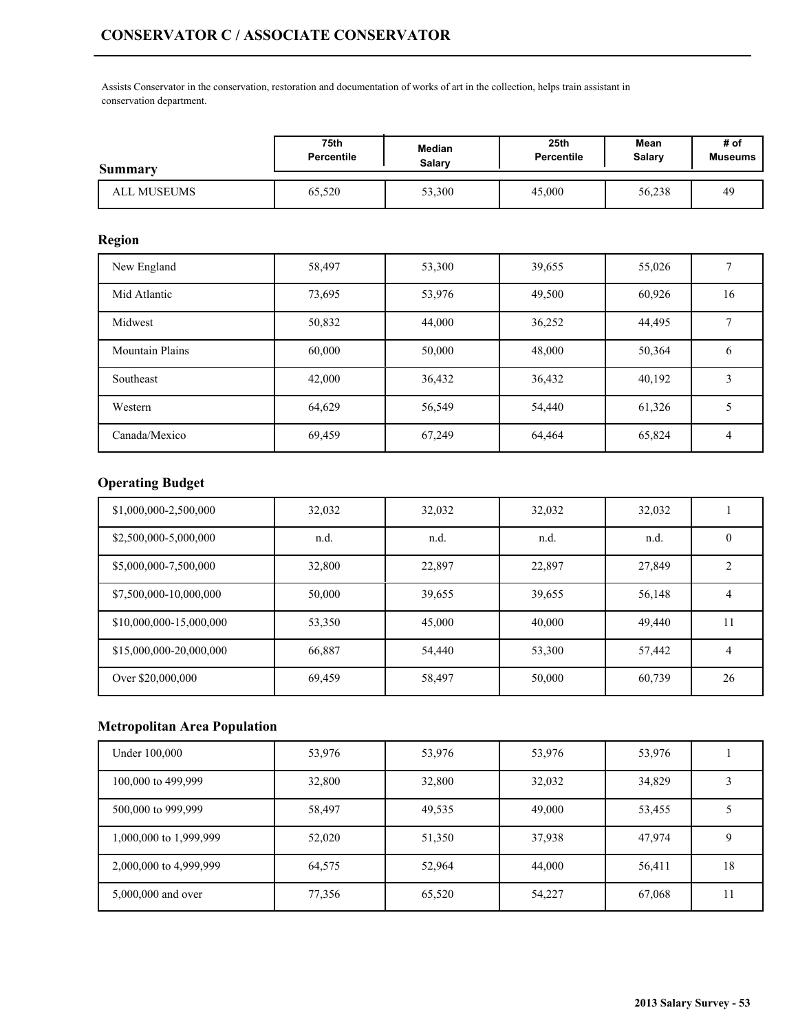# CONSERVATOR C / ASSOCIATE CONSERVATOR

Assists Conservator in the conservation, restoration and documentation of works of art in the collection, helps train assistant in conservation department.

| Summary | 75th Percentile | Median Salary | 25th Percentile | Mean Salary | # of Museums |
|---|---|---|---|---|---|
| ALL MUSEUMS | 65,520 | 53,300 | 45,000 | 56,238 | 49 |

## Region

| Region | 75th Percentile | Median Salary | 25th Percentile | Mean Salary | # of Museums |
|---|---|---|---|---|---|
| New England | 58,497 | 53,300 | 39,655 | 55,026 | 7 |
| Mid Atlantic | 73,695 | 53,976 | 49,500 | 60,926 | 16 |
| Midwest | 50,832 | 44,000 | 36,252 | 44,495 | 7 |
| Mountain Plains | 60,000 | 50,000 | 48,000 | 50,364 | 6 |
| Southeast | 42,000 | 36,432 | 36,432 | 40,192 | 3 |
| Western | 64,629 | 56,549 | 54,440 | 61,326 | 5 |
| Canada/Mexico | 69,459 | 67,249 | 64,464 | 65,824 | 4 |

## Operating Budget

| Operating Budget | 75th Percentile | Median Salary | 25th Percentile | Mean Salary | # of Museums |
|---|---|---|---|---|---|
| $1,000,000-2,500,000 | 32,032 | 32,032 | 32,032 | 32,032 | 1 |
| $2,500,000-5,000,000 | n.d. | n.d. | n.d. | n.d. | 0 |
| $5,000,000-7,500,000 | 32,800 | 22,897 | 22,897 | 27,849 | 2 |
| $7,500,000-10,000,000 | 50,000 | 39,655 | 39,655 | 56,148 | 4 |
| $10,000,000-15,000,000 | 53,350 | 45,000 | 40,000 | 49,440 | 11 |
| $15,000,000-20,000,000 | 66,887 | 54,440 | 53,300 | 57,442 | 4 |
| Over $20,000,000 | 69,459 | 58,497 | 50,000 | 60,739 | 26 |

## Metropolitan Area Population

| Metropolitan Area Population | 75th Percentile | Median Salary | 25th Percentile | Mean Salary | # of Museums |
|---|---|---|---|---|---|
| Under 100,000 | 53,976 | 53,976 | 53,976 | 53,976 | 1 |
| 100,000 to 499,999 | 32,800 | 32,800 | 32,032 | 34,829 | 3 |
| 500,000 to 999,999 | 58,497 | 49,535 | 49,000 | 53,455 | 5 |
| 1,000,000 to 1,999,999 | 52,020 | 51,350 | 37,938 | 47,974 | 9 |
| 2,000,000 to 4,999,999 | 64,575 | 52,964 | 44,000 | 56,411 | 18 |
| 5,000,000 and over | 77,356 | 65,520 | 54,227 | 67,068 | 11 |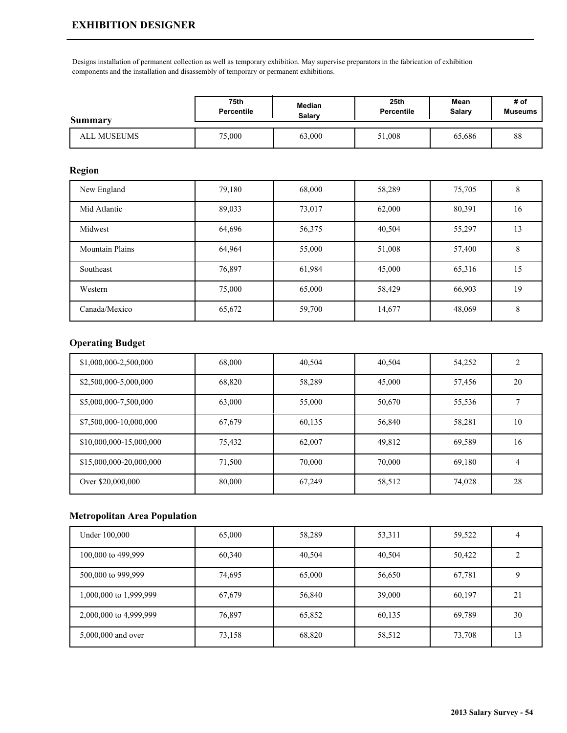# EXHIBITION DESIGNER

Designs installation of permanent collection as well as temporary exhibition. May supervise preparators in the fabrication of exhibition components and the installation and disassembly of temporary or permanent exhibitions.

| Summary | 75th Percentile | Median Salary | 25th Percentile | Mean Salary | # of Museums |
|---|---|---|---|---|---|
| ALL MUSEUMS | 75,000 | 63,000 | 51,008 | 65,686 | 88 |

## Region

| Region | 75th Percentile | Median Salary | 25th Percentile | Mean Salary | # of Museums |
|---|---|---|---|---|---|
| New England | 79,180 | 68,000 | 58,289 | 75,705 | 8 |
| Mid Atlantic | 89,033 | 73,017 | 62,000 | 80,391 | 16 |
| Midwest | 64,696 | 56,375 | 40,504 | 55,297 | 13 |
| Mountain Plains | 64,964 | 55,000 | 51,008 | 57,400 | 8 |
| Southeast | 76,897 | 61,984 | 45,000 | 65,316 | 15 |
| Western | 75,000 | 65,000 | 58,429 | 66,903 | 19 |
| Canada/Mexico | 65,672 | 59,700 | 14,677 | 48,069 | 8 |

## Operating Budget

| Operating Budget | 75th Percentile | Median Salary | 25th Percentile | Mean Salary | # of Museums |
|---|---|---|---|---|---|
| $1,000,000-2,500,000 | 68,000 | 40,504 | 40,504 | 54,252 | 2 |
| $2,500,000-5,000,000 | 68,820 | 58,289 | 45,000 | 57,456 | 20 |
| $5,000,000-7,500,000 | 63,000 | 55,000 | 50,670 | 55,536 | 7 |
| $7,500,000-10,000,000 | 67,679 | 60,135 | 56,840 | 58,281 | 10 |
| $10,000,000-15,000,000 | 75,432 | 62,007 | 49,812 | 69,589 | 16 |
| $15,000,000-20,000,000 | 71,500 | 70,000 | 70,000 | 69,180 | 4 |
| Over $20,000,000 | 80,000 | 67,249 | 58,512 | 74,028 | 28 |

## Metropolitan Area Population

| Metropolitan Area Population | 75th Percentile | Median Salary | 25th Percentile | Mean Salary | # of Museums |
|---|---|---|---|---|---|
| Under 100,000 | 65,000 | 58,289 | 53,311 | 59,522 | 4 |
| 100,000 to 499,999 | 60,340 | 40,504 | 40,504 | 50,422 | 2 |
| 500,000 to 999,999 | 74,695 | 65,000 | 56,650 | 67,781 | 9 |
| 1,000,000 to 1,999,999 | 67,679 | 56,840 | 39,000 | 60,197 | 21 |
| 2,000,000 to 4,999,999 | 76,897 | 65,852 | 60,135 | 69,789 | 30 |
| 5,000,000 and over | 73,158 | 68,820 | 58,512 | 73,708 | 13 |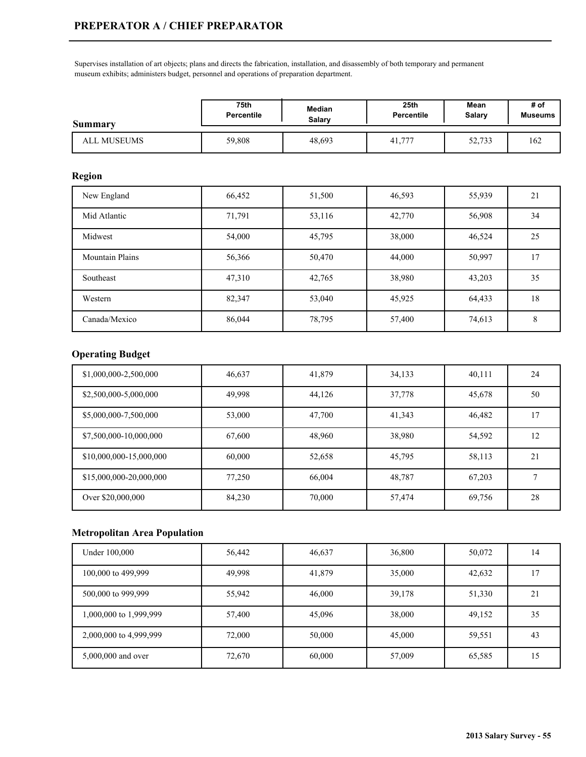# PREPERATOR A / CHIEF PREPARATOR

Supervises installation of art objects; plans and directs the fabrication, installation, and disassembly of both temporary and permanent museum exhibits; administers budget, personnel and operations of preparation department.

| Summary | 75th Percentile | Median Salary | 25th Percentile | Mean Salary | # of Museums |
|---|---|---|---|---|---|
| ALL MUSEUMS | 59,808 | 48,693 | 41,777 | 52,733 | 162 |

### Region

| Region | 75th Percentile | Median Salary | 25th Percentile | Mean Salary | # of Museums |
|---|---|---|---|---|---|
| New England | 66,452 | 51,500 | 46,593 | 55,939 | 21 |
| Mid Atlantic | 71,791 | 53,116 | 42,770 | 56,908 | 34 |
| Midwest | 54,000 | 45,795 | 38,000 | 46,524 | 25 |
| Mountain Plains | 56,366 | 50,470 | 44,000 | 50,997 | 17 |
| Southeast | 47,310 | 42,765 | 38,980 | 43,203 | 35 |
| Western | 82,347 | 53,040 | 45,925 | 64,433 | 18 |
| Canada/Mexico | 86,044 | 78,795 | 57,400 | 74,613 | 8 |

### Operating Budget

| Operating Budget | 75th Percentile | Median Salary | 25th Percentile | Mean Salary | # of Museums |
|---|---|---|---|---|---|
| $1,000,000-2,500,000 | 46,637 | 41,879 | 34,133 | 40,111 | 24 |
| $2,500,000-5,000,000 | 49,998 | 44,126 | 37,778 | 45,678 | 50 |
| $5,000,000-7,500,000 | 53,000 | 47,700 | 41,343 | 46,482 | 17 |
| $7,500,000-10,000,000 | 67,600 | 48,960 | 38,980 | 54,592 | 12 |
| $10,000,000-15,000,000 | 60,000 | 52,658 | 45,795 | 58,113 | 21 |
| $15,000,000-20,000,000 | 77,250 | 66,004 | 48,787 | 67,203 | 7 |
| Over $20,000,000 | 84,230 | 70,000 | 57,474 | 69,756 | 28 |

### Metropolitan Area Population

| Metropolitan Area Population | 75th Percentile | Median Salary | 25th Percentile | Mean Salary | # of Museums |
|---|---|---|---|---|---|
| Under 100,000 | 56,442 | 46,637 | 36,800 | 50,072 | 14 |
| 100,000 to 499,999 | 49,998 | 41,879 | 35,000 | 42,632 | 17 |
| 500,000 to 999,999 | 55,942 | 46,000 | 39,178 | 51,330 | 21 |
| 1,000,000 to 1,999,999 | 57,400 | 45,096 | 38,000 | 49,152 | 35 |
| 2,000,000 to 4,999,999 | 72,000 | 50,000 | 45,000 | 59,551 | 43 |
| 5,000,000 and over | 72,670 | 60,000 | 57,009 | 65,585 | 15 |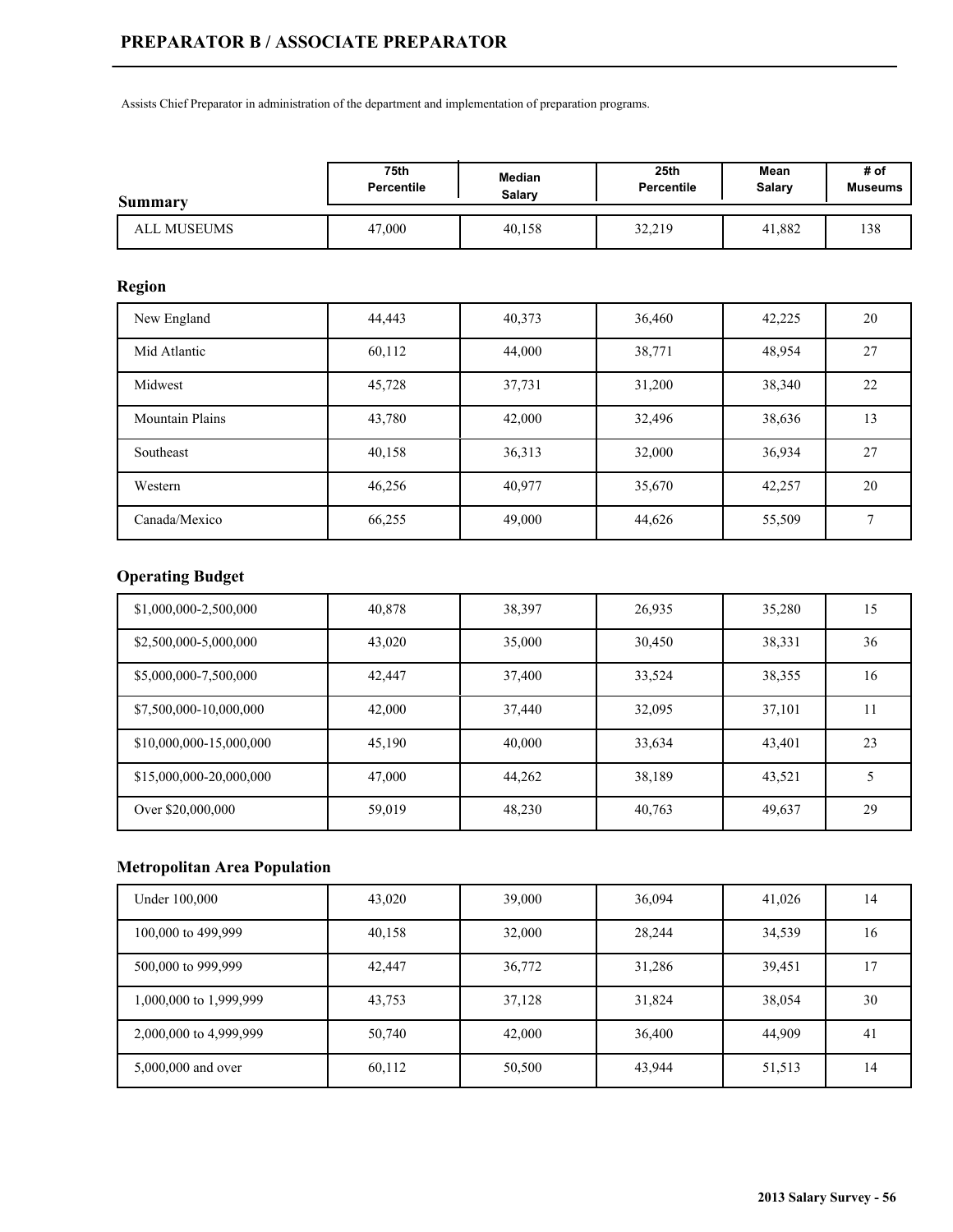# PREPARATOR B / ASSOCIATE PREPARATOR

Assists Chief Preparator in administration of the department and implementation of preparation programs.

| Summary | 75th Percentile | Median Salary | 25th Percentile | Mean Salary | # of Museums |
|---|---|---|---|---|---|
| ALL MUSEUMS | 47,000 | 40,158 | 32,219 | 41,882 | 138 |

## Region

| Region | 75th Percentile | Median Salary | 25th Percentile | Mean Salary | # of Museums |
|---|---|---|---|---|---|
| New England | 44,443 | 40,373 | 36,460 | 42,225 | 20 |
| Mid Atlantic | 60,112 | 44,000 | 38,771 | 48,954 | 27 |
| Midwest | 45,728 | 37,731 | 31,200 | 38,340 | 22 |
| Mountain Plains | 43,780 | 42,000 | 32,496 | 38,636 | 13 |
| Southeast | 40,158 | 36,313 | 32,000 | 36,934 | 27 |
| Western | 46,256 | 40,977 | 35,670 | 42,257 | 20 |
| Canada/Mexico | 66,255 | 49,000 | 44,626 | 55,509 | 7 |

## Operating Budget

| Operating Budget | 75th Percentile | Median Salary | 25th Percentile | Mean Salary | # of Museums |
|---|---|---|---|---|---|
| $1,000,000-2,500,000 | 40,878 | 38,397 | 26,935 | 35,280 | 15 |
| $2,500,000-5,000,000 | 43,020 | 35,000 | 30,450 | 38,331 | 36 |
| $5,000,000-7,500,000 | 42,447 | 37,400 | 33,524 | 38,355 | 16 |
| $7,500,000-10,000,000 | 42,000 | 37,440 | 32,095 | 37,101 | 11 |
| $10,000,000-15,000,000 | 45,190 | 40,000 | 33,634 | 43,401 | 23 |
| $15,000,000-20,000,000 | 47,000 | 44,262 | 38,189 | 43,521 | 5 |
| Over $20,000,000 | 59,019 | 48,230 | 40,763 | 49,637 | 29 |

## Metropolitan Area Population

| Metropolitan Area Population | 75th Percentile | Median Salary | 25th Percentile | Mean Salary | # of Museums |
|---|---|---|---|---|---|
| Under 100,000 | 43,020 | 39,000 | 36,094 | 41,026 | 14 |
| 100,000 to 499,999 | 40,158 | 32,000 | 28,244 | 34,539 | 16 |
| 500,000 to 999,999 | 42,447 | 36,772 | 31,286 | 39,451 | 17 |
| 1,000,000 to 1,999,999 | 43,753 | 37,128 | 31,824 | 38,054 | 30 |
| 2,000,000 to 4,999,999 | 50,740 | 42,000 | 36,400 | 44,909 | 41 |
| 5,000,000 and over | 60,112 | 50,500 | 43,944 | 51,513 | 14 |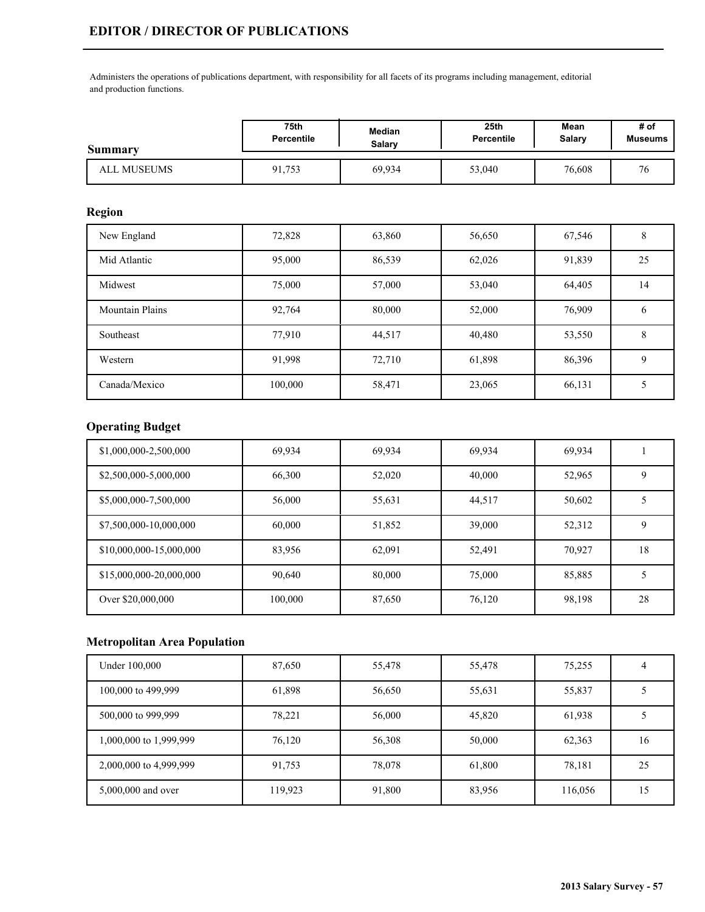# EDITOR / DIRECTOR OF PUBLICATIONS

Administers the operations of publications department, with responsibility for all facets of its programs including management, editorial and production functions.

| Summary | 75th Percentile | Median Salary | 25th Percentile | Mean Salary | # of Museums |
|---|---|---|---|---|---|
| ALL MUSEUMS | 91,753 | 69,934 | 53,040 | 76,608 | 76 |

## Region

| Region | 75th Percentile | Median Salary | 25th Percentile | Mean Salary | # of Museums |
|---|---|---|---|---|---|
| New England | 72,828 | 63,860 | 56,650 | 67,546 | 8 |
| Mid Atlantic | 95,000 | 86,539 | 62,026 | 91,839 | 25 |
| Midwest | 75,000 | 57,000 | 53,040 | 64,405 | 14 |
| Mountain Plains | 92,764 | 80,000 | 52,000 | 76,909 | 6 |
| Southeast | 77,910 | 44,517 | 40,480 | 53,550 | 8 |
| Western | 91,998 | 72,710 | 61,898 | 86,396 | 9 |
| Canada/Mexico | 100,000 | 58,471 | 23,065 | 66,131 | 5 |

## Operating Budget

| Operating Budget | 75th Percentile | Median Salary | 25th Percentile | Mean Salary | # of Museums |
|---|---|---|---|---|---|
| $1,000,000-2,500,000 | 69,934 | 69,934 | 69,934 | 69,934 | 1 |
| $2,500,000-5,000,000 | 66,300 | 52,020 | 40,000 | 52,965 | 9 |
| $5,000,000-7,500,000 | 56,000 | 55,631 | 44,517 | 50,602 | 5 |
| $7,500,000-10,000,000 | 60,000 | 51,852 | 39,000 | 52,312 | 9 |
| $10,000,000-15,000,000 | 83,956 | 62,091 | 52,491 | 70,927 | 18 |
| $15,000,000-20,000,000 | 90,640 | 80,000 | 75,000 | 85,885 | 5 |
| Over $20,000,000 | 100,000 | 87,650 | 76,120 | 98,198 | 28 |

## Metropolitan Area Population

| Metropolitan Area Population | 75th Percentile | Median Salary | 25th Percentile | Mean Salary | # of Museums |
|---|---|---|---|---|---|
| Under 100,000 | 87,650 | 55,478 | 55,478 | 75,255 | 4 |
| 100,000 to 499,999 | 61,898 | 56,650 | 55,631 | 55,837 | 5 |
| 500,000 to 999,999 | 78,221 | 56,000 | 45,820 | 61,938 | 5 |
| 1,000,000 to 1,999,999 | 76,120 | 56,308 | 50,000 | 62,363 | 16 |
| 2,000,000 to 4,999,999 | 91,753 | 78,078 | 61,800 | 78,181 | 25 |
| 5,000,000 and over | 119,923 | 91,800 | 83,956 | 116,056 | 15 |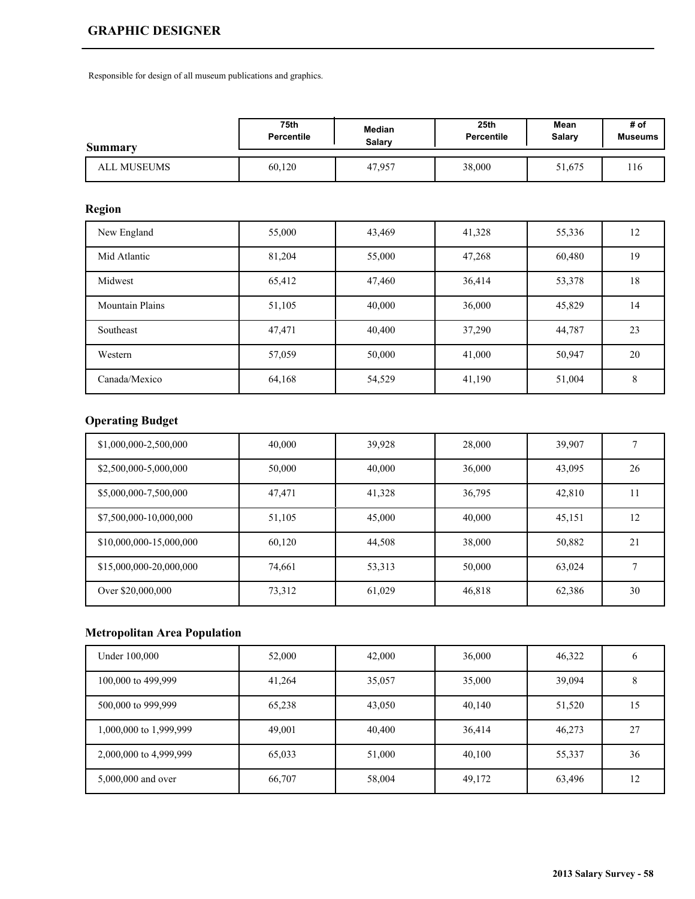# GRAPHIC DESIGNER

Responsible for design of all museum publications and graphics.

| Summary | 75th Percentile | Median Salary | 25th Percentile | Mean Salary | # of Museums |
|---|---|---|---|---|---|
| ALL MUSEUMS | 60,120 | 47,957 | 38,000 | 51,675 | 116 |

### Region

| Region | 75th Percentile | Median Salary | 25th Percentile | Mean Salary | # of Museums |
|---|---|---|---|---|---|
| New England | 55,000 | 43,469 | 41,328 | 55,336 | 12 |
| Mid Atlantic | 81,204 | 55,000 | 47,268 | 60,480 | 19 |
| Midwest | 65,412 | 47,460 | 36,414 | 53,378 | 18 |
| Mountain Plains | 51,105 | 40,000 | 36,000 | 45,829 | 14 |
| Southeast | 47,471 | 40,400 | 37,290 | 44,787 | 23 |
| Western | 57,059 | 50,000 | 41,000 | 50,947 | 20 |
| Canada/Mexico | 64,168 | 54,529 | 41,190 | 51,004 | 8 |

### Operating Budget

| Operating Budget | 75th Percentile | Median Salary | 25th Percentile | Mean Salary | # of Museums |
|---|---|---|---|---|---|
| $1,000,000-2,500,000 | 40,000 | 39,928 | 28,000 | 39,907 | 7 |
| $2,500,000-5,000,000 | 50,000 | 40,000 | 36,000 | 43,095 | 26 |
| $5,000,000-7,500,000 | 47,471 | 41,328 | 36,795 | 42,810 | 11 |
| $7,500,000-10,000,000 | 51,105 | 45,000 | 40,000 | 45,151 | 12 |
| $10,000,000-15,000,000 | 60,120 | 44,508 | 38,000 | 50,882 | 21 |
| $15,000,000-20,000,000 | 74,661 | 53,313 | 50,000 | 63,024 | 7 |
| Over $20,000,000 | 73,312 | 61,029 | 46,818 | 62,386 | 30 |

### Metropolitan Area Population

| Metropolitan Area Population | 75th Percentile | Median Salary | 25th Percentile | Mean Salary | # of Museums |
|---|---|---|---|---|---|
| Under 100,000 | 52,000 | 42,000 | 36,000 | 46,322 | 6 |
| 100,000 to 499,999 | 41,264 | 35,057 | 35,000 | 39,094 | 8 |
| 500,000 to 999,999 | 65,238 | 43,050 | 40,140 | 51,520 | 15 |
| 1,000,000 to 1,999,999 | 49,001 | 40,400 | 36,414 | 46,273 | 27 |
| 2,000,000 to 4,999,999 | 65,033 | 51,000 | 40,100 | 55,337 | 36 |
| 5,000,000 and over | 66,707 | 58,004 | 49,172 | 63,496 | 12 |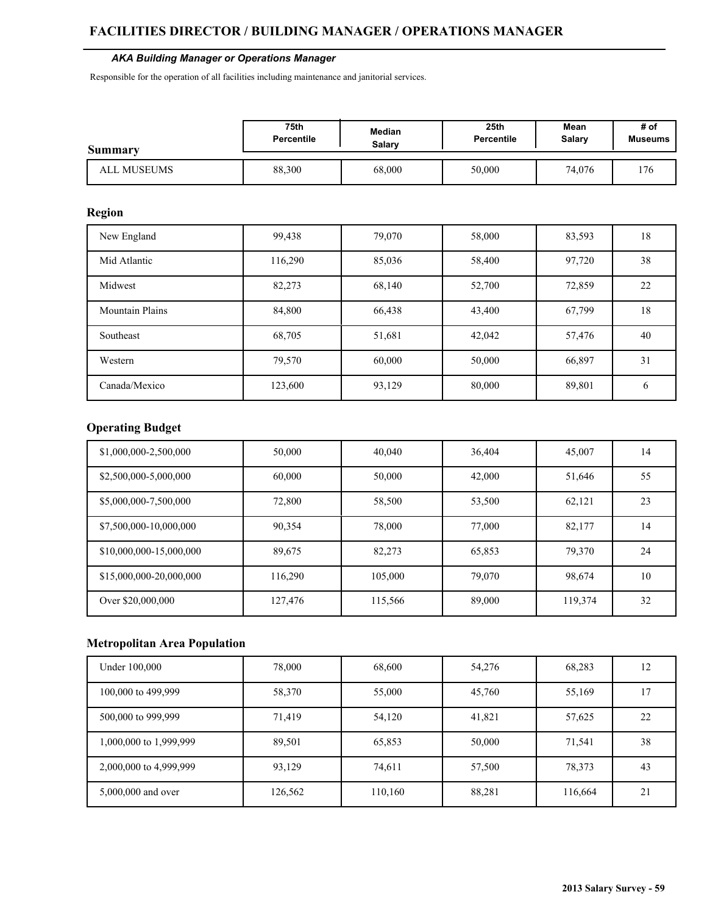# FACILITIES DIRECTOR / BUILDING MANAGER / OPERATIONS MANAGER

***AKA Building Manager or Operations Manager***

Responsible for the operation of all facilities including maintenance and janitorial services.

| Summary | 75th Percentile | Median Salary | 25th Percentile | Mean Salary | # of Museums |
|---|---|---|---|---|---|
| ALL MUSEUMS | 88,300 | 68,000 | 50,000 | 74,076 | 176 |

## Region

| Region | 75th Percentile | Median Salary | 25th Percentile | Mean Salary | # of Museums |
|---|---|---|---|---|---|
| New England | 99,438 | 79,070 | 58,000 | 83,593 | 18 |
| Mid Atlantic | 116,290 | 85,036 | 58,400 | 97,720 | 38 |
| Midwest | 82,273 | 68,140 | 52,700 | 72,859 | 22 |
| Mountain Plains | 84,800 | 66,438 | 43,400 | 67,799 | 18 |
| Southeast | 68,705 | 51,681 | 42,042 | 57,476 | 40 |
| Western | 79,570 | 60,000 | 50,000 | 66,897 | 31 |
| Canada/Mexico | 123,600 | 93,129 | 80,000 | 89,801 | 6 |

## Operating Budget

| Operating Budget | 75th Percentile | Median Salary | 25th Percentile | Mean Salary | # of Museums |
|---|---|---|---|---|---|
| $1,000,000-2,500,000 | 50,000 | 40,040 | 36,404 | 45,007 | 14 |
| $2,500,000-5,000,000 | 60,000 | 50,000 | 42,000 | 51,646 | 55 |
| $5,000,000-7,500,000 | 72,800 | 58,500 | 53,500 | 62,121 | 23 |
| $7,500,000-10,000,000 | 90,354 | 78,000 | 77,000 | 82,177 | 14 |
| $10,000,000-15,000,000 | 89,675 | 82,273 | 65,853 | 79,370 | 24 |
| $15,000,000-20,000,000 | 116,290 | 105,000 | 79,070 | 98,674 | 10 |
| Over $20,000,000 | 127,476 | 115,566 | 89,000 | 119,374 | 32 |

## Metropolitan Area Population

| Metropolitan Area Population | 75th Percentile | Median Salary | 25th Percentile | Mean Salary | # of Museums |
|---|---|---|---|---|---|
| Under 100,000 | 78,000 | 68,600 | 54,276 | 68,283 | 12 |
| 100,000 to 499,999 | 58,370 | 55,000 | 45,760 | 55,169 | 17 |
| 500,000 to 999,999 | 71,419 | 54,120 | 41,821 | 57,625 | 22 |
| 1,000,000 to 1,999,999 | 89,501 | 65,853 | 50,000 | 71,541 | 38 |
| 2,000,000 to 4,999,999 | 93,129 | 74,611 | 57,500 | 78,373 | 43 |
| 5,000,000 and over | 126,562 | 110,160 | 88,281 | 116,664 | 21 |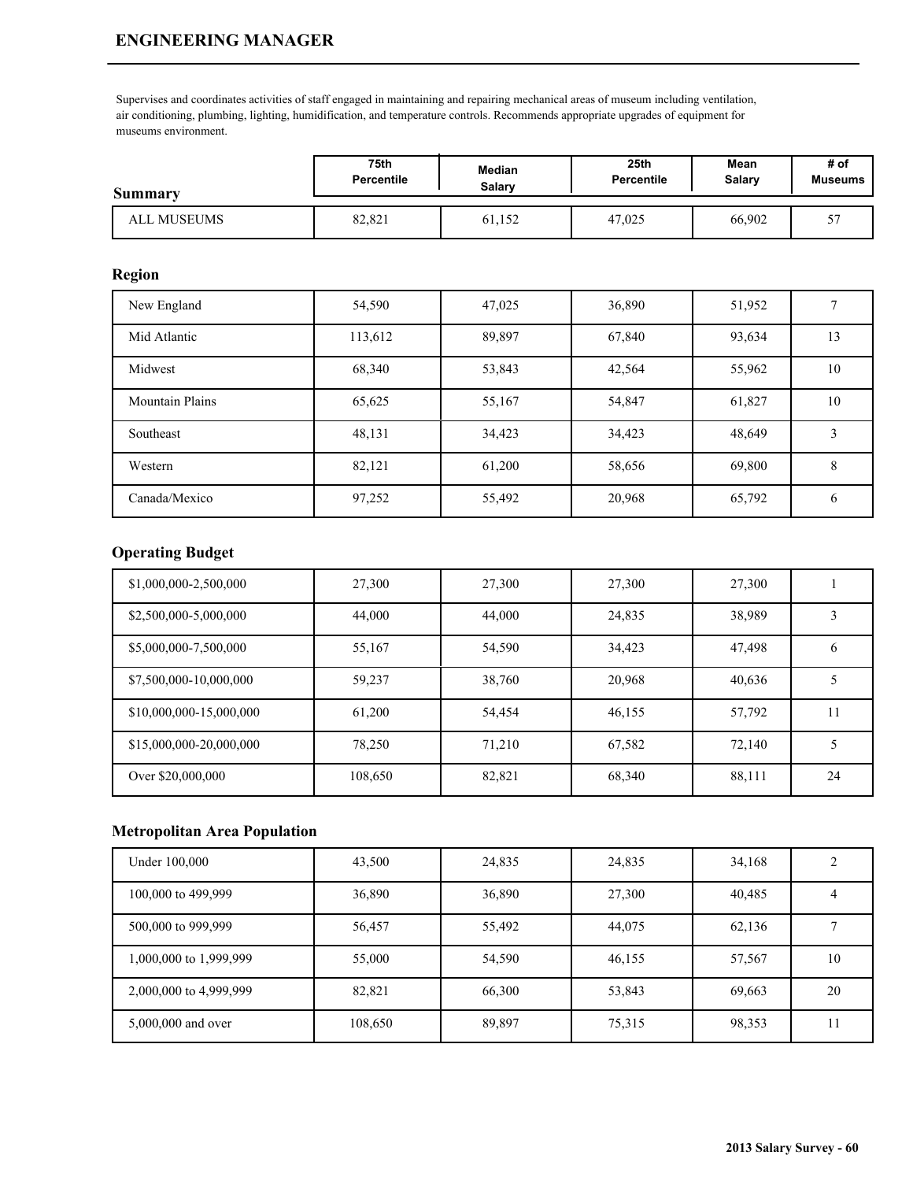# ENGINEERING MANAGER

Supervises and coordinates activities of staff engaged in maintaining and repairing mechanical areas of museum including ventilation, air conditioning, plumbing, lighting, humidification, and temperature controls. Recommends appropriate upgrades of equipment for museums environment.

| Summary | 75th Percentile | Median Salary | 25th Percentile | Mean Salary | # of Museums |
|---|---|---|---|---|---|
| ALL MUSEUMS | 82,821 | 61,152 | 47,025 | 66,902 | 57 |

### Region

| Region | 75th Percentile | Median Salary | 25th Percentile | Mean Salary | # of Museums |
|---|---|---|---|---|---|
| New England | 54,590 | 47,025 | 36,890 | 51,952 | 7 |
| Mid Atlantic | 113,612 | 89,897 | 67,840 | 93,634 | 13 |
| Midwest | 68,340 | 53,843 | 42,564 | 55,962 | 10 |
| Mountain Plains | 65,625 | 55,167 | 54,847 | 61,827 | 10 |
| Southeast | 48,131 | 34,423 | 34,423 | 48,649 | 3 |
| Western | 82,121 | 61,200 | 58,656 | 69,800 | 8 |
| Canada/Mexico | 97,252 | 55,492 | 20,968 | 65,792 | 6 |

### Operating Budget

| Operating Budget | 75th Percentile | Median Salary | 25th Percentile | Mean Salary | # of Museums |
|---|---|---|---|---|---|
| $1,000,000-2,500,000 | 27,300 | 27,300 | 27,300 | 27,300 | 1 |
| $2,500,000-5,000,000 | 44,000 | 44,000 | 24,835 | 38,989 | 3 |
| $5,000,000-7,500,000 | 55,167 | 54,590 | 34,423 | 47,498 | 6 |
| $7,500,000-10,000,000 | 59,237 | 38,760 | 20,968 | 40,636 | 5 |
| $10,000,000-15,000,000 | 61,200 | 54,454 | 46,155 | 57,792 | 11 |
| $15,000,000-20,000,000 | 78,250 | 71,210 | 67,582 | 72,140 | 5 |
| Over $20,000,000 | 108,650 | 82,821 | 68,340 | 88,111 | 24 |

### Metropolitan Area Population

| Metropolitan Area Population | 75th Percentile | Median Salary | 25th Percentile | Mean Salary | # of Museums |
|---|---|---|---|---|---|
| Under 100,000 | 43,500 | 24,835 | 24,835 | 34,168 | 2 |
| 100,000 to 499,999 | 36,890 | 36,890 | 27,300 | 40,485 | 4 |
| 500,000 to 999,999 | 56,457 | 55,492 | 44,075 | 62,136 | 7 |
| 1,000,000 to 1,999,999 | 55,000 | 54,590 | 46,155 | 57,567 | 10 |
| 2,000,000 to 4,999,999 | 82,821 | 66,300 | 53,843 | 69,663 | 20 |
| 5,000,000 and over | 108,650 | 89,897 | 75,315 | 98,353 | 11 |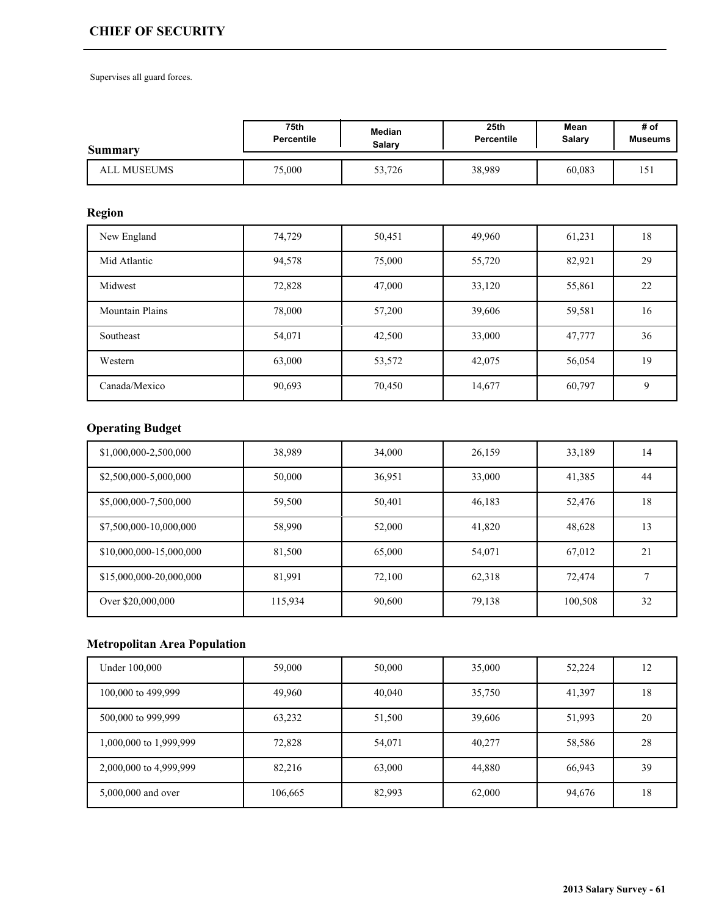## CHIEF OF SECURITY

Supervises all guard forces.

| Summary | 75th Percentile | Median Salary | 25th Percentile | Mean Salary | # of Museums |
|---|---|---|---|---|---|
| ALL MUSEUMS | 75,000 | 53,726 | 38,989 | 60,083 | 151 |

### Region

| Region | 75th Percentile | Median Salary | 25th Percentile | Mean Salary | # of Museums |
|---|---|---|---|---|---|
| New England | 74,729 | 50,451 | 49,960 | 61,231 | 18 |
| Mid Atlantic | 94,578 | 75,000 | 55,720 | 82,921 | 29 |
| Midwest | 72,828 | 47,000 | 33,120 | 55,861 | 22 |
| Mountain Plains | 78,000 | 57,200 | 39,606 | 59,581 | 16 |
| Southeast | 54,071 | 42,500 | 33,000 | 47,777 | 36 |
| Western | 63,000 | 53,572 | 42,075 | 56,054 | 19 |
| Canada/Mexico | 90,693 | 70,450 | 14,677 | 60,797 | 9 |

### Operating Budget

| Operating Budget | 75th Percentile | Median Salary | 25th Percentile | Mean Salary | # of Museums |
|---|---|---|---|---|---|
| $1,000,000-2,500,000 | 38,989 | 34,000 | 26,159 | 33,189 | 14 |
| $2,500,000-5,000,000 | 50,000 | 36,951 | 33,000 | 41,385 | 44 |
| $5,000,000-7,500,000 | 59,500 | 50,401 | 46,183 | 52,476 | 18 |
| $7,500,000-10,000,000 | 58,990 | 52,000 | 41,820 | 48,628 | 13 |
| $10,000,000-15,000,000 | 81,500 | 65,000 | 54,071 | 67,012 | 21 |
| $15,000,000-20,000,000 | 81,991 | 72,100 | 62,318 | 72,474 | 7 |
| Over $20,000,000 | 115,934 | 90,600 | 79,138 | 100,508 | 32 |

### Metropolitan Area Population

| Metropolitan Area Population | 75th Percentile | Median Salary | 25th Percentile | Mean Salary | # of Museums |
|---|---|---|---|---|---|
| Under 100,000 | 59,000 | 50,000 | 35,000 | 52,224 | 12 |
| 100,000 to 499,999 | 49,960 | 40,040 | 35,750 | 41,397 | 18 |
| 500,000 to 999,999 | 63,232 | 51,500 | 39,606 | 51,993 | 20 |
| 1,000,000 to 1,999,999 | 72,828 | 54,071 | 40,277 | 58,586 | 28 |
| 2,000,000 to 4,999,999 | 82,216 | 63,000 | 44,880 | 66,943 | 39 |
| 5,000,000 and over | 106,665 | 82,993 | 62,000 | 94,676 | 18 |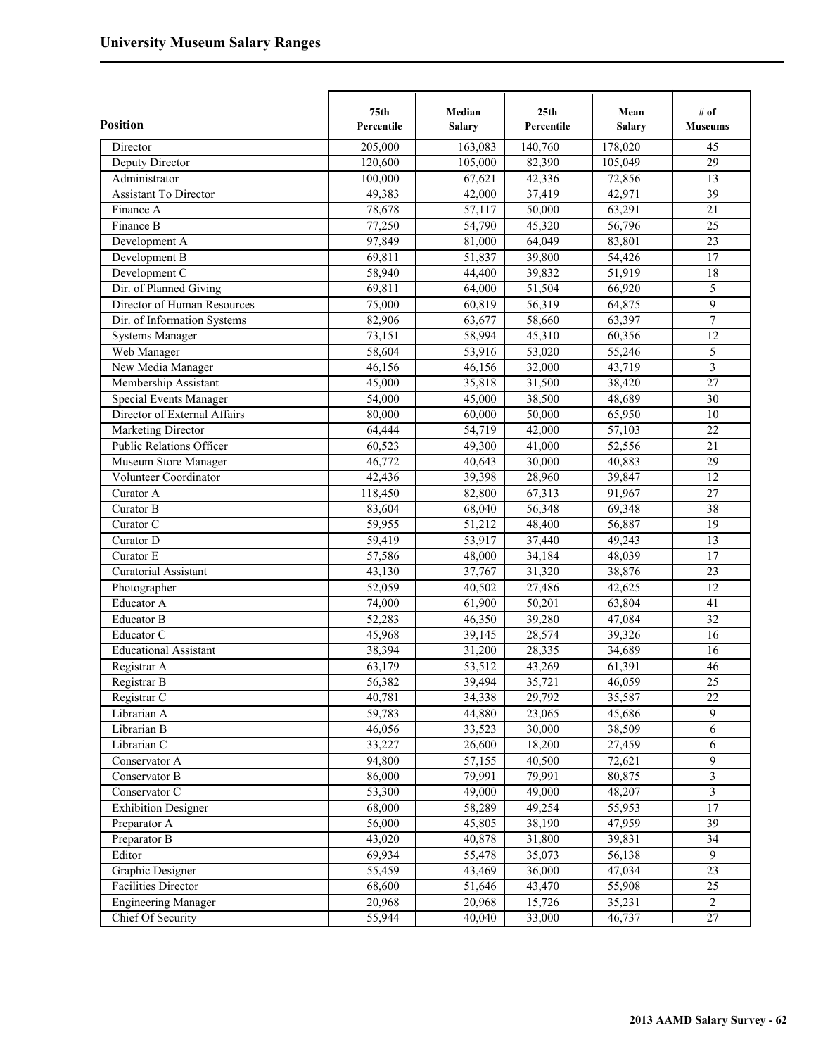# University Museum Salary Ranges

| Position | 75th Percentile | Median Salary | 25th Percentile | Mean Salary | # of Museums |
|---|---|---|---|---|---|
| Director | 205,000 | 163,083 | 140,760 | 178,020 | 45 |
| Deputy Director | 120,600 | 105,000 | 82,390 | 105,049 | 29 |
| Administrator | 100,000 | 67,621 | 42,336 | 72,856 | 13 |
| Assistant To Director | 49,383 | 42,000 | 37,419 | 42,971 | 39 |
| Finance A | 78,678 | 57,117 | 50,000 | 63,291 | 21 |
| Finance B | 77,250 | 54,790 | 45,320 | 56,796 | 25 |
| Development A | 97,849 | 81,000 | 64,049 | 83,801 | 23 |
| Development B | 69,811 | 51,837 | 39,800 | 54,426 | 17 |
| Development C | 58,940 | 44,400 | 39,832 | 51,919 | 18 |
| Dir. of Planned Giving | 69,811 | 64,000 | 51,504 | 66,920 | 5 |
| Director of Human Resources | 75,000 | 60,819 | 56,319 | 64,875 | 9 |
| Dir. of Information Systems | 82,906 | 63,677 | 58,660 | 63,397 | 7 |
| Systems Manager | 73,151 | 58,994 | 45,310 | 60,356 | 12 |
| Web Manager | 58,604 | 53,916 | 53,020 | 55,246 | 5 |
| New Media Manager | 46,156 | 46,156 | 32,000 | 43,719 | 3 |
| Membership Assistant | 45,000 | 35,818 | 31,500 | 38,420 | 27 |
| Special Events Manager | 54,000 | 45,000 | 38,500 | 48,689 | 30 |
| Director of External Affairs | 80,000 | 60,000 | 50,000 | 65,950 | 10 |
| Marketing Director | 64,444 | 54,719 | 42,000 | 57,103 | 22 |
| Public Relations Officer | 60,523 | 49,300 | 41,000 | 52,556 | 21 |
| Museum Store Manager | 46,772 | 40,643 | 30,000 | 40,883 | 29 |
| Volunteer Coordinator | 42,436 | 39,398 | 28,960 | 39,847 | 12 |
| Curator A | 118,450 | 82,800 | 67,313 | 91,967 | 27 |
| Curator B | 83,604 | 68,040 | 56,348 | 69,348 | 38 |
| Curator C | 59,955 | 51,212 | 48,400 | 56,887 | 19 |
| Curator D | 59,419 | 53,917 | 37,440 | 49,243 | 13 |
| Curator E | 57,586 | 48,000 | 34,184 | 48,039 | 17 |
| Curatorial Assistant | 43,130 | 37,767 | 31,320 | 38,876 | 23 |
| Photographer | 52,059 | 40,502 | 27,486 | 42,625 | 12 |
| Educator A | 74,000 | 61,900 | 50,201 | 63,804 | 41 |
| Educator B | 52,283 | 46,350 | 39,280 | 47,084 | 32 |
| Educator C | 45,968 | 39,145 | 28,574 | 39,326 | 16 |
| Educational Assistant | 38,394 | 31,200 | 28,335 | 34,689 | 16 |
| Registrar A | 63,179 | 53,512 | 43,269 | 61,391 | 46 |
| Registrar B | 56,382 | 39,494 | 35,721 | 46,059 | 25 |
| Registrar C | 40,781 | 34,338 | 29,792 | 35,587 | 22 |
| Librarian A | 59,783 | 44,880 | 23,065 | 45,686 | 9 |
| Librarian B | 46,056 | 33,523 | 30,000 | 38,509 | 6 |
| Librarian C | 33,227 | 26,600 | 18,200 | 27,459 | 6 |
| Conservator A | 94,800 | 57,155 | 40,500 | 72,621 | 9 |
| Conservator B | 86,000 | 79,991 | 79,991 | 80,875 | 3 |
| Conservator C | 53,300 | 49,000 | 49,000 | 48,207 | 3 |
| Exhibition Designer | 68,000 | 58,289 | 49,254 | 55,953 | 17 |
| Preparator A | 56,000 | 45,805 | 38,190 | 47,959 | 39 |
| Preparator B | 43,020 | 40,878 | 31,800 | 39,831 | 34 |
| Editor | 69,934 | 55,478 | 35,073 | 56,138 | 9 |
| Graphic Designer | 55,459 | 43,469 | 36,000 | 47,034 | 23 |
| Facilities Director | 68,600 | 51,646 | 43,470 | 55,908 | 25 |
| Engineering Manager | 20,968 | 20,968 | 15,726 | 35,231 | 2 |
| Chief Of Security | 55,944 | 40,040 | 33,000 | 46,737 | 27 |